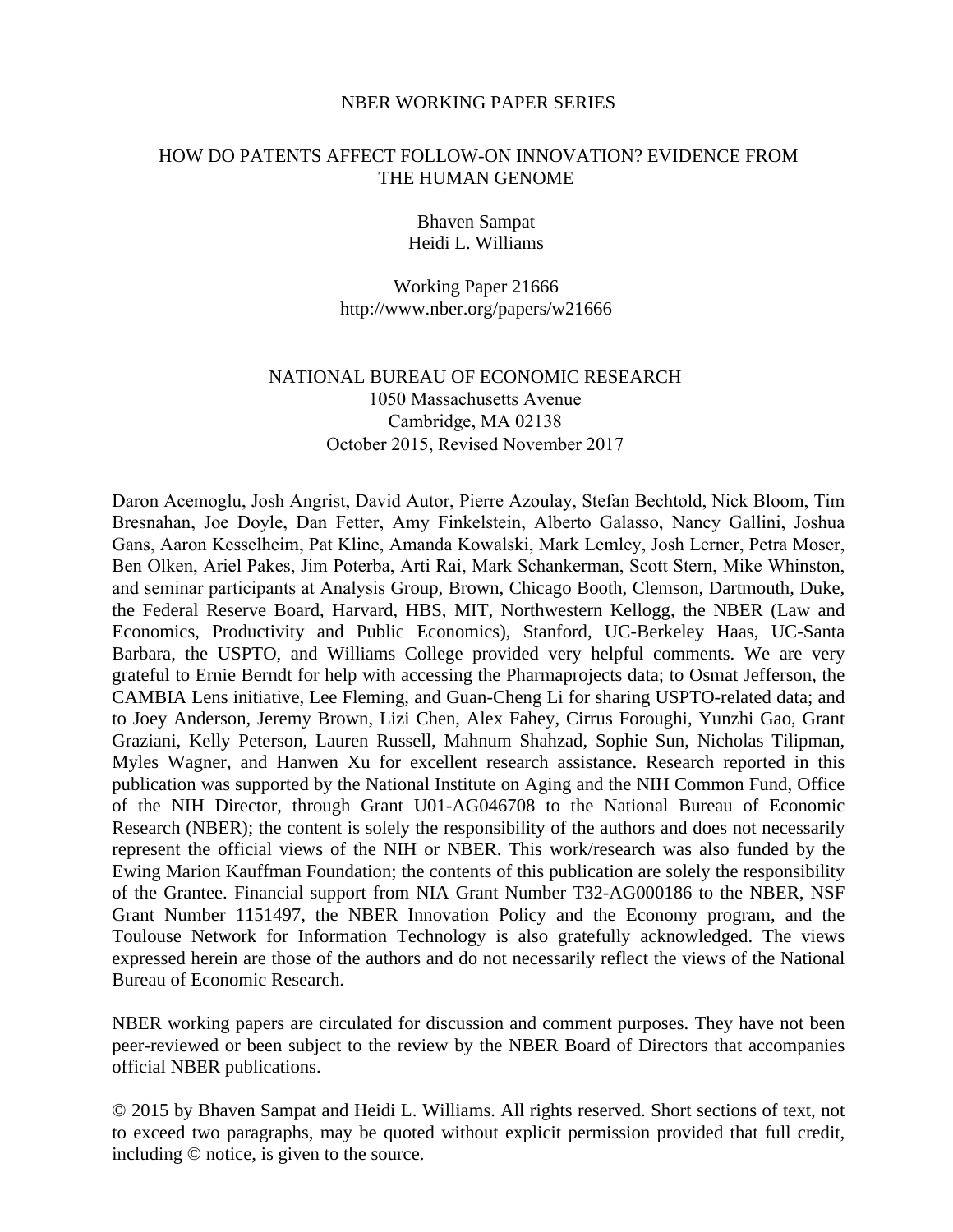NBER WORKING PAPER SERIES

# HOW DO PATENTS AFFECT FOLLOW-ON INNOVATION? EVIDENCE FROM THE HUMAN GENOME

Bhaven Sampat
Heidi L. Williams

Working Paper 21666
http://www.nber.org/papers/w21666

NATIONAL BUREAU OF ECONOMIC RESEARCH
1050 Massachusetts Avenue
Cambridge, MA 02138
October 2015, Revised November 2017

Daron Acemoglu, Josh Angrist, David Autor, Pierre Azoulay, Stefan Bechtold, Nick Bloom, Tim Bresnahan, Joe Doyle, Dan Fetter, Amy Finkelstein, Alberto Galasso, Nancy Gallini, Joshua Gans, Aaron Kesselheim, Pat Kline, Amanda Kowalski, Mark Lemley, Josh Lerner, Petra Moser, Ben Olken, Ariel Pakes, Jim Poterba, Arti Rai, Mark Schankerman, Scott Stern, Mike Whinston, and seminar participants at Analysis Group, Brown, Chicago Booth, Clemson, Dartmouth, Duke, the Federal Reserve Board, Harvard, HBS, MIT, Northwestern Kellogg, the NBER (Law and Economics, Productivity and Public Economics), Stanford, UC-Berkeley Haas, UC-Santa Barbara, the USPTO, and Williams College provided very helpful comments. We are very grateful to Ernie Berndt for help with accessing the Pharmaprojects data; to Osmat Jefferson, the CAMBIA Lens initiative, Lee Fleming, and Guan-Cheng Li for sharing USPTO-related data; and to Joey Anderson, Jeremy Brown, Lizi Chen, Alex Fahey, Cirrus Foroughi, Yunzhi Gao, Grant Graziani, Kelly Peterson, Lauren Russell, Mahnum Shahzad, Sophie Sun, Nicholas Tilipman, Myles Wagner, and Hanwen Xu for excellent research assistance. Research reported in this publication was supported by the National Institute on Aging and the NIH Common Fund, Office of the NIH Director, through Grant U01-AG046708 to the National Bureau of Economic Research (NBER); the content is solely the responsibility of the authors and does not necessarily represent the official views of the NIH or NBER. This work/research was also funded by the Ewing Marion Kauffman Foundation; the contents of this publication are solely the responsibility of the Grantee. Financial support from NIA Grant Number T32-AG000186 to the NBER, NSF Grant Number 1151497, the NBER Innovation Policy and the Economy program, and the Toulouse Network for Information Technology is also gratefully acknowledged. The views expressed herein are those of the authors and do not necessarily reflect the views of the National Bureau of Economic Research.

NBER working papers are circulated for discussion and comment purposes. They have not been peer-reviewed or been subject to the review by the NBER Board of Directors that accompanies official NBER publications.

© 2015 by Bhaven Sampat and Heidi L. Williams. All rights reserved. Short sections of text, not to exceed two paragraphs, may be quoted without explicit permission provided that full credit, including © notice, is given to the source.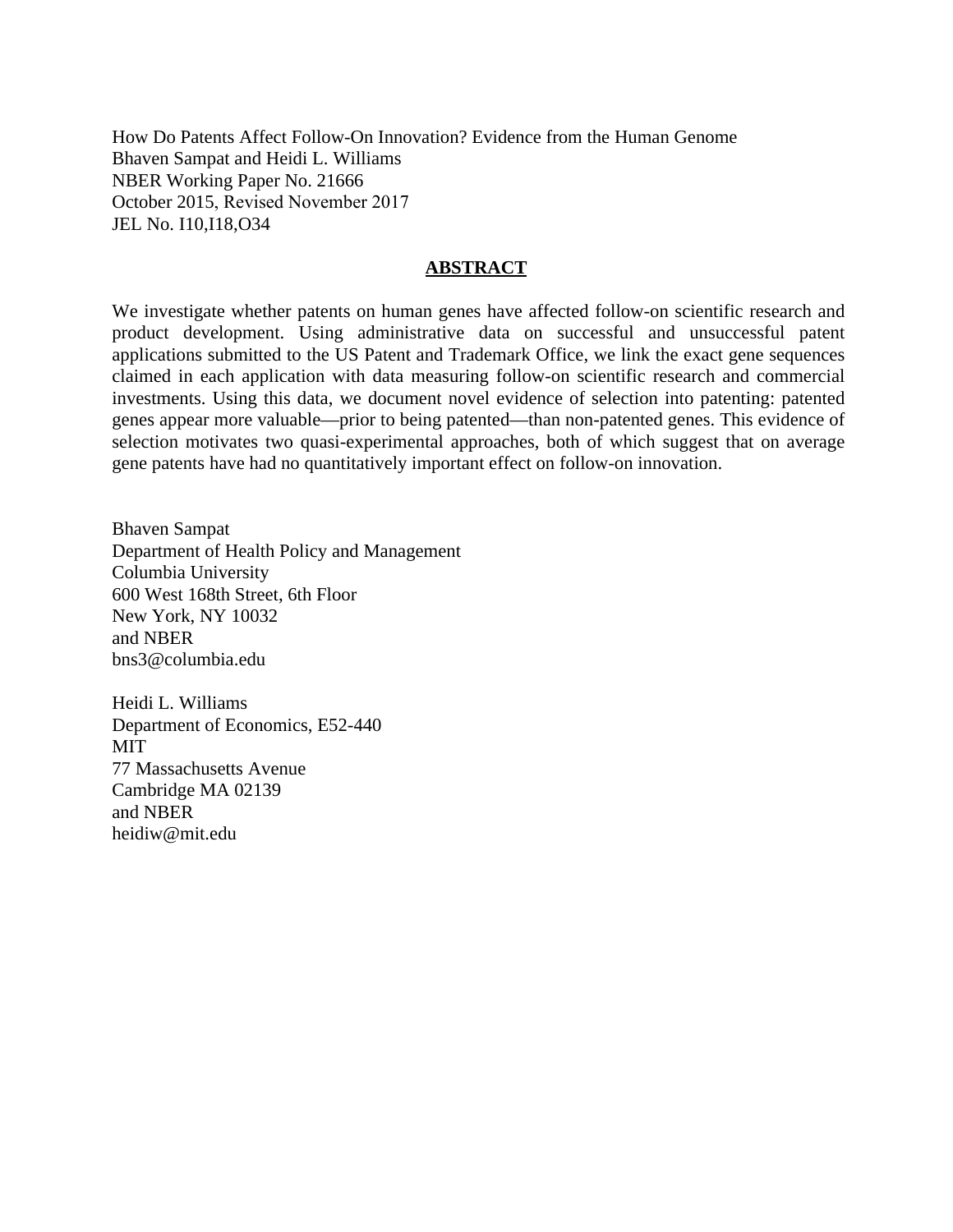How Do Patents Affect Follow-On Innovation? Evidence from the Human Genome
Bhaven Sampat and Heidi L. Williams
NBER Working Paper No. 21666
October 2015, Revised November 2017
JEL No. I10,I18,O34

## ABSTRACT

We investigate whether patents on human genes have affected follow-on scientific research and product development. Using administrative data on successful and unsuccessful patent applications submitted to the US Patent and Trademark Office, we link the exact gene sequences claimed in each application with data measuring follow-on scientific research and commercial investments. Using this data, we document novel evidence of selection into patenting: patented genes appear more valuable—prior to being patented—than non-patented genes. This evidence of selection motivates two quasi-experimental approaches, both of which suggest that on average gene patents have had no quantitatively important effect on follow-on innovation.

Bhaven Sampat
Department of Health Policy and Management
Columbia University
600 West 168th Street, 6th Floor
New York, NY 10032
and NBER
bns3@columbia.edu

Heidi L. Williams
Department of Economics, E52-440
MIT
77 Massachusetts Avenue
Cambridge MA 02139
and NBER
heidiw@mit.edu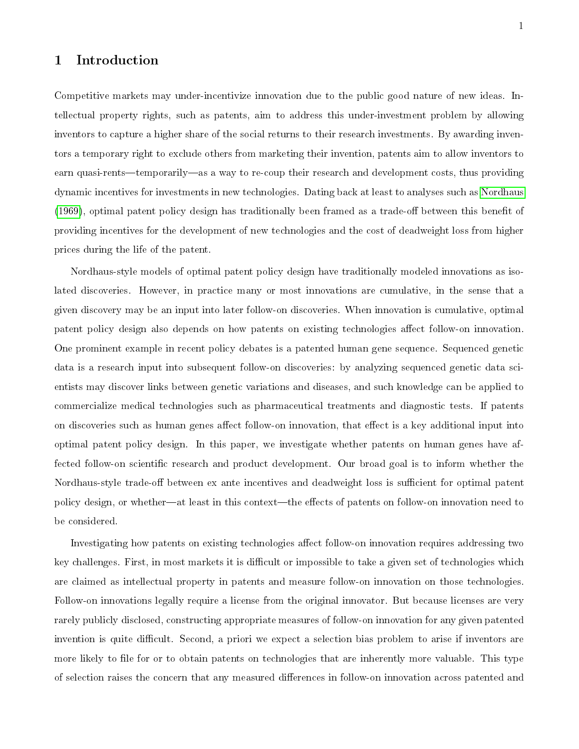# 1 Introduction

Competitive markets may under-incentivize innovation due to the public good nature of new ideas. Intellectual property rights, such as patents, aim to address this under-investment problem by allowing inventors to capture a higher share of the social returns to their research investments. By awarding inventors a temporary right to exclude others from marketing their invention, patents aim to allow inventors to earn quasi-rents—temporarily—as a way to re-coup their research and development costs, thus providing dynamic incentives for investments in new technologies. Dating back at least to analyses such as Nordhaus (1969), optimal patent policy design has traditionally been framed as a trade-off between this benefit of providing incentives for the development of new technologies and the cost of deadweight loss from higher prices during the life of the patent.

Nordhaus-style models of optimal patent policy design have traditionally modeled innovations as isolated discoveries. However, in practice many or most innovations are cumulative, in the sense that a given discovery may be an input into later follow-on discoveries. When innovation is cumulative, optimal patent policy design also depends on how patents on existing technologies affect follow-on innovation. One prominent example in recent policy debates is a patented human gene sequence. Sequenced genetic data is a research input into subsequent follow-on discoveries: by analyzing sequenced genetic data scientists may discover links between genetic variations and diseases, and such knowledge can be applied to commercialize medical technologies such as pharmaceutical treatments and diagnostic tests. If patents on discoveries such as human genes affect follow-on innovation, that effect is a key additional input into optimal patent policy design. In this paper, we investigate whether patents on human genes have affected follow-on scientific research and product development. Our broad goal is to inform whether the Nordhaus-style trade-off between ex ante incentives and deadweight loss is sufficient for optimal patent policy design, or whether—at least in this context—the effects of patents on follow-on innovation need to be considered.

Investigating how patents on existing technologies affect follow-on innovation requires addressing two key challenges. First, in most markets it is difficult or impossible to take a given set of technologies which are claimed as intellectual property in patents and measure follow-on innovation on those technologies. Follow-on innovations legally require a license from the original innovator. But because licenses are very rarely publicly disclosed, constructing appropriate measures of follow-on innovation for any given patented invention is quite difficult. Second, a priori we expect a selection bias problem to arise if inventors are more likely to file for or to obtain patents on technologies that are inherently more valuable. This type of selection raises the concern that any measured differences in follow-on innovation across patented and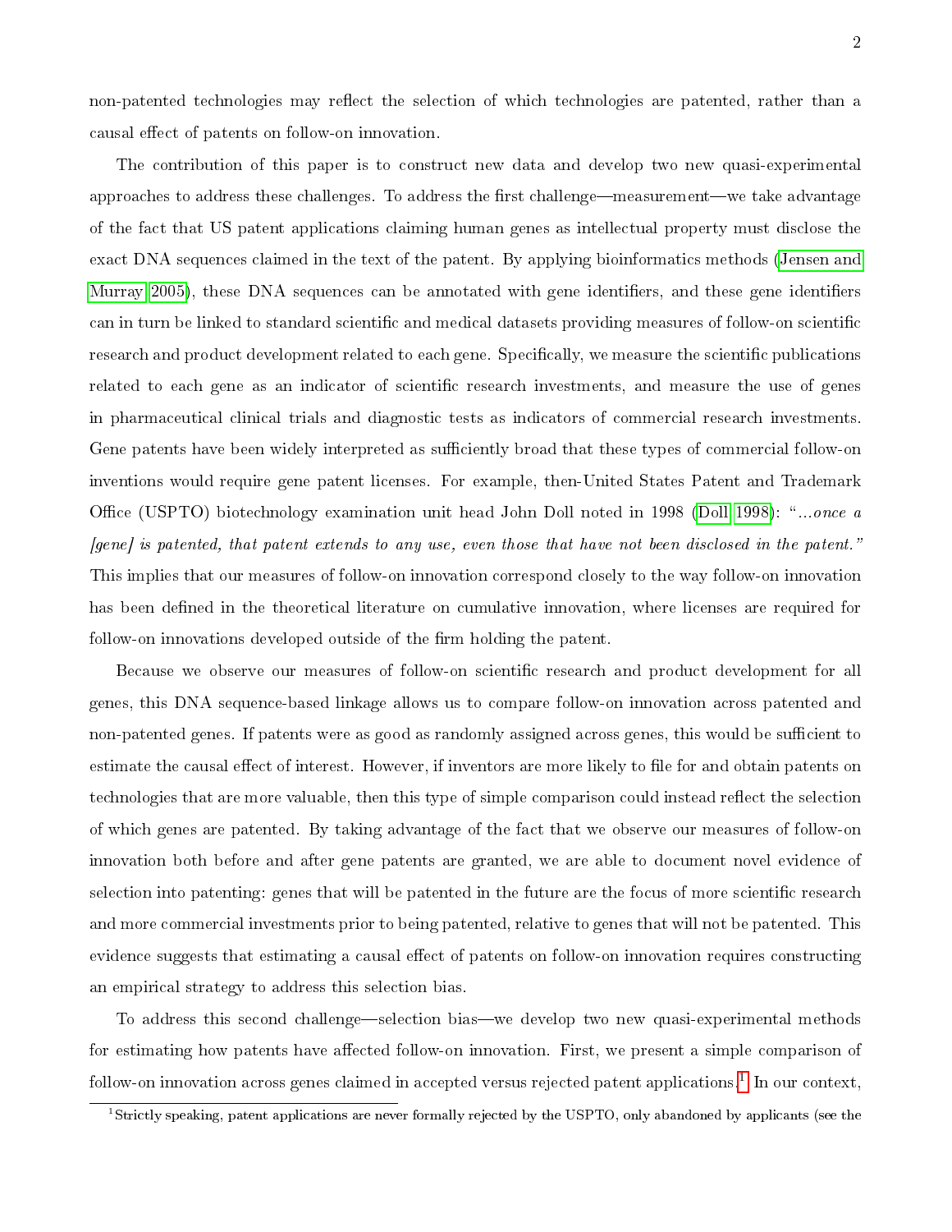non-patented technologies may reflect the selection of which technologies are patented, rather than a causal effect of patents on follow-on innovation.

The contribution of this paper is to construct new data and develop two new quasi-experimental approaches to address these challenges. To address the first challenge—measurement—we take advantage of the fact that US patent applications claiming human genes as intellectual property must disclose the exact DNA sequences claimed in the text of the patent. By applying bioinformatics methods (Jensen and Murray 2005), these DNA sequences can be annotated with gene identifiers, and these gene identifiers can in turn be linked to standard scientific and medical datasets providing measures of follow-on scientific research and product development related to each gene. Specifically, we measure the scientific publications related to each gene as an indicator of scientific research investments, and measure the use of genes in pharmaceutical clinical trials and diagnostic tests as indicators of commercial research investments. Gene patents have been widely interpreted as sufficiently broad that these types of commercial follow-on inventions would require gene patent licenses. For example, then-United States Patent and Trademark Office (USPTO) biotechnology examination unit head John Doll noted in 1998 (Doll 1998): "*...once a [gene] is patented, that patent extends to any use, even those that have not been disclosed in the patent.*" This implies that our measures of follow-on innovation correspond closely to the way follow-on innovation has been defined in the theoretical literature on cumulative innovation, where licenses are required for follow-on innovations developed outside of the firm holding the patent.

Because we observe our measures of follow-on scientific research and product development for all genes, this DNA sequence-based linkage allows us to compare follow-on innovation across patented and non-patented genes. If patents were as good as randomly assigned across genes, this would be sufficient to estimate the causal effect of interest. However, if inventors are more likely to file for and obtain patents on technologies that are more valuable, then this type of simple comparison could instead reflect the selection of which genes are patented. By taking advantage of the fact that we observe our measures of follow-on innovation both before and after gene patents are granted, we are able to document novel evidence of selection into patenting: genes that will be patented in the future are the focus of more scientific research and more commercial investments prior to being patented, relative to genes that will not be patented. This evidence suggests that estimating a causal effect of patents on follow-on innovation requires constructing an empirical strategy to address this selection bias.

To address this second challenge—selection bias—we develop two new quasi-experimental methods for estimating how patents have affected follow-on innovation. First, we present a simple comparison of follow-on innovation across genes claimed in accepted versus rejected patent applications.[1] In our context,

[1] Strictly speaking, patent applications are never formally rejected by the USPTO, only abandoned by applicants (see the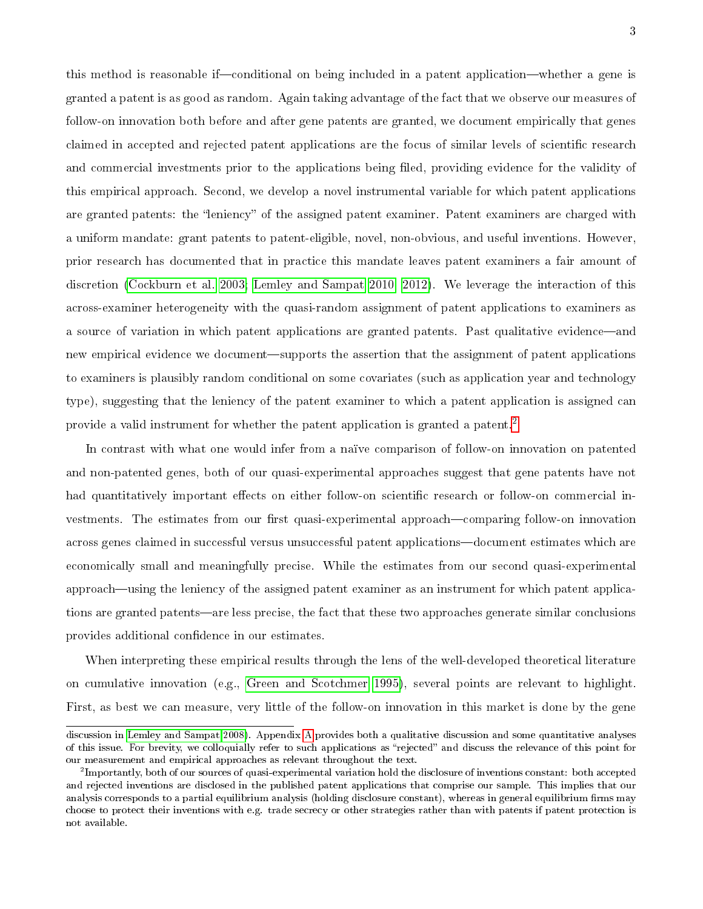this method is reasonable if—conditional on being included in a patent application—whether a gene is granted a patent is as good as random. Again taking advantage of the fact that we observe our measures of follow-on innovation both before and after gene patents are granted, we document empirically that genes claimed in accepted and rejected patent applications are the focus of similar levels of scientific research and commercial investments prior to the applications being filed, providing evidence for the validity of this empirical approach. Second, we develop a novel instrumental variable for which patent applications are granted patents: the "leniency" of the assigned patent examiner. Patent examiners are charged with a uniform mandate: grant patents to patent-eligible, novel, non-obvious, and useful inventions. However, prior research has documented that in practice this mandate leaves patent examiners a fair amount of discretion (Cockburn et al. 2003; Lemley and Sampat 2010, 2012). We leverage the interaction of this across-examiner heterogeneity with the quasi-random assignment of patent applications to examiners as a source of variation in which patent applications are granted patents. Past qualitative evidence—and new empirical evidence we document—supports the assertion that the assignment of patent applications to examiners is plausibly random conditional on some covariates (such as application year and technology type), suggesting that the leniency of the patent examiner to which a patent application is assigned can provide a valid instrument for whether the patent application is granted a patent.[2]

In contrast with what one would infer from a naïve comparison of follow-on innovation on patented and non-patented genes, both of our quasi-experimental approaches suggest that gene patents have not had quantitatively important effects on either follow-on scientific research or follow-on commercial investments. The estimates from our first quasi-experimental approach—comparing follow-on innovation across genes claimed in successful versus unsuccessful patent applications—document estimates which are economically small and meaningfully precise. While the estimates from our second quasi-experimental approach—using the leniency of the assigned patent examiner as an instrument for which patent applications are granted patents—are less precise, the fact that these two approaches generate similar conclusions provides additional confidence in our estimates.

When interpreting these empirical results through the lens of the well-developed theoretical literature on cumulative innovation (e.g., Green and Scotchmer 1995), several points are relevant to highlight. First, as best we can measure, very little of the follow-on innovation in this market is done by the gene

---

discussion in Lemley and Sampat 2008). Appendix A provides both a qualitative discussion and some quantitative analyses of this issue. For brevity, we colloquially refer to such applications as "rejected" and discuss the relevance of this point for our measurement and empirical approaches as relevant throughout the text.

[2] Importantly, both of our sources of quasi-experimental variation hold the disclosure of inventions constant: both accepted and rejected inventions are disclosed in the published patent applications that comprise our sample. This implies that our analysis corresponds to a partial equilibrium analysis (holding disclosure constant), whereas in general equilibrium firms may choose to protect their inventions with e.g. trade secrecy or other strategies rather than with patents if patent protection is not available.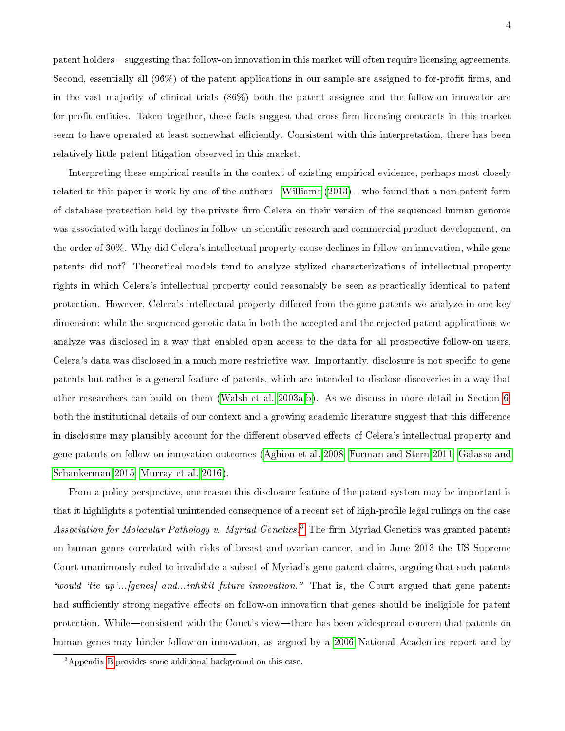patent holders—suggesting that follow-on innovation in this market will often require licensing agreements. Second, essentially all (96%) of the patent applications in our sample are assigned to for-profit firms, and in the vast majority of clinical trials (86%) both the patent assignee and the follow-on innovator are for-profit entities. Taken together, these facts suggest that cross-firm licensing contracts in this market seem to have operated at least somewhat efficiently. Consistent with this interpretation, there has been relatively little patent litigation observed in this market.

Interpreting these empirical results in the context of existing empirical evidence, perhaps most closely related to this paper is work by one of the authors—Williams (2013)—who found that a non-patent form of database protection held by the private firm Celera on their version of the sequenced human genome was associated with large declines in follow-on scientific research and commercial product development, on the order of 30%. Why did Celera's intellectual property cause declines in follow-on innovation, while gene patents did not? Theoretical models tend to analyze stylized characterizations of intellectual property rights in which Celera's intellectual property could reasonably be seen as practically identical to patent protection. However, Celera's intellectual property differed from the gene patents we analyze in one key dimension: while the sequenced genetic data in both the accepted and the rejected patent applications we analyze was disclosed in a way that enabled open access to the data for all prospective follow-on users, Celera's data was disclosed in a much more restrictive way. Importantly, disclosure is not specific to gene patents but rather is a general feature of patents, which are intended to disclose discoveries in a way that other researchers can build on them (Walsh et al. 2003a,b). As we discuss in more detail in Section 6, both the institutional details of our context and a growing academic literature suggest that this difference in disclosure may plausibly account for the different observed effects of Celera's intellectual property and gene patents on follow-on innovation outcomes (Aghion et al. 2008; Furman and Stern 2011; Galasso and Schankerman 2015; Murray et al. 2016).

From a policy perspective, one reason this disclosure feature of the patent system may be important is that it highlights a potential unintended consequence of a recent set of high-profile legal rulings on the case *Association for Molecular Pathology v. Myriad Genetics*.[3] The firm Myriad Genetics was granted patents on human genes correlated with risks of breast and ovarian cancer, and in June 2013 the US Supreme Court unanimously ruled to invalidate a subset of Myriad's gene patent claims, arguing that such patents *"would 'tie up'...[genes] and...inhibit future innovation."* That is, the Court argued that gene patents had sufficiently strong negative effects on follow-on innovation that genes should be ineligible for patent protection. While—consistent with the Court's view—there has been widespread concern that patents on human genes may hinder follow-on innovation, as argued by a 2006 National Academies report and by

[3] Appendix B provides some additional background on this case.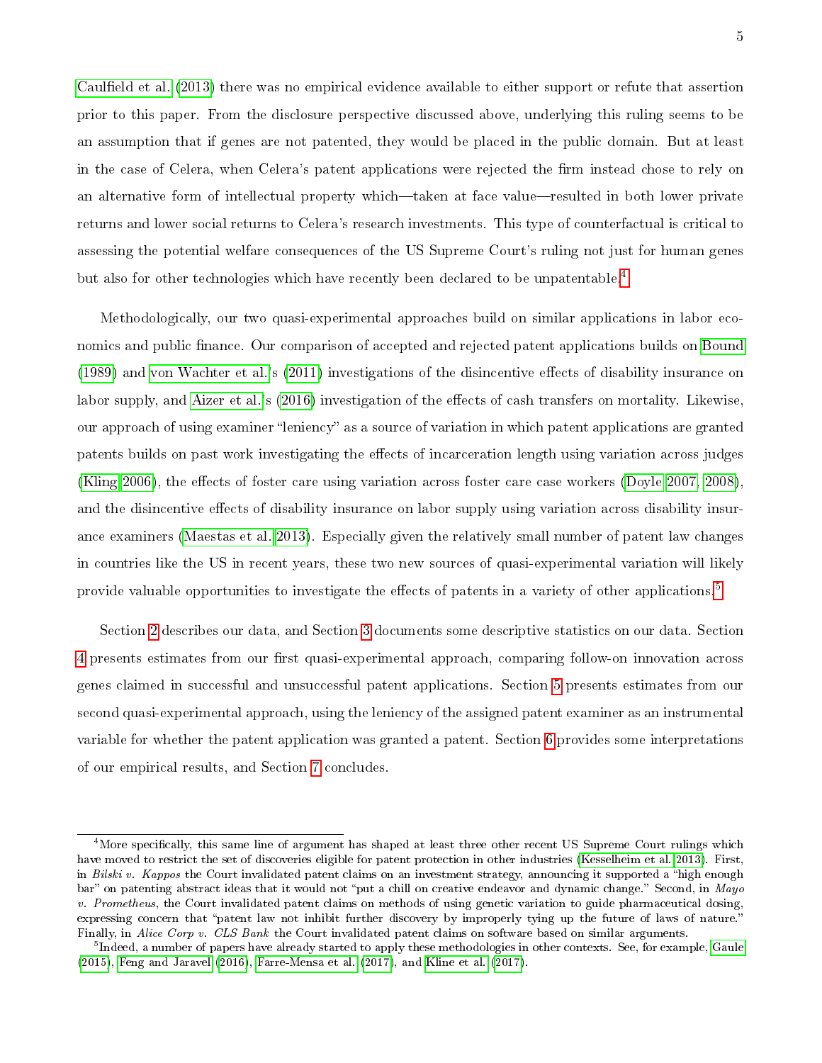Caulfield et al. (2013) there was no empirical evidence available to either support or refute that assertion prior to this paper. From the disclosure perspective discussed above, underlying this ruling seems to be an assumption that if genes are not patented, they would be placed in the public domain. But at least in the case of Celera, when Celera's patent applications were rejected the firm instead chose to rely on an alternative form of intellectual property which—taken at face value—resulted in both lower private returns and lower social returns to Celera's research investments. This type of counterfactual is critical to assessing the potential welfare consequences of the US Supreme Court's ruling not just for human genes but also for other technologies which have recently been declared to be unpatentable.[4]

Methodologically, our two quasi-experimental approaches build on similar applications in labor economics and public finance. Our comparison of accepted and rejected patent applications builds on Bound (1989) and von Wachter et al.'s (2011) investigations of the disincentive effects of disability insurance on labor supply, and Aizer et al.'s (2016) investigation of the effects of cash transfers on mortality. Likewise, our approach of using examiner "leniency" as a source of variation in which patent applications are granted patents builds on past work investigating the effects of incarceration length using variation across judges (Kling 2006), the effects of foster care using variation across foster care case workers (Doyle 2007, 2008), and the disincentive effects of disability insurance on labor supply using variation across disability insurance examiners (Maestas et al. 2013). Especially given the relatively small number of patent law changes in countries like the US in recent years, these two new sources of quasi-experimental variation will likely provide valuable opportunities to investigate the effects of patents in a variety of other applications.[5]

Section 2 describes our data, and Section 3 documents some descriptive statistics on our data. Section 4 presents estimates from our first quasi-experimental approach, comparing follow-on innovation across genes claimed in successful and unsuccessful patent applications. Section 5 presents estimates from our second quasi-experimental approach, using the leniency of the assigned patent examiner as an instrumental variable for whether the patent application was granted a patent. Section 6 provides some interpretations of our empirical results, and Section 7 concludes.

---

[4] More specifically, this same line of argument has shaped at least three other recent US Supreme Court rulings which have moved to restrict the set of discoveries eligible for patent protection in other industries (Kesselheim et al. 2013). First, in *Bilski v. Kappos* the Court invalidated patent claims on an investment strategy, announcing it supported a "high enough bar" on patenting abstract ideas that it would not "put a chill on creative endeavor and dynamic change." Second, in *Mayo v. Prometheus*, the Court invalidated patent claims on methods of using genetic variation to guide pharmaceutical dosing, expressing concern that "patent law not inhibit further discovery by improperly tying up the future of laws of nature." Finally, in *Alice Corp v. CLS Bank* the Court invalidated patent claims on software based on similar arguments.

[5] Indeed, a number of papers have already started to apply these methodologies in other contexts. See, for example, Gaule (2015), Feng and Jaravel (2016), Farre-Mensa et al. (2017), and Kline et al. (2017).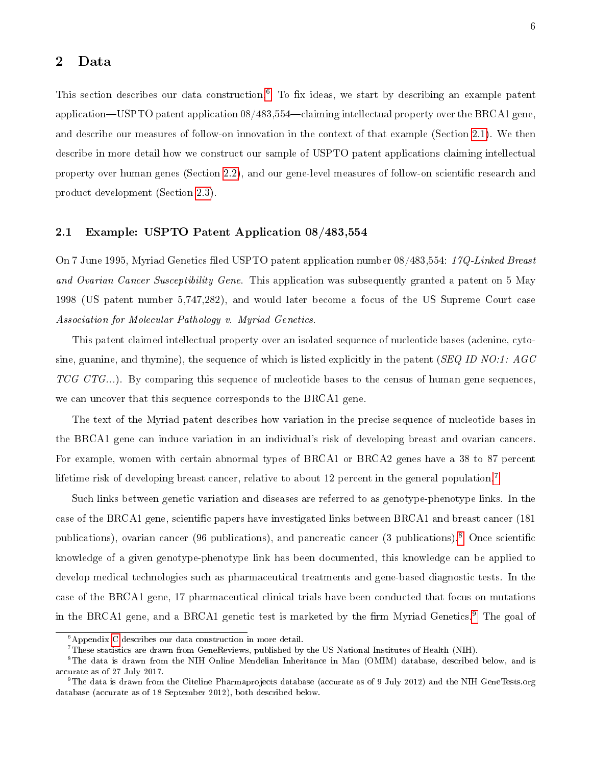## 2 Data

This section describes our data construction.[6] To fix ideas, we start by describing an example patent application—USPTO patent application 08/483,554—claiming intellectual property over the BRCA1 gene, and describe our measures of follow-on innovation in the context of that example (Section 2.1). We then describe in more detail how we construct our sample of USPTO patent applications claiming intellectual property over human genes (Section 2.2), and our gene-level measures of follow-on scientific research and product development (Section 2.3).

### 2.1 Example: USPTO Patent Application 08/483,554

On 7 June 1995, Myriad Genetics filed USPTO patent application number 08/483,554: *17Q-Linked Breast and Ovarian Cancer Susceptibility Gene*. This application was subsequently granted a patent on 5 May 1998 (US patent number 5,747,282), and would later become a focus of the US Supreme Court case *Association for Molecular Pathology v. Myriad Genetics*.

This patent claimed intellectual property over an isolated sequence of nucleotide bases (adenine, cytosine, guanine, and thymine), the sequence of which is listed explicitly in the patent (*SEQ ID NO:1: AGC TCG CTG...*). By comparing this sequence of nucleotide bases to the census of human gene sequences, we can uncover that this sequence corresponds to the BRCA1 gene.

The text of the Myriad patent describes how variation in the precise sequence of nucleotide bases in the BRCA1 gene can induce variation in an individual's risk of developing breast and ovarian cancers. For example, women with certain abnormal types of BRCA1 or BRCA2 genes have a 38 to 87 percent lifetime risk of developing breast cancer, relative to about 12 percent in the general population.[7]

Such links between genetic variation and diseases are referred to as genotype-phenotype links. In the case of the BRCA1 gene, scientific papers have investigated links between BRCA1 and breast cancer (181 publications), ovarian cancer (96 publications), and pancreatic cancer (3 publications).[8] Once scientific knowledge of a given genotype-phenotype link has been documented, this knowledge can be applied to develop medical technologies such as pharmaceutical treatments and gene-based diagnostic tests. In the case of the BRCA1 gene, 17 pharmaceutical clinical trials have been conducted that focus on mutations in the BRCA1 gene, and a BRCA1 genetic test is marketed by the firm Myriad Genetics.[9] The goal of

[6] Appendix C describes our data construction in more detail.

[7] These statistics are drawn from GeneReviews, published by the US National Institutes of Health (NIH).

[8] The data is drawn from the NIH Online Mendelian Inheritance in Man (OMIM) database, described below, and is accurate as of 27 July 2017.

[9] The data is drawn from the Citeline Pharmaprojects database (accurate as of 9 July 2012) and the NIH GeneTests.org database (accurate as of 18 September 2012), both described below.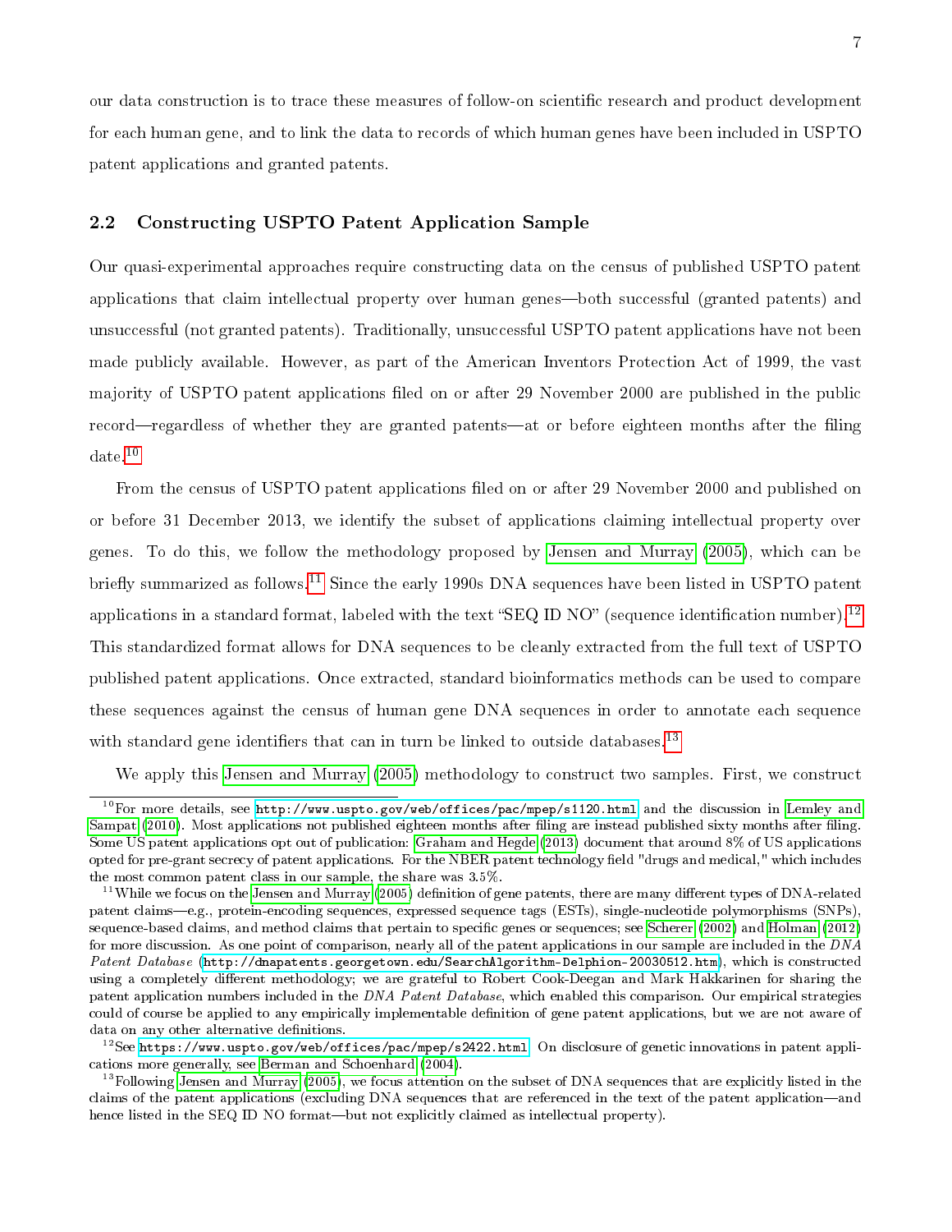our data construction is to trace these measures of follow-on scientific research and product development for each human gene, and to link the data to records of which human genes have been included in USPTO patent applications and granted patents.

## 2.2 Constructing USPTO Patent Application Sample

Our quasi-experimental approaches require constructing data on the census of published USPTO patent applications that claim intellectual property over human genes—both successful (granted patents) and unsuccessful (not granted patents). Traditionally, unsuccessful USPTO patent applications have not been made publicly available. However, as part of the American Inventors Protection Act of 1999, the vast majority of USPTO patent applications filed on or after 29 November 2000 are published in the public record—regardless of whether they are granted patents—at or before eighteen months after the filing date.[10]

From the census of USPTO patent applications filed on or after 29 November 2000 and published on or before 31 December 2013, we identify the subset of applications claiming intellectual property over genes. To do this, we follow the methodology proposed by Jensen and Murray (2005), which can be briefly summarized as follows.[11] Since the early 1990s DNA sequences have been listed in USPTO patent applications in a standard format, labeled with the text "SEQ ID NO" (sequence identification number).[12] This standardized format allows for DNA sequences to be cleanly extracted from the full text of USPTO published patent applications. Once extracted, standard bioinformatics methods can be used to compare these sequences against the census of human gene DNA sequences in order to annotate each sequence with standard gene identifiers that can in turn be linked to outside databases.[13]

We apply this Jensen and Murray (2005) methodology to construct two samples. First, we construct

---

[10] For more details, see http://www.uspto.gov/web/offices/pac/mpep/s1120.html and the discussion in Lemley and Sampat (2010). Most applications not published eighteen months after filing are instead published sixty months after filing. Some US patent applications opt out of publication: Graham and Hegde (2013) document that around 8% of US applications opted for pre-grant secrecy of patent applications. For the NBER patent technology field "drugs and medical," which includes the most common patent class in our sample, the share was 3.5%.

[11] While we focus on the Jensen and Murray (2005) definition of gene patents, there are many different types of DNA-related patent claims—e.g., protein-encoding sequences, expressed sequence tags (ESTs), single-nucleotide polymorphisms (SNPs), sequence-based claims, and method claims that pertain to specific genes or sequences; see Scherer (2002) and Holman (2012) for more discussion. As one point of comparison, nearly all of the patent applications in our sample are included in the *DNA Patent Database* (http://dnapatents.georgetown.edu/SearchAlgorithm-Delphion-20030512.htm), which is constructed using a completely different methodology; we are grateful to Robert Cook-Deegan and Mark Hakkarinen for sharing the patent application numbers included in the *DNA Patent Database*, which enabled this comparison. Our empirical strategies could of course be applied to any empirically implementable definition of gene patent applications, but we are not aware of data on any other alternative definitions.

[12] See https://www.uspto.gov/web/offices/pac/mpep/s2422.html. On disclosure of genetic innovations in patent applications more generally, see Berman and Schoenhard (2004).

[13] Following Jensen and Murray (2005), we focus attention on the subset of DNA sequences that are explicitly listed in the claims of the patent applications (excluding DNA sequences that are referenced in the text of the patent application—and hence listed in the SEQ ID NO format—but not explicitly claimed as intellectual property).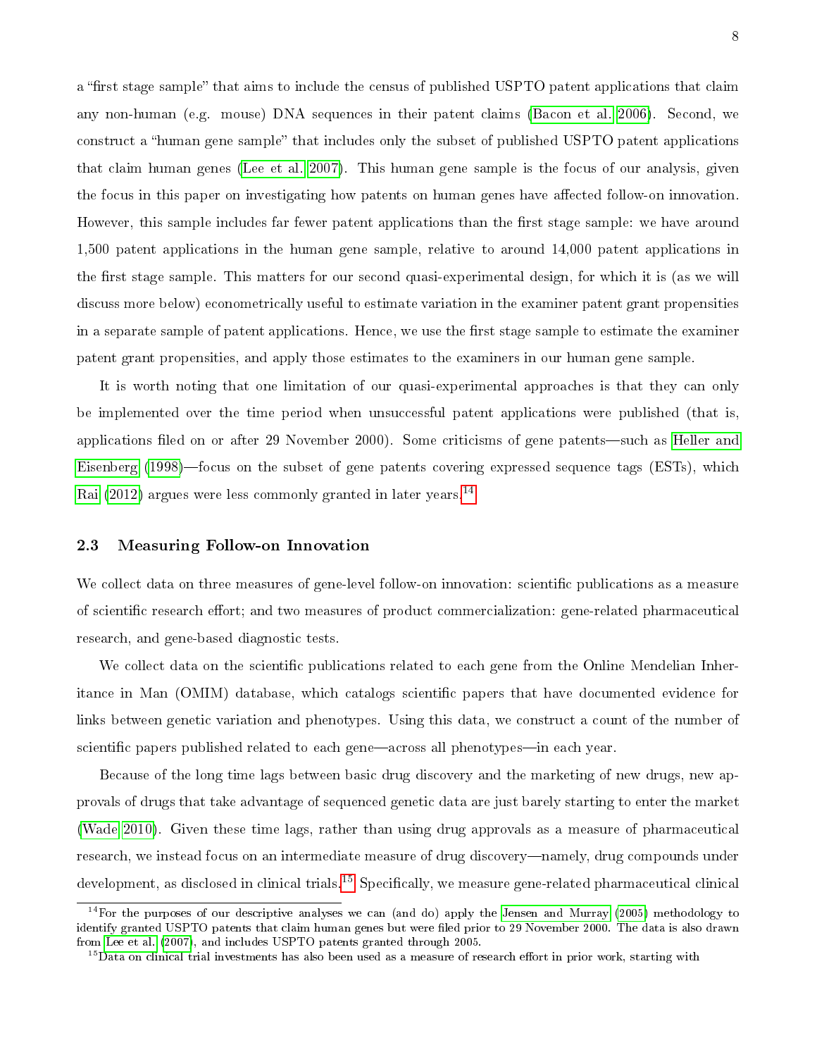a "first stage sample" that aims to include the census of published USPTO patent applications that claim any non-human (e.g. mouse) DNA sequences in their patent claims (Bacon et al. 2006). Second, we construct a "human gene sample" that includes only the subset of published USPTO patent applications that claim human genes (Lee et al. 2007). This human gene sample is the focus of our analysis, given the focus in this paper on investigating how patents on human genes have affected follow-on innovation. However, this sample includes far fewer patent applications than the first stage sample: we have around 1,500 patent applications in the human gene sample, relative to around 14,000 patent applications in the first stage sample. This matters for our second quasi-experimental design, for which it is (as we will discuss more below) econometrically useful to estimate variation in the examiner patent grant propensities in a separate sample of patent applications. Hence, we use the first stage sample to estimate the examiner patent grant propensities, and apply those estimates to the examiners in our human gene sample.

It is worth noting that one limitation of our quasi-experimental approaches is that they can only be implemented over the time period when unsuccessful patent applications were published (that is, applications filed on or after 29 November 2000). Some criticisms of gene patents—such as Heller and Eisenberg (1998)—focus on the subset of gene patents covering expressed sequence tags (ESTs), which Rai (2012) argues were less commonly granted in later years.[14]

### 2.3 Measuring Follow-on Innovation

We collect data on three measures of gene-level follow-on innovation: scientific publications as a measure of scientific research effort; and two measures of product commercialization: gene-related pharmaceutical research, and gene-based diagnostic tests.

We collect data on the scientific publications related to each gene from the Online Mendelian Inheritance in Man (OMIM) database, which catalogs scientific papers that have documented evidence for links between genetic variation and phenotypes. Using this data, we construct a count of the number of scientific papers published related to each gene—across all phenotypes—in each year.

Because of the long time lags between basic drug discovery and the marketing of new drugs, new approvals of drugs that take advantage of sequenced genetic data are just barely starting to enter the market (Wade 2010). Given these time lags, rather than using drug approvals as a measure of pharmaceutical research, we instead focus on an intermediate measure of drug discovery—namely, drug compounds under development, as disclosed in clinical trials.[15] Specifically, we measure gene-related pharmaceutical clinical

[14] For the purposes of our descriptive analyses we can (and do) apply the Jensen and Murray (2005) methodology to identify granted USPTO patents that claim human genes but were filed prior to 29 November 2000. The data is also drawn from Lee et al. (2007), and includes USPTO patents granted through 2005.

[15] Data on clinical trial investments has also been used as a measure of research effort in prior work, starting with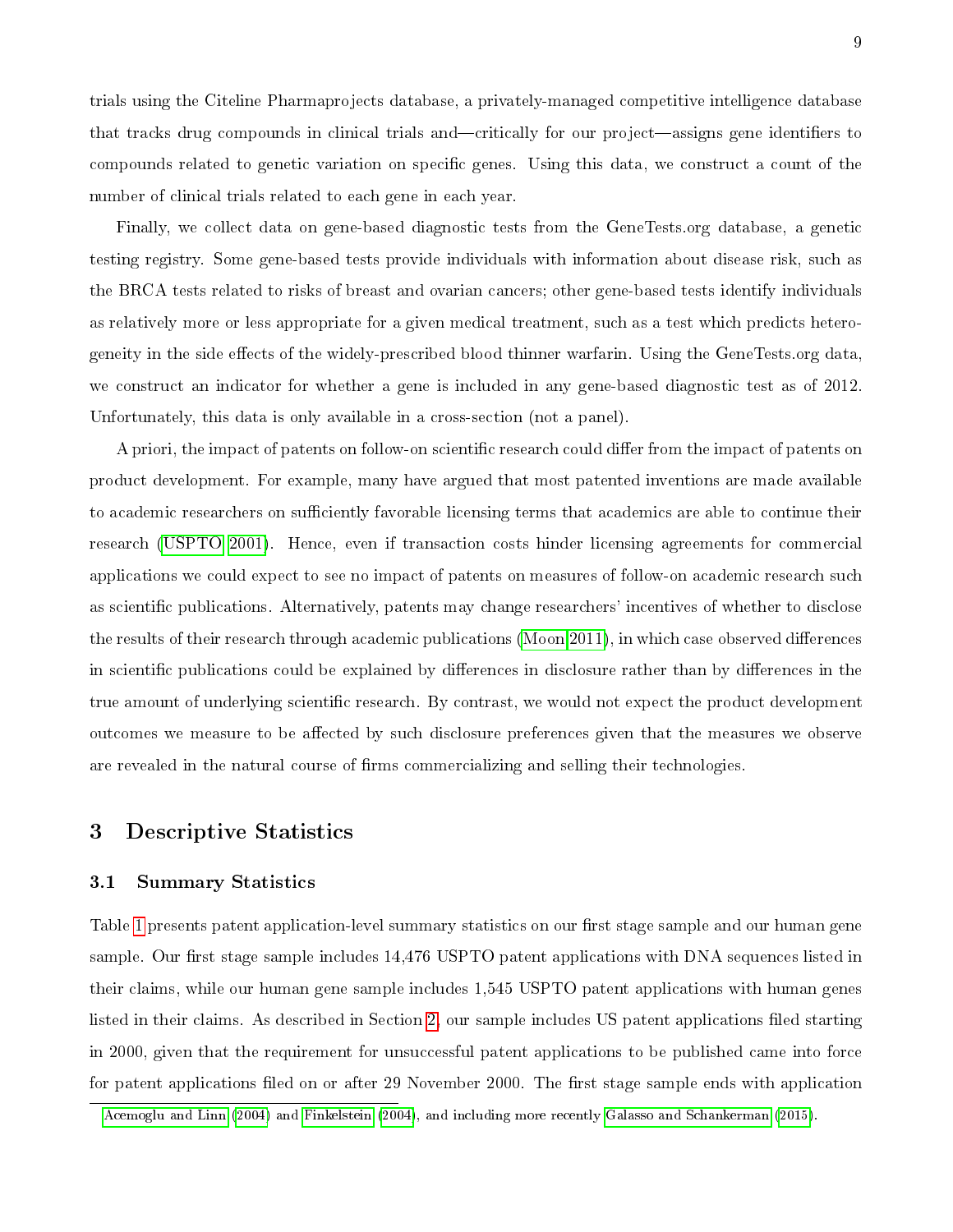trials using the Citeline Pharmaprojects database, a privately-managed competitive intelligence database that tracks drug compounds in clinical trials and—critically for our project—assigns gene identifiers to compounds related to genetic variation on specific genes. Using this data, we construct a count of the number of clinical trials related to each gene in each year.

Finally, we collect data on gene-based diagnostic tests from the GeneTests.org database, a genetic testing registry. Some gene-based tests provide individuals with information about disease risk, such as the BRCA tests related to risks of breast and ovarian cancers; other gene-based tests identify individuals as relatively more or less appropriate for a given medical treatment, such as a test which predicts heterogeneity in the side effects of the widely-prescribed blood thinner warfarin. Using the GeneTests.org data, we construct an indicator for whether a gene is included in any gene-based diagnostic test as of 2012. Unfortunately, this data is only available in a cross-section (not a panel).

A priori, the impact of patents on follow-on scientific research could differ from the impact of patents on product development. For example, many have argued that most patented inventions are made available to academic researchers on sufficiently favorable licensing terms that academics are able to continue their research (USPTO 2001). Hence, even if transaction costs hinder licensing agreements for commercial applications we could expect to see no impact of patents on measures of follow-on academic research such as scientific publications. Alternatively, patents may change researchers' incentives of whether to disclose the results of their research through academic publications (Moon 2011), in which case observed differences in scientific publications could be explained by differences in disclosure rather than by differences in the true amount of underlying scientific research. By contrast, we would not expect the product development outcomes we measure to be affected by such disclosure preferences given that the measures we observe are revealed in the natural course of firms commercializing and selling their technologies.

# 3 Descriptive Statistics

## 3.1 Summary Statistics

Table 1 presents patent application-level summary statistics on our first stage sample and our human gene sample. Our first stage sample includes 14,476 USPTO patent applications with DNA sequences listed in their claims, while our human gene sample includes 1,545 USPTO patent applications with human genes listed in their claims. As described in Section 2, our sample includes US patent applications filed starting in 2000, given that the requirement for unsuccessful patent applications to be published came into force for patent applications filed on or after 29 November 2000. The first stage sample ends with application

Acemoglu and Linn (2004) and Finkelstein (2004), and including more recently Galasso and Schankerman (2015).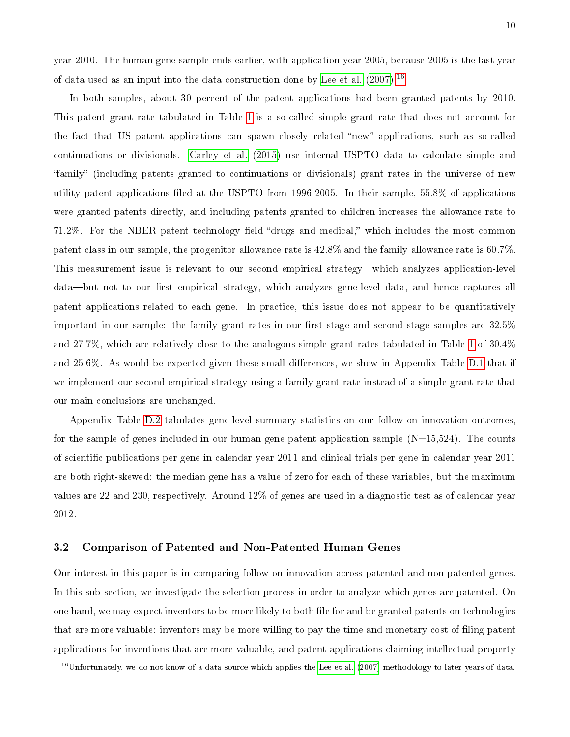year 2010. The human gene sample ends earlier, with application year 2005, because 2005 is the last year of data used as an input into the data construction done by Lee et al. (2007).[16]

In both samples, about 30 percent of the patent applications had been granted patents by 2010. This patent grant rate tabulated in Table 1 is a so-called simple grant rate that does not account for the fact that US patent applications can spawn closely related "new" applications, such as so-called continuations or divisionals. Carley et al. (2015) use internal USPTO data to calculate simple and "family" (including patents granted to continuations or divisionals) grant rates in the universe of new utility patent applications filed at the USPTO from 1996-2005. In their sample, 55.8% of applications were granted patents directly, and including patents granted to children increases the allowance rate to 71.2%. For the NBER patent technology field "drugs and medical," which includes the most common patent class in our sample, the progenitor allowance rate is 42.8% and the family allowance rate is 60.7%. This measurement issue is relevant to our second empirical strategy—which analyzes application-level data—but not to our first empirical strategy, which analyzes gene-level data, and hence captures all patent applications related to each gene. In practice, this issue does not appear to be quantitatively important in our sample: the family grant rates in our first stage and second stage samples are 32.5% and 27.7%, which are relatively close to the analogous simple grant rates tabulated in Table 1 of 30.4% and 25.6%. As would be expected given these small differences, we show in Appendix Table D.1 that if we implement our second empirical strategy using a family grant rate instead of a simple grant rate that our main conclusions are unchanged.

Appendix Table D.2 tabulates gene-level summary statistics on our follow-on innovation outcomes, for the sample of genes included in our human gene patent application sample (N=15,524). The counts of scientific publications per gene in calendar year 2011 and clinical trials per gene in calendar year 2011 are both right-skewed: the median gene has a value of zero for each of these variables, but the maximum values are 22 and 230, respectively. Around 12% of genes are used in a diagnostic test as of calendar year 2012.

### 3.2 Comparison of Patented and Non-Patented Human Genes

Our interest in this paper is in comparing follow-on innovation across patented and non-patented genes. In this sub-section, we investigate the selection process in order to analyze which genes are patented. On one hand, we may expect inventors to be more likely to both file for and be granted patents on technologies that are more valuable: inventors may be more willing to pay the time and monetary cost of filing patent applications for inventions that are more valuable, and patent applications claiming intellectual property

[16] Unfortunately, we do not know of a data source which applies the Lee et al. (2007) methodology to later years of data.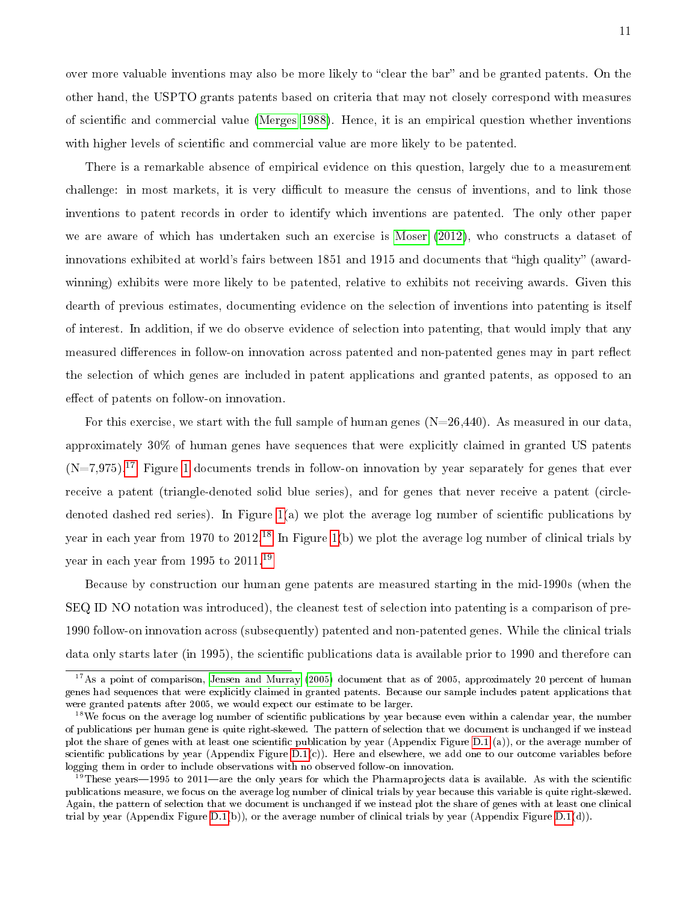over more valuable inventions may also be more likely to "clear the bar" and be granted patents. On the other hand, the USPTO grants patents based on criteria that may not closely correspond with measures of scientific and commercial value (Merges 1988). Hence, it is an empirical question whether inventions with higher levels of scientific and commercial value are more likely to be patented.

There is a remarkable absence of empirical evidence on this question, largely due to a measurement challenge: in most markets, it is very difficult to measure the census of inventions, and to link those inventions to patent records in order to identify which inventions are patented. The only other paper we are aware of which has undertaken such an exercise is Moser (2012), who constructs a dataset of innovations exhibited at world's fairs between 1851 and 1915 and documents that "high quality" (award-winning) exhibits were more likely to be patented, relative to exhibits not receiving awards. Given this dearth of previous estimates, documenting evidence on the selection of inventions into patenting is itself of interest. In addition, if we do observe evidence of selection into patenting, that would imply that any measured differences in follow-on innovation across patented and non-patented genes may in part reflect the selection of which genes are included in patent applications and granted patents, as opposed to an effect of patents on follow-on innovation.

For this exercise, we start with the full sample of human genes (N=26,440). As measured in our data, approximately 30% of human genes have sequences that were explicitly claimed in granted US patents (N=7,975).[17] Figure 1 documents trends in follow-on innovation by year separately for genes that ever receive a patent (triangle-denoted solid blue series), and for genes that never receive a patent (circle-denoted dashed red series). In Figure 1(a) we plot the average log number of scientific publications by year in each year from 1970 to 2012.[18] In Figure 1(b) we plot the average log number of clinical trials by year in each year from 1995 to 2011.[19]

Because by construction our human gene patents are measured starting in the mid-1990s (when the SEQ ID NO notation was introduced), the cleanest test of selection into patenting is a comparison of pre-1990 follow-on innovation across (subsequently) patented and non-patented genes. While the clinical trials data only starts later (in 1995), the scientific publications data is available prior to 1990 and therefore can

---

[17] As a point of comparison, Jensen and Murray (2005) document that as of 2005, approximately 20 percent of human genes had sequences that were explicitly claimed in granted patents. Because our sample includes patent applications that were granted patents after 2005, we would expect our estimate to be larger.

[18] We focus on the average log number of scientific publications by year because even within a calendar year, the number of publications per human gene is quite right-skewed. The pattern of selection that we document is unchanged if we instead plot the share of genes with at least one scientific publication by year (Appendix Figure D.1 (a)), or the average number of scientific publications by year (Appendix Figure D.1(c)). Here and elsewhere, we add one to our outcome variables before logging them in order to include observations with no observed follow-on innovation.

[19] These years—1995 to 2011—are the only years for which the Pharmaprojects data is available. As with the scientific publications measure, we focus on the average log number of clinical trials by year because this variable is quite right-skewed. Again, the pattern of selection that we document is unchanged if we instead plot the share of genes with at least one clinical trial by year (Appendix Figure D.1(b)), or the average number of clinical trials by year (Appendix Figure D.1(d)).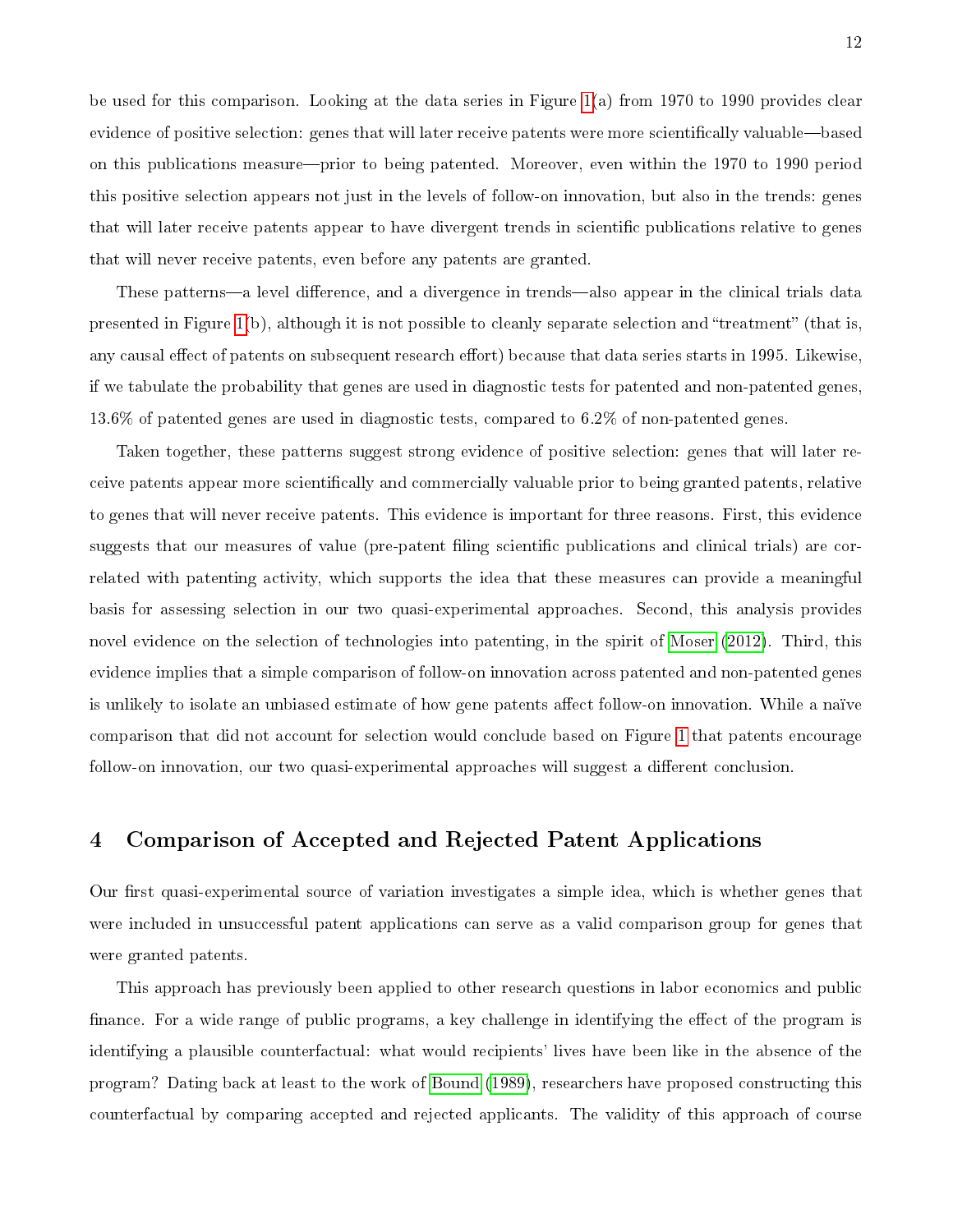be used for this comparison. Looking at the data series in Figure 1(a) from 1970 to 1990 provides clear evidence of positive selection: genes that will later receive patents were more scientifically valuable—based on this publications measure—prior to being patented. Moreover, even within the 1970 to 1990 period this positive selection appears not just in the levels of follow-on innovation, but also in the trends: genes that will later receive patents appear to have divergent trends in scientific publications relative to genes that will never receive patents, even before any patents are granted.

These patterns—a level difference, and a divergence in trends—also appear in the clinical trials data presented in Figure 1(b), although it is not possible to cleanly separate selection and "treatment" (that is, any causal effect of patents on subsequent research effort) because that data series starts in 1995. Likewise, if we tabulate the probability that genes are used in diagnostic tests for patented and non-patented genes, 13.6% of patented genes are used in diagnostic tests, compared to 6.2% of non-patented genes.

Taken together, these patterns suggest strong evidence of positive selection: genes that will later receive patents appear more scientifically and commercially valuable prior to being granted patents, relative to genes that will never receive patents. This evidence is important for three reasons. First, this evidence suggests that our measures of value (pre-patent filing scientific publications and clinical trials) are correlated with patenting activity, which supports the idea that these measures can provide a meaningful basis for assessing selection in our two quasi-experimental approaches. Second, this analysis provides novel evidence on the selection of technologies into patenting, in the spirit of Moser (2012). Third, this evidence implies that a simple comparison of follow-on innovation across patented and non-patented genes is unlikely to isolate an unbiased estimate of how gene patents affect follow-on innovation. While a naïve comparison that did not account for selection would conclude based on Figure 1 that patents encourage follow-on innovation, our two quasi-experimental approaches will suggest a different conclusion.

# 4 Comparison of Accepted and Rejected Patent Applications

Our first quasi-experimental source of variation investigates a simple idea, which is whether genes that were included in unsuccessful patent applications can serve as a valid comparison group for genes that were granted patents.

This approach has previously been applied to other research questions in labor economics and public finance. For a wide range of public programs, a key challenge in identifying the effect of the program is identifying a plausible counterfactual: what would recipients' lives have been like in the absence of the program? Dating back at least to the work of Bound (1989), researchers have proposed constructing this counterfactual by comparing accepted and rejected applicants. The validity of this approach of course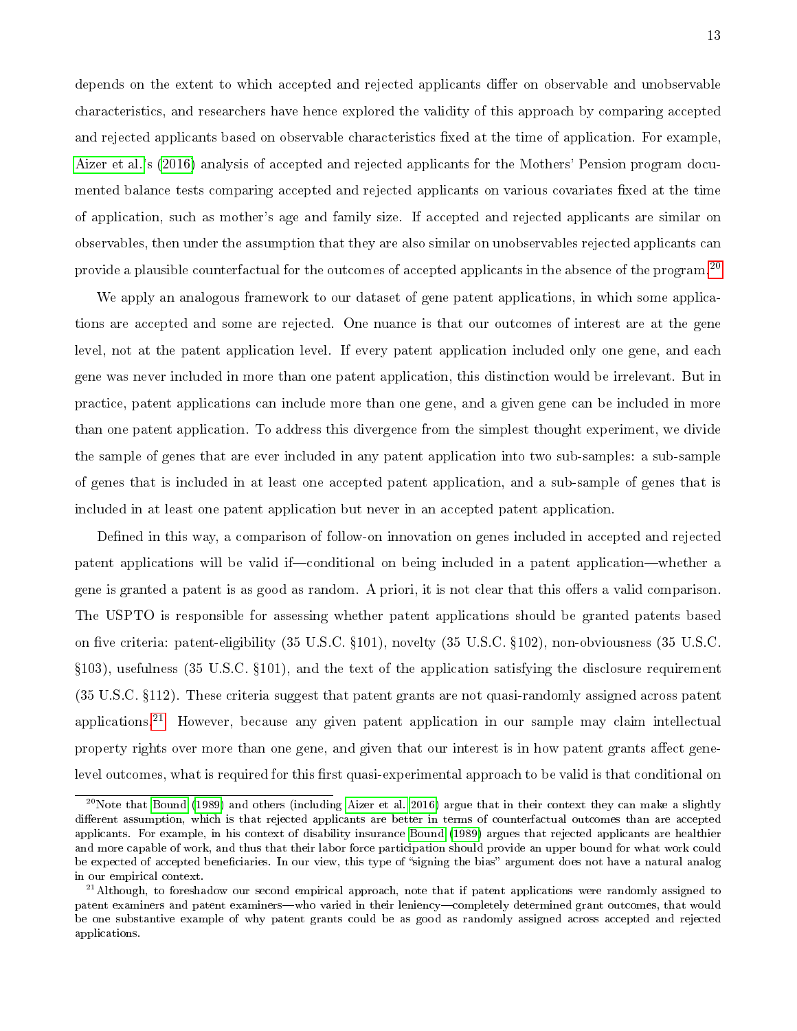depends on the extent to which accepted and rejected applicants differ on observable and unobservable characteristics, and researchers have hence explored the validity of this approach by comparing accepted and rejected applicants based on observable characteristics fixed at the time of application. For example, Aizer et al.'s (2016) analysis of accepted and rejected applicants for the Mothers' Pension program documented balance tests comparing accepted and rejected applicants on various covariates fixed at the time of application, such as mother's age and family size. If accepted and rejected applicants are similar on observables, then under the assumption that they are also similar on unobservables rejected applicants can provide a plausible counterfactual for the outcomes of accepted applicants in the absence of the program.[20]

We apply an analogous framework to our dataset of gene patent applications, in which some applications are accepted and some are rejected. One nuance is that our outcomes of interest are at the gene level, not at the patent application level. If every patent application included only one gene, and each gene was never included in more than one patent application, this distinction would be irrelevant. But in practice, patent applications can include more than one gene, and a given gene can be included in more than one patent application. To address this divergence from the simplest thought experiment, we divide the sample of genes that are ever included in any patent application into two sub-samples: a sub-sample of genes that is included in at least one accepted patent application, and a sub-sample of genes that is included in at least one patent application but never in an accepted patent application.

Defined in this way, a comparison of follow-on innovation on genes included in accepted and rejected patent applications will be valid if—conditional on being included in a patent application—whether a gene is granted a patent is as good as random. A priori, it is not clear that this offers a valid comparison. The USPTO is responsible for assessing whether patent applications should be granted patents based on five criteria: patent-eligibility (35 U.S.C. §101), novelty (35 U.S.C. §102), non-obviousness (35 U.S.C. §103), usefulness (35 U.S.C. §101), and the text of the application satisfying the disclosure requirement (35 U.S.C. §112). These criteria suggest that patent grants are not quasi-randomly assigned across patent applications.[21] However, because any given patent application in our sample may claim intellectual property rights over more than one gene, and given that our interest is in how patent grants affect gene-level outcomes, what is required for this first quasi-experimental approach to be valid is that conditional on

---

[20] Note that Bound (1989) and others (including Aizer et al. 2016) argue that in their context they can make a slightly different assumption, which is that rejected applicants are better in terms of counterfactual outcomes than are accepted applicants. For example, in his context of disability insurance Bound (1989) argues that rejected applicants are healthier and more capable of work, and thus that their labor force participation should provide an upper bound for what work could be expected of accepted beneficiaries. In our view, this type of "signing the bias" argument does not have a natural analog in our empirical context.

[21] Although, to foreshadow our second empirical approach, note that if patent applications were randomly assigned to patent examiners and patent examiners—who varied in their leniency—completely determined grant outcomes, that would be one substantive example of why patent grants could be as good as randomly assigned across accepted and rejected applications.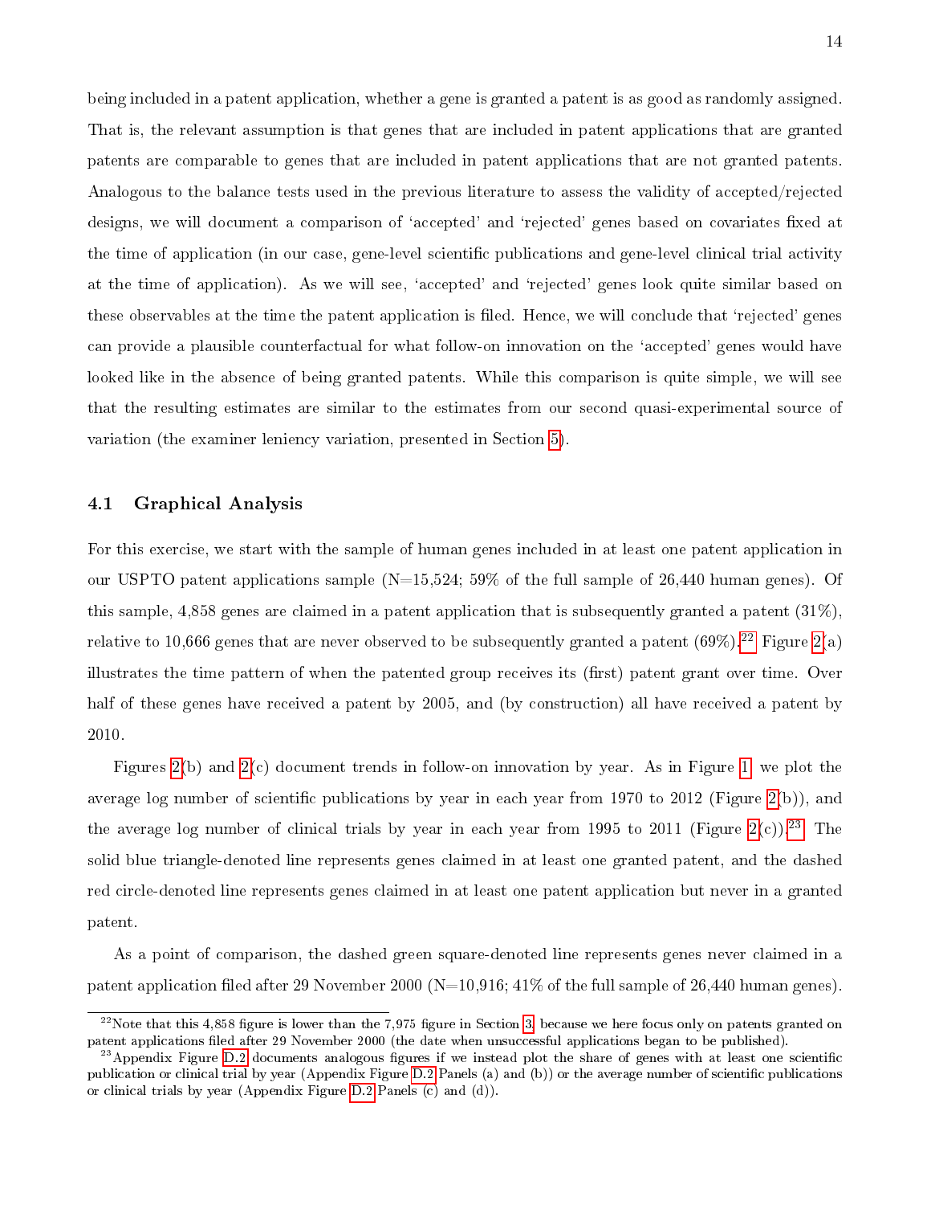being included in a patent application, whether a gene is granted a patent is as good as randomly assigned. That is, the relevant assumption is that genes that are included in patent applications that are granted patents are comparable to genes that are included in patent applications that are not granted patents. Analogous to the balance tests used in the previous literature to assess the validity of accepted/rejected designs, we will document a comparison of 'accepted' and 'rejected' genes based on covariates fixed at the time of application (in our case, gene-level scientific publications and gene-level clinical trial activity at the time of application). As we will see, 'accepted' and 'rejected' genes look quite similar based on these observables at the time the patent application is filed. Hence, we will conclude that 'rejected' genes can provide a plausible counterfactual for what follow-on innovation on the 'accepted' genes would have looked like in the absence of being granted patents. While this comparison is quite simple, we will see that the resulting estimates are similar to the estimates from our second quasi-experimental source of variation (the examiner leniency variation, presented in Section 5).

## 4.1 Graphical Analysis

For this exercise, we start with the sample of human genes included in at least one patent application in our USPTO patent applications sample (N=15,524; 59% of the full sample of 26,440 human genes). Of this sample, 4,858 genes are claimed in a patent application that is subsequently granted a patent (31%), relative to 10,666 genes that are never observed to be subsequently granted a patent (69%).[22] Figure 2(a) illustrates the time pattern of when the patented group receives its (first) patent grant over time. Over half of these genes have received a patent by 2005, and (by construction) all have received a patent by 2010.

Figures 2(b) and 2(c) document trends in follow-on innovation by year. As in Figure 1, we plot the average log number of scientific publications by year in each year from 1970 to 2012 (Figure 2(b)), and the average log number of clinical trials by year in each year from 1995 to 2011 (Figure 2(c)).[23] The solid blue triangle-denoted line represents genes claimed in at least one granted patent, and the dashed red circle-denoted line represents genes claimed in at least one patent application but never in a granted patent.

As a point of comparison, the dashed green square-denoted line represents genes never claimed in a patent application filed after 29 November 2000 (N=10,916; 41% of the full sample of 26,440 human genes).

---

[22] Note that this 4,858 figure is lower than the 7,975 figure in Section 3, because we here focus only on patents granted on patent applications filed after 29 November 2000 (the date when unsuccessful applications began to be published).

[23] Appendix Figure D.2 documents analogous figures if we instead plot the share of genes with at least one scientific publication or clinical trial by year (Appendix Figure D.2 Panels (a) and (b)) or the average number of scientific publications or clinical trials by year (Appendix Figure D.2 Panels (c) and (d)).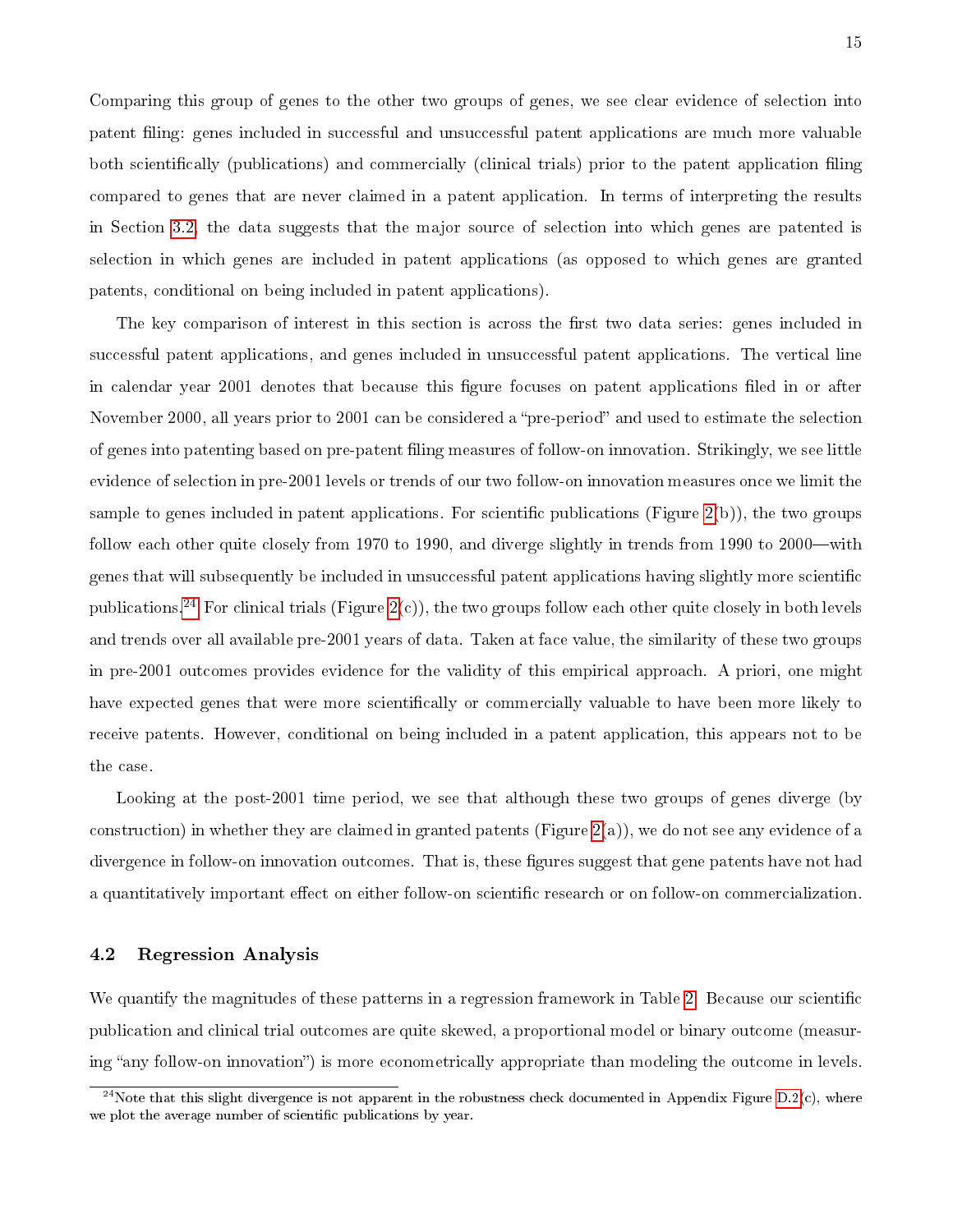Comparing this group of genes to the other two groups of genes, we see clear evidence of selection into patent filing: genes included in successful and unsuccessful patent applications are much more valuable both scientifically (publications) and commercially (clinical trials) prior to the patent application filing compared to genes that are never claimed in a patent application. In terms of interpreting the results in Section 3.2, the data suggests that the major source of selection into which genes are patented is selection in which genes are included in patent applications (as opposed to which genes are granted patents, conditional on being included in patent applications).

The key comparison of interest in this section is across the first two data series: genes included in successful patent applications, and genes included in unsuccessful patent applications. The vertical line in calendar year 2001 denotes that because this figure focuses on patent applications filed in or after November 2000, all years prior to 2001 can be considered a "pre-period" and used to estimate the selection of genes into patenting based on pre-patent filing measures of follow-on innovation. Strikingly, we see little evidence of selection in pre-2001 levels or trends of our two follow-on innovation measures once we limit the sample to genes included in patent applications. For scientific publications (Figure 2(b)), the two groups follow each other quite closely from 1970 to 1990, and diverge slightly in trends from 1990 to 2000—with genes that will subsequently be included in unsuccessful patent applications having slightly more scientific publications.[24] For clinical trials (Figure 2(c)), the two groups follow each other quite closely in both levels and trends over all available pre-2001 years of data. Taken at face value, the similarity of these two groups in pre-2001 outcomes provides evidence for the validity of this empirical approach. A priori, one might have expected genes that were more scientifically or commercially valuable to have been more likely to receive patents. However, conditional on being included in a patent application, this appears not to be the case.

Looking at the post-2001 time period, we see that although these two groups of genes diverge (by construction) in whether they are claimed in granted patents (Figure 2(a)), we do not see any evidence of a divergence in follow-on innovation outcomes. That is, these figures suggest that gene patents have not had a quantitatively important effect on either follow-on scientific research or on follow-on commercialization.

### 4.2 Regression Analysis

We quantify the magnitudes of these patterns in a regression framework in Table 2. Because our scientific publication and clinical trial outcomes are quite skewed, a proportional model or binary outcome (measuring "any follow-on innovation") is more econometrically appropriate than modeling the outcome in levels.

[24] Note that this slight divergence is not apparent in the robustness check documented in Appendix Figure D.2(c), where we plot the average number of scientific publications by year.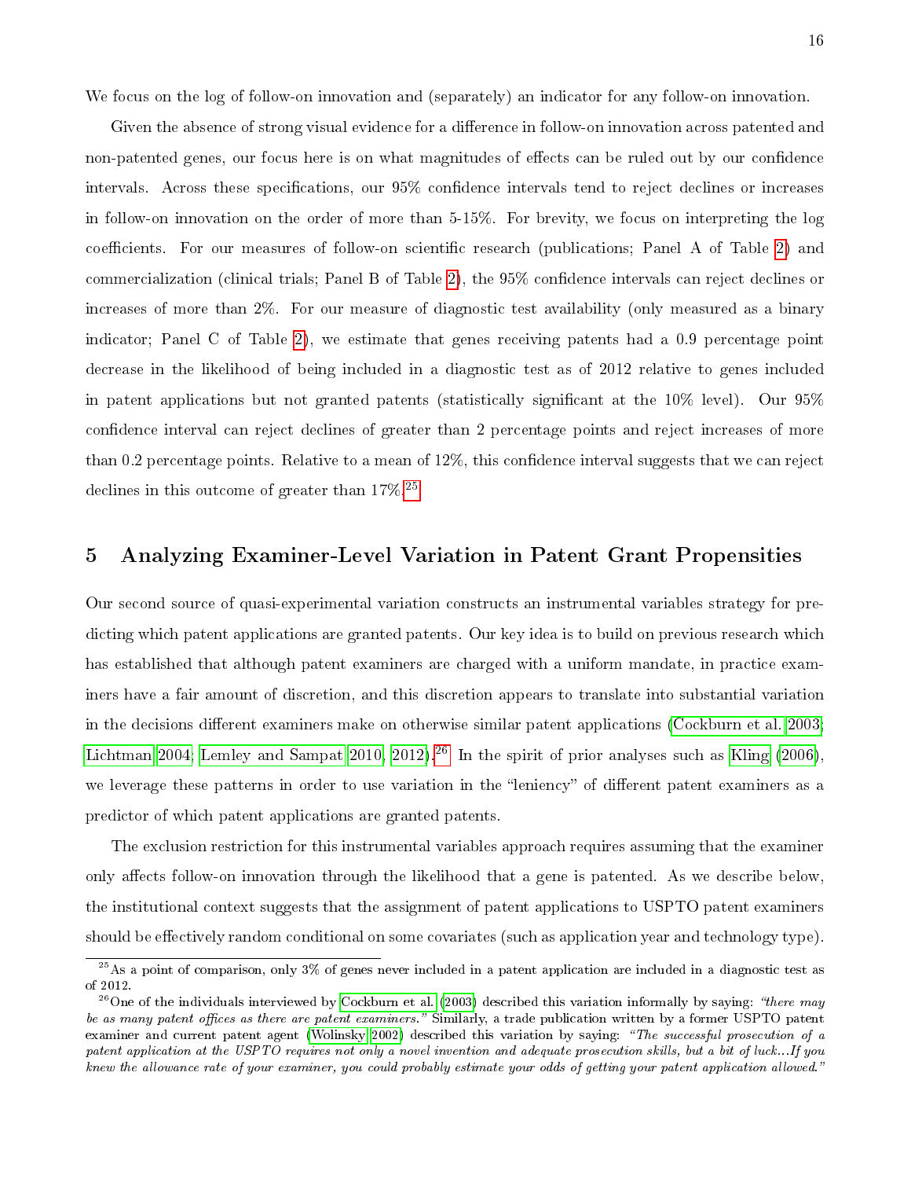We focus on the log of follow-on innovation and (separately) an indicator for any follow-on innovation.

Given the absence of strong visual evidence for a difference in follow-on innovation across patented and non-patented genes, our focus here is on what magnitudes of effects can be ruled out by our confidence intervals. Across these specifications, our 95% confidence intervals tend to reject declines or increases in follow-on innovation on the order of more than 5-15%. For brevity, we focus on interpreting the log coefficients. For our measures of follow-on scientific research (publications; Panel A of Table 2) and commercialization (clinical trials; Panel B of Table 2), the 95% confidence intervals can reject declines or increases of more than 2%. For our measure of diagnostic test availability (only measured as a binary indicator; Panel C of Table 2), we estimate that genes receiving patents had a 0.9 percentage point decrease in the likelihood of being included in a diagnostic test as of 2012 relative to genes included in patent applications but not granted patents (statistically significant at the 10% level). Our 95% confidence interval can reject declines of greater than 2 percentage points and reject increases of more than 0.2 percentage points. Relative to a mean of 12%, this confidence interval suggests that we can reject declines in this outcome of greater than 17%.[25]

## 5 Analyzing Examiner-Level Variation in Patent Grant Propensities

Our second source of quasi-experimental variation constructs an instrumental variables strategy for predicting which patent applications are granted patents. Our key idea is to build on previous research which has established that although patent examiners are charged with a uniform mandate, in practice examiners have a fair amount of discretion, and this discretion appears to translate into substantial variation in the decisions different examiners make on otherwise similar patent applications (Cockburn et al. 2003; Lichtman 2004; Lemley and Sampat 2010, 2012).[26] In the spirit of prior analyses such as Kling (2006), we leverage these patterns in order to use variation in the "leniency" of different patent examiners as a predictor of which patent applications are granted patents.

The exclusion restriction for this instrumental variables approach requires assuming that the examiner only affects follow-on innovation through the likelihood that a gene is patented. As we describe below, the institutional context suggests that the assignment of patent applications to USPTO patent examiners should be effectively random conditional on some covariates (such as application year and technology type).

---

[25] As a point of comparison, only 3% of genes never included in a patent application are included in a diagnostic test as of 2012.

[26] One of the individuals interviewed by Cockburn et al. (2003) described this variation informally by saying: *"there may be as many patent offices as there are patent examiners."* Similarly, a trade publication written by a former USPTO patent examiner and current patent agent (Wolinsky 2002) described this variation by saying: *"The successful prosecution of a patent application at the USPTO requires not only a novel invention and adequate prosecution skills, but a bit of luck...If you knew the allowance rate of your examiner, you could probably estimate your odds of getting your patent application allowed."*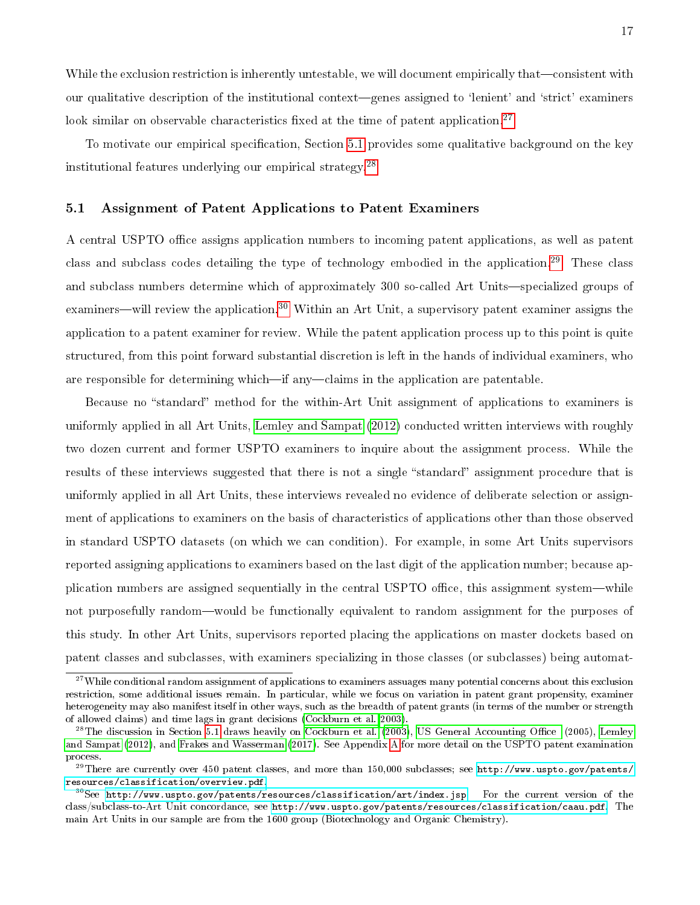While the exclusion restriction is inherently untestable, we will document empirically that—consistent with our qualitative description of the institutional context—genes assigned to 'lenient' and 'strict' examiners look similar on observable characteristics fixed at the time of patent application.[27]

To motivate our empirical specification, Section 5.1 provides some qualitative background on the key institutional features underlying our empirical strategy.[28]

### 5.1 Assignment of Patent Applications to Patent Examiners

A central USPTO office assigns application numbers to incoming patent applications, as well as patent class and subclass codes detailing the type of technology embodied in the application.[29] These class and subclass numbers determine which of approximately 300 so-called Art Units—specialized groups of examiners—will review the application.[30] Within an Art Unit, a supervisory patent examiner assigns the application to a patent examiner for review. While the patent application process up to this point is quite structured, from this point forward substantial discretion is left in the hands of individual examiners, who are responsible for determining which—if any—claims in the application are patentable.

Because no "standard" method for the within-Art Unit assignment of applications to examiners is uniformly applied in all Art Units, Lemley and Sampat (2012) conducted written interviews with roughly two dozen current and former USPTO examiners to inquire about the assignment process. While the results of these interviews suggested that there is not a single "standard" assignment procedure that is uniformly applied in all Art Units, these interviews revealed no evidence of deliberate selection or assignment of applications to examiners on the basis of characteristics of applications other than those observed in standard USPTO datasets (on which we can condition). For example, in some Art Units supervisors reported assigning applications to examiners based on the last digit of the application number; because application numbers are assigned sequentially in the central USPTO office, this assignment system—while not purposefully random—would be functionally equivalent to random assignment for the purposes of this study. In other Art Units, supervisors reported placing the applications on master dockets based on patent classes and subclasses, with examiners specializing in those classes (or subclasses) being automat-

---

[27] While conditional random assignment of applications to examiners assuages many potential concerns about this exclusion restriction, some additional issues remain. In particular, while we focus on variation in patent grant propensity, examiner heterogeneity may also manifest itself in other ways, such as the breadth of patent grants (in terms of the number or strength of allowed claims) and time lags in grant decisions (Cockburn et al. 2003).

[28] The discussion in Section 5.1 draws heavily on Cockburn et al. (2003), US General Accounting Office (2005), Lemley and Sampat (2012), and Frakes and Wasserman (2017). See Appendix A for more detail on the USPTO patent examination process.

[29] There are currently over 450 patent classes, and more than 150,000 subclasses; see http://www.uspto.gov/patents/resources/classification/overview.pdf.

[30] See http://www.uspto.gov/patents/resources/classification/art/index.jsp. For the current version of the class/subclass-to-Art Unit concordance, see http://www.uspto.gov/patents/resources/classification/caau.pdf. The main Art Units in our sample are from the 1600 group (Biotechnology and Organic Chemistry).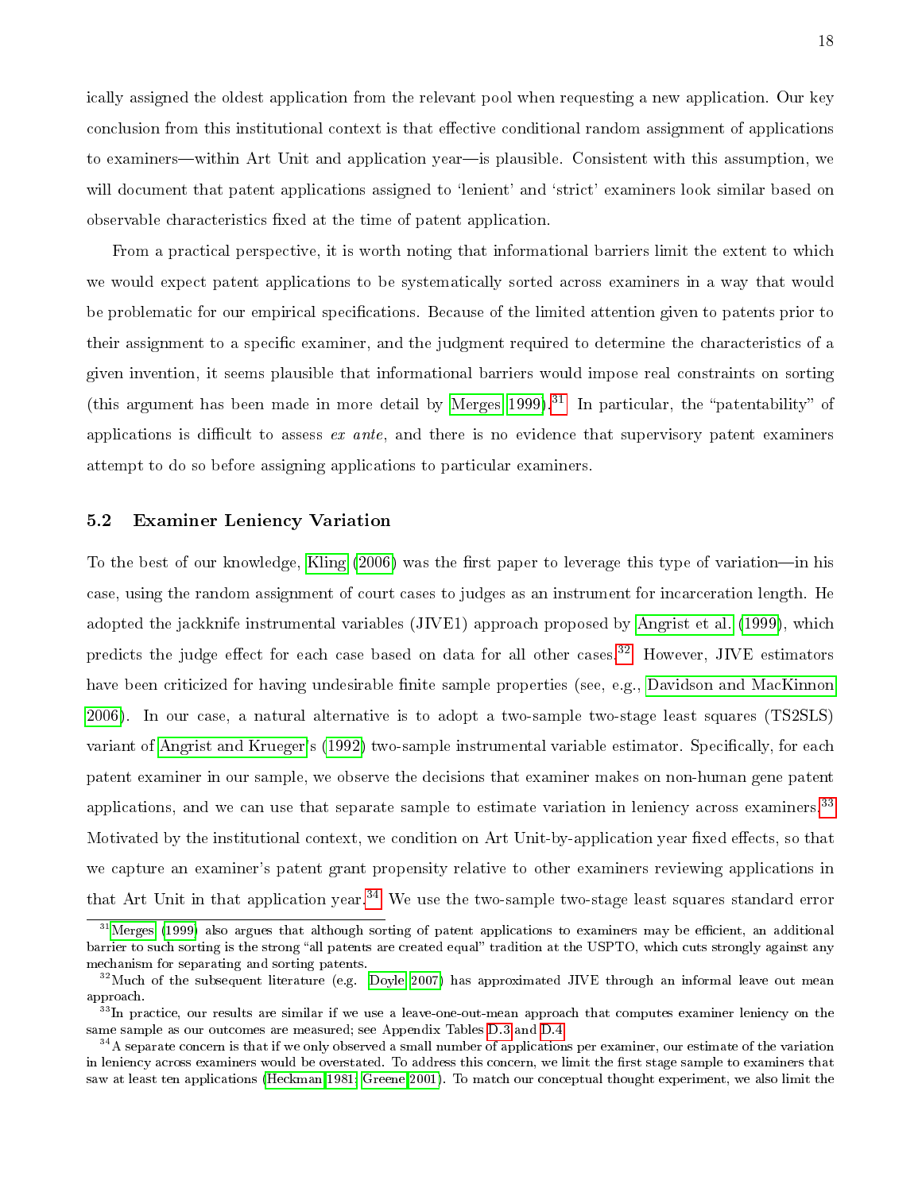ically assigned the oldest application from the relevant pool when requesting a new application. Our key conclusion from this institutional context is that effective conditional random assignment of applications to examiners—within Art Unit and application year—is plausible. Consistent with this assumption, we will document that patent applications assigned to 'lenient' and 'strict' examiners look similar based on observable characteristics fixed at the time of patent application.

From a practical perspective, it is worth noting that informational barriers limit the extent to which we would expect patent applications to be systematically sorted across examiners in a way that would be problematic for our empirical specifications. Because of the limited attention given to patents prior to their assignment to a specific examiner, and the judgment required to determine the characteristics of a given invention, it seems plausible that informational barriers would impose real constraints on sorting (this argument has been made in more detail by Merges 1999).[31] In particular, the "patentability" of applications is difficult to assess *ex ante*, and there is no evidence that supervisory patent examiners attempt to do so before assigning applications to particular examiners.

## 5.2 Examiner Leniency Variation

To the best of our knowledge, Kling (2006) was the first paper to leverage this type of variation—in his case, using the random assignment of court cases to judges as an instrument for incarceration length. He adopted the jackknife instrumental variables (JIVE1) approach proposed by Angrist et al. (1999), which predicts the judge effect for each case based on data for all other cases.[32] However, JIVE estimators have been criticized for having undesirable finite sample properties (see, e.g., Davidson and MacKinnon 2006). In our case, a natural alternative is to adopt a two-sample two-stage least squares (TS2SLS) variant of Angrist and Krueger's (1992) two-sample instrumental variable estimator. Specifically, for each patent examiner in our sample, we observe the decisions that examiner makes on non-human gene patent applications, and we can use that separate sample to estimate variation in leniency across examiners.[33] Motivated by the institutional context, we condition on Art Unit-by-application year fixed effects, so that we capture an examiner's patent grant propensity relative to other examiners reviewing applications in that Art Unit in that application year.[34] We use the two-sample two-stage least squares standard error

[31] Merges (1999) also argues that although sorting of patent applications to examiners may be efficient, an additional barrier to such sorting is the strong "all patents are created equal" tradition at the USPTO, which cuts strongly against any mechanism for separating and sorting patents.

[32] Much of the subsequent literature (e.g. Doyle 2007) has approximated JIVE through an informal leave out mean approach.

[33] In practice, our results are similar if we use a leave-one-out-mean approach that computes examiner leniency on the same sample as our outcomes are measured; see Appendix Tables D.3 and D.4.

[34] A separate concern is that if we only observed a small number of applications per examiner, our estimate of the variation in leniency across examiners would be overstated. To address this concern, we limit the first stage sample to examiners that saw at least ten applications (Heckman 1981; Greene 2001). To match our conceptual thought experiment, we also limit the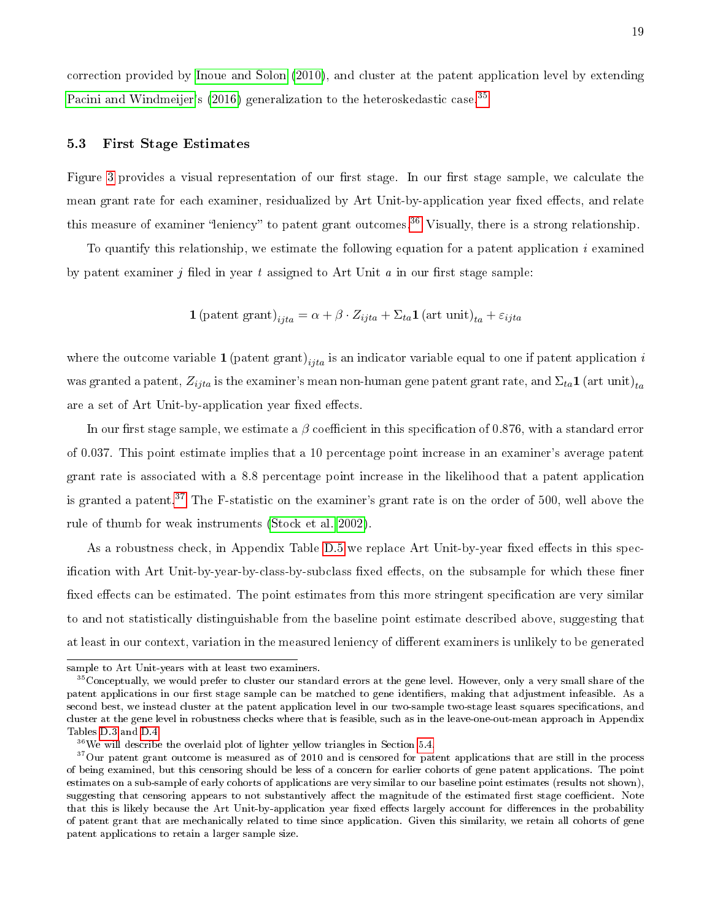correction provided by Inoue and Solon (2010), and cluster at the patent application level by extending Pacini and Windmeijer's (2016) generalization to the heteroskedastic case.[35]

### 5.3 First Stage Estimates

Figure 3 provides a visual representation of our first stage. In our first stage sample, we calculate the mean grant rate for each examiner, residualized by Art Unit-by-application year fixed effects, and relate this measure of examiner "leniency" to patent grant outcomes.[36] Visually, there is a strong relationship.

To quantify this relationship, we estimate the following equation for a patent application $i$ examined by patent examiner $j$ filed in year $t$ assigned to Art Unit $a$ in our first stage sample:

$$\mathbf{1}\left(\text{patent grant}\right)_{ijta} = \alpha + \beta \cdot Z_{ijta} + \Sigma_{ta}\mathbf{1}\left(\text{art unit}\right)_{ta} + \varepsilon_{ijta}$$

where the outcome variable $\mathbf{1}\left(\text{patent grant}\right)_{ijta}$ is an indicator variable equal to one if patent application $i$ was granted a patent, $Z_{ijta}$ is the examiner's mean non-human gene patent grant rate, and $\Sigma_{ta}\mathbf{1}\left(\text{art unit}\right)_{ta}$ are a set of Art Unit-by-application year fixed effects.

In our first stage sample, we estimate a $\beta$ coefficient in this specification of 0.876, with a standard error of 0.037. This point estimate implies that a 10 percentage point increase in an examiner's average patent grant rate is associated with a 8.8 percentage point increase in the likelihood that a patent application is granted a patent.[37] The F-statistic on the examiner's grant rate is on the order of 500, well above the rule of thumb for weak instruments (Stock et al. 2002).

As a robustness check, in Appendix Table D.5 we replace Art Unit-by-year fixed effects in this specification with Art Unit-by-year-by-class-by-subclass fixed effects, on the subsample for which these finer fixed effects can be estimated. The point estimates from this more stringent specification are very similar to and not statistically distinguishable from the baseline point estimate described above, suggesting that at least in our context, variation in the measured leniency of different examiners is unlikely to be generated

---

sample to Art Unit-years with at least two examiners.

[35] Conceptually, we would prefer to cluster our standard errors at the gene level. However, only a very small share of the patent applications in our first stage sample can be matched to gene identifiers, making that adjustment infeasible. As a second best, we instead cluster at the patent application level in our two-sample two-stage least squares specifications, and cluster at the gene level in robustness checks where that is feasible, such as in the leave-one-out-mean approach in Appendix Tables D.3 and D.4.

[36] We will describe the overlaid plot of lighter yellow triangles in Section 5.4.

[37] Our patent grant outcome is measured as of 2010 and is censored for patent applications that are still in the process of being examined, but this censoring should be less of a concern for earlier cohorts of gene patent applications. The point estimates on a sub-sample of early cohorts of applications are very similar to our baseline point estimates (results not shown), suggesting that censoring appears to not substantively affect the magnitude of the estimated first stage coefficient. Note that this is likely because the Art Unit-by-application year fixed effects largely account for differences in the probability of patent grant that are mechanically related to time since application. Given this similarity, we retain all cohorts of gene patent applications to retain a larger sample size.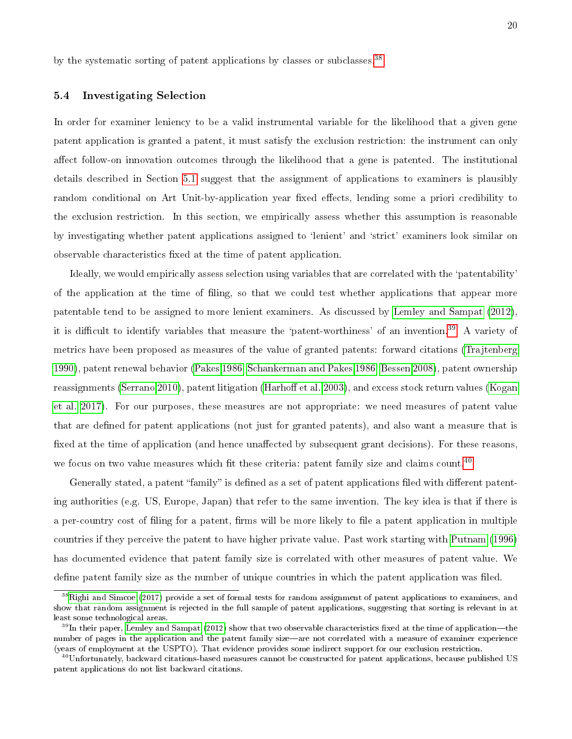by the systematic sorting of patent applications by classes or subclasses.[38]

### 5.4 Investigating Selection

In order for examiner leniency to be a valid instrumental variable for the likelihood that a given gene patent application is granted a patent, it must satisfy the exclusion restriction: the instrument can only affect follow-on innovation outcomes through the likelihood that a gene is patented. The institutional details described in Section 5.1 suggest that the assignment of applications to examiners is plausibly random conditional on Art Unit-by-application year fixed effects, lending some a priori credibility to the exclusion restriction. In this section, we empirically assess whether this assumption is reasonable by investigating whether patent applications assigned to 'lenient' and 'strict' examiners look similar on observable characteristics fixed at the time of patent application.

Ideally, we would empirically assess selection using variables that are correlated with the 'patentability' of the application at the time of filing, so that we could test whether applications that appear more patentable tend to be assigned to more lenient examiners. As discussed by Lemley and Sampat (2012), it is difficult to identify variables that measure the 'patent-worthiness' of an invention.[39] A variety of metrics have been proposed as measures of the value of granted patents: forward citations (Trajtenberg 1990), patent renewal behavior (Pakes 1986; Schankerman and Pakes 1986; Bessen 2008), patent ownership reassignments (Serrano 2010), patent litigation (Harhoff et al. 2003), and excess stock return values (Kogan et al. 2017). For our purposes, these measures are not appropriate: we need measures of patent value that are defined for patent applications (not just for granted patents), and also want a measure that is fixed at the time of application (and hence unaffected by subsequent grant decisions). For these reasons, we focus on two value measures which fit these criteria: patent family size and claims count.[40]

Generally stated, a patent "family" is defined as a set of patent applications filed with different patenting authorities (e.g. US, Europe, Japan) that refer to the same invention. The key idea is that if there is a per-country cost of filing for a patent, firms will be more likely to file a patent application in multiple countries if they perceive the patent to have higher private value. Past work starting with Putnam (1996) has documented evidence that patent family size is correlated with other measures of patent value. We define patent family size as the number of unique countries in which the patent application was filed.

---

[38] Righi and Simcoe (2017) provide a set of formal tests for random assignment of patent applications to examiners, and show that random assignment is rejected in the full sample of patent applications, suggesting that sorting is relevant in at least some technological areas.

[39] In their paper, Lemley and Sampat (2012) show that two observable characteristics fixed at the time of application—the number of pages in the application and the patent family size—are not correlated with a measure of examiner experience (years of employment at the USPTO). That evidence provides some indirect support for our exclusion restriction.

[40] Unfortunately, backward citations-based measures cannot be constructed for patent applications, because published US patent applications do not list backward citations.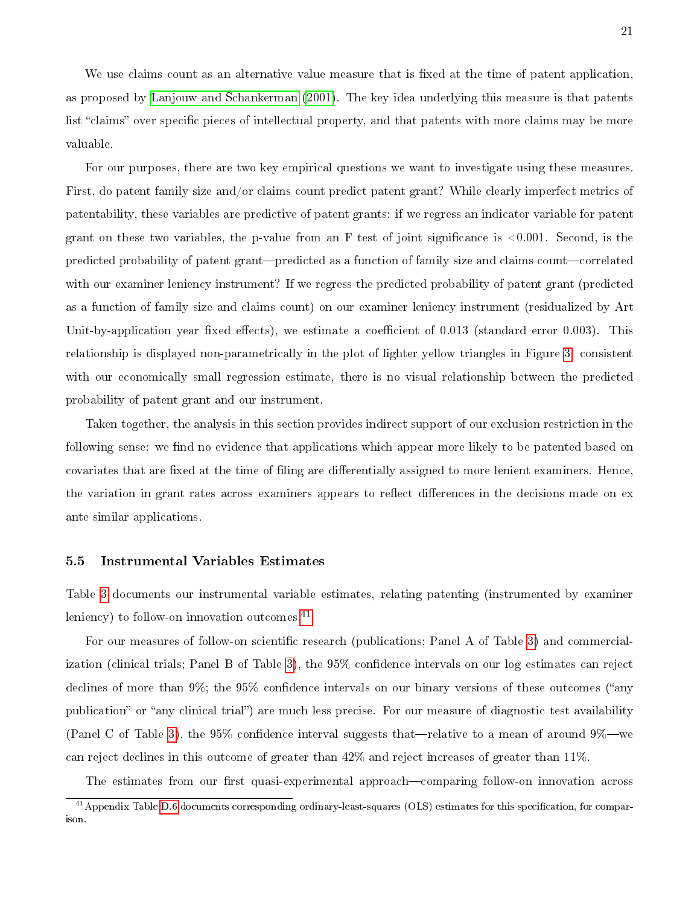We use claims count as an alternative value measure that is fixed at the time of patent application, as proposed by Lanjouw and Schankerman (2001). The key idea underlying this measure is that patents list "claims" over specific pieces of intellectual property, and that patents with more claims may be more valuable.

For our purposes, there are two key empirical questions we want to investigate using these measures. First, do patent family size and/or claims count predict patent grant? While clearly imperfect metrics of patentability, these variables are predictive of patent grants: if we regress an indicator variable for patent grant on these two variables, the p-value from an F test of joint significance is $<0.001$. Second, is the predicted probability of patent grant—predicted as a function of family size and claims count—correlated with our examiner leniency instrument? If we regress the predicted probability of patent grant (predicted as a function of family size and claims count) on our examiner leniency instrument (residualized by Art Unit-by-application year fixed effects), we estimate a coefficient of 0.013 (standard error 0.003). This relationship is displayed non-parametrically in the plot of lighter yellow triangles in Figure 3: consistent with our economically small regression estimate, there is no visual relationship between the predicted probability of patent grant and our instrument.

Taken together, the analysis in this section provides indirect support of our exclusion restriction in the following sense: we find no evidence that applications which appear more likely to be patented based on covariates that are fixed at the time of filing are differentially assigned to more lenient examiners. Hence, the variation in grant rates across examiners appears to reflect differences in the decisions made on ex ante similar applications.

### 5.5 Instrumental Variables Estimates

Table 3 documents our instrumental variable estimates, relating patenting (instrumented by examiner leniency) to follow-on innovation outcomes.[41]

For our measures of follow-on scientific research (publications; Panel A of Table 3) and commercialization (clinical trials; Panel B of Table 3), the 95% confidence intervals on our log estimates can reject declines of more than 9%; the 95% confidence intervals on our binary versions of these outcomes ("any publication" or "any clinical trial") are much less precise. For our measure of diagnostic test availability (Panel C of Table 3), the 95% confidence interval suggests that—relative to a mean of around 9%—we can reject declines in this outcome of greater than 42% and reject increases of greater than 11%.

The estimates from our first quasi-experimental approach—comparing follow-on innovation across

[41] Appendix Table D.6 documents corresponding ordinary-least-squares (OLS) estimates for this specification, for comparison.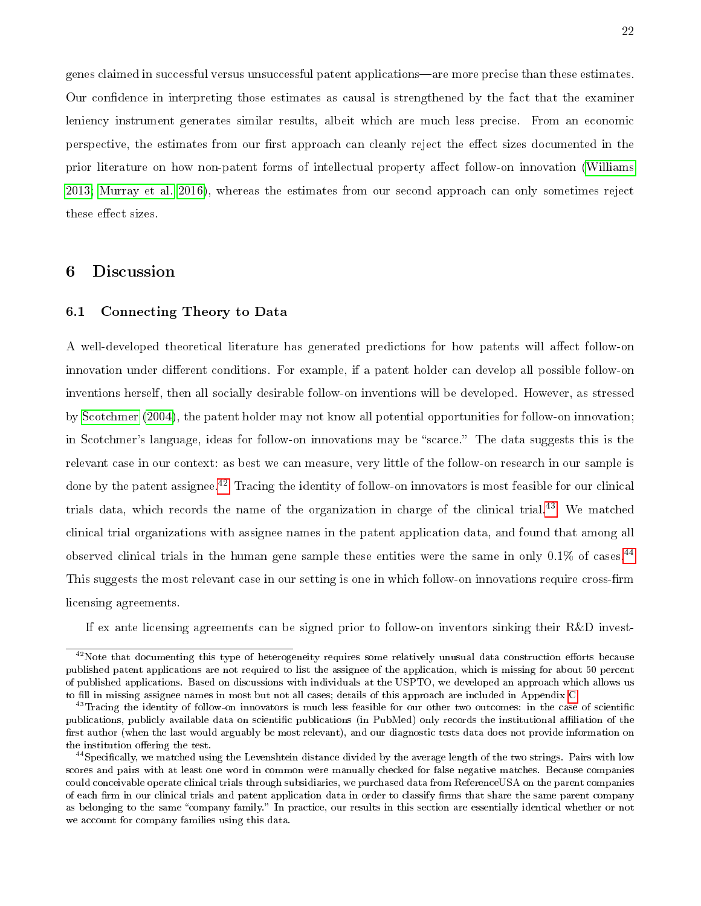genes claimed in successful versus unsuccessful patent applications—are more precise than these estimates. Our confidence in interpreting those estimates as causal is strengthened by the fact that the examiner leniency instrument generates similar results, albeit which are much less precise. From an economic perspective, the estimates from our first approach can cleanly reject the effect sizes documented in the prior literature on how non-patent forms of intellectual property affect follow-on innovation (Williams 2013; Murray et al. 2016), whereas the estimates from our second approach can only sometimes reject these effect sizes.

# 6 Discussion

## 6.1 Connecting Theory to Data

A well-developed theoretical literature has generated predictions for how patents will affect follow-on innovation under different conditions. For example, if a patent holder can develop all possible follow-on inventions herself, then all socially desirable follow-on inventions will be developed. However, as stressed by Scotchmer (2004), the patent holder may not know all potential opportunities for follow-on innovation; in Scotchmer's language, ideas for follow-on innovations may be "scarce." The data suggests this is the relevant case in our context: as best we can measure, very little of the follow-on research in our sample is done by the patent assignee.[42] Tracing the identity of follow-on innovators is most feasible for our clinical trials data, which records the name of the organization in charge of the clinical trial.[43] We matched clinical trial organizations with assignee names in the patent application data, and found that among all observed clinical trials in the human gene sample these entities were the same in only 0.1% of cases.[44] This suggests the most relevant case in our setting is one in which follow-on innovations require cross-firm licensing agreements.

If ex ante licensing agreements can be signed prior to follow-on inventors sinking their R&D invest-

[42]Note that documenting this type of heterogeneity requires some relatively unusual data construction efforts because published patent applications are not required to list the assignee of the application, which is missing for about 50 percent of published applications. Based on discussions with individuals at the USPTO, we developed an approach which allows us to fill in missing assignee names in most but not all cases; details of this approach are included in Appendix C.

[43]Tracing the identity of follow-on innovators is much less feasible for our other two outcomes: in the case of scientific publications, publicly available data on scientific publications (in PubMed) only records the institutional affiliation of the first author (when the last would arguably be most relevant), and our diagnostic tests data does not provide information on the institution offering the test.

[44]Specifically, we matched using the Levenshtein distance divided by the average length of the two strings. Pairs with low scores and pairs with at least one word in common were manually checked for false negative matches. Because companies could conceivable operate clinical trials through subsidiaries, we purchased data from ReferenceUSA on the parent companies of each firm in our clinical trials and patent application data in order to classify firms that share the same parent company as belonging to the same "company family." In practice, our results in this section are essentially identical whether or not we account for company families using this data.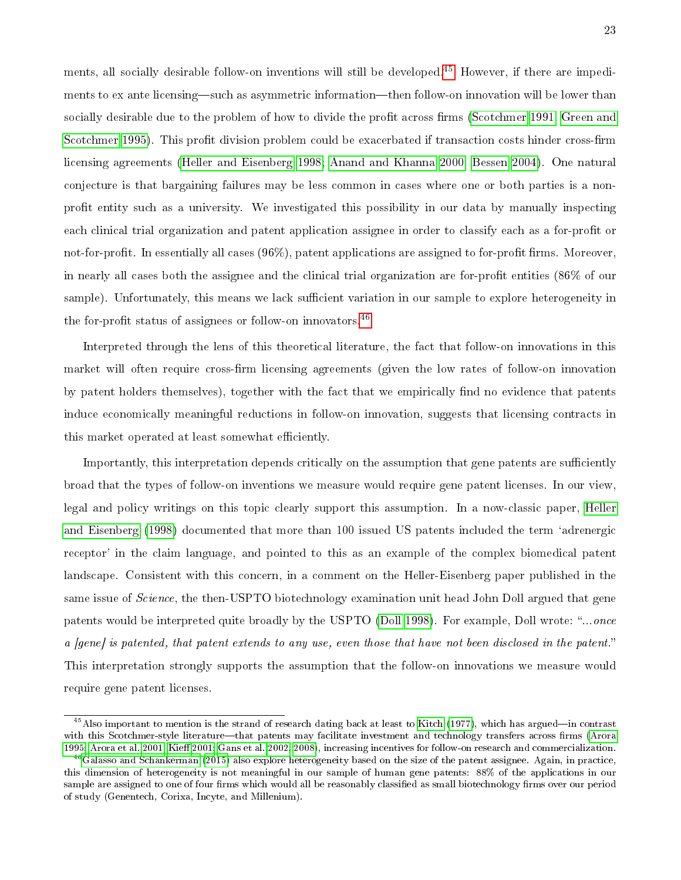ments, all socially desirable follow-on inventions will still be developed.[45] However, if there are impediments to ex ante licensing—such as asymmetric information—then follow-on innovation will be lower than socially desirable due to the problem of how to divide the profit across firms (Scotchmer 1991; Green and Scotchmer 1995). This profit division problem could be exacerbated if transaction costs hinder cross-firm licensing agreements (Heller and Eisenberg 1998; Anand and Khanna 2000; Bessen 2004). One natural conjecture is that bargaining failures may be less common in cases where one or both parties is a non-profit entity such as a university. We investigated this possibility in our data by manually inspecting each clinical trial organization and patent application assignee in order to classify each as a for-profit or not-for-profit. In essentially all cases (96%), patent applications are assigned to for-profit firms. Moreover, in nearly all cases both the assignee and the clinical trial organization are for-profit entities (86% of our sample). Unfortunately, this means we lack sufficient variation in our sample to explore heterogeneity in the for-profit status of assignees or follow-on innovators.[46]

Interpreted through the lens of this theoretical literature, the fact that follow-on innovations in this market will often require cross-firm licensing agreements (given the low rates of follow-on innovation by patent holders themselves), together with the fact that we empirically find no evidence that patents induce economically meaningful reductions in follow-on innovation, suggests that licensing contracts in this market operated at least somewhat efficiently.

Importantly, this interpretation depends critically on the assumption that gene patents are sufficiently broad that the types of follow-on inventions we measure would require gene patent licenses. In our view, legal and policy writings on this topic clearly support this assumption. In a now-classic paper, Heller and Eisenberg (1998) documented that more than 100 issued US patents included the term 'adrenergic receptor' in the claim language, and pointed to this as an example of the complex biomedical patent landscape. Consistent with this concern, in a comment on the Heller-Eisenberg paper published in the same issue of *Science*, the then-USPTO biotechnology examination unit head John Doll argued that gene patents would be interpreted quite broadly by the USPTO (Doll 1998). For example, Doll wrote: "*...once a [gene] is patented, that patent extends to any use, even those that have not been disclosed in the patent.*" This interpretation strongly supports the assumption that the follow-on innovations we measure would require gene patent licenses.

[45] Also important to mention is the strand of research dating back at least to Kitch (1977), which has argued—in contrast with this Scotchmer-style literature—that patents may facilitate investment and technology transfers across firms (Arora 1995; Arora et al. 2001; Kieff 2001; Gans et al. 2002, 2008), increasing incentives for follow-on research and commercialization.

[46] Galasso and Schankerman (2015) also explore heterogeneity based on the size of the patent assignee. Again, in practice, this dimension of heterogeneity is not meaningful in our sample of human gene patents: 88% of the applications in our sample are assigned to one of four firms which would all be reasonably classified as small biotechnology firms over our period of study (Genentech, Corixa, Incyte, and Millenium).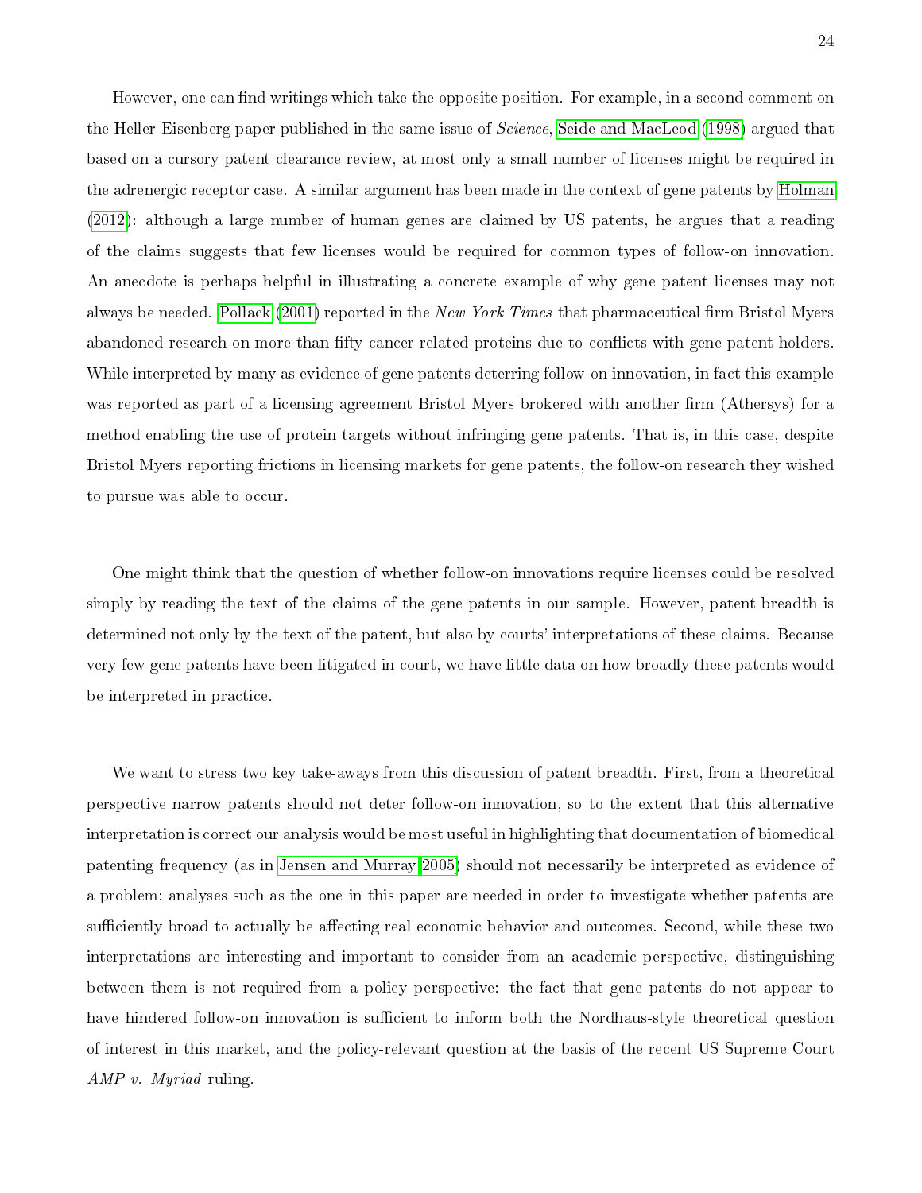However, one can find writings which take the opposite position. For example, in a second comment on the Heller-Eisenberg paper published in the same issue of *Science*, Seide and MacLeod (1998) argued that based on a cursory patent clearance review, at most only a small number of licenses might be required in the adrenergic receptor case. A similar argument has been made in the context of gene patents by Holman (2012): although a large number of human genes are claimed by US patents, he argues that a reading of the claims suggests that few licenses would be required for common types of follow-on innovation. An anecdote is perhaps helpful in illustrating a concrete example of why gene patent licenses may not always be needed. Pollack (2001) reported in the *New York Times* that pharmaceutical firm Bristol Myers abandoned research on more than fifty cancer-related proteins due to conflicts with gene patent holders. While interpreted by many as evidence of gene patents deterring follow-on innovation, in fact this example was reported as part of a licensing agreement Bristol Myers brokered with another firm (Athersys) for a method enabling the use of protein targets without infringing gene patents. That is, in this case, despite Bristol Myers reporting frictions in licensing markets for gene patents, the follow-on research they wished to pursue was able to occur.

One might think that the question of whether follow-on innovations require licenses could be resolved simply by reading the text of the claims of the gene patents in our sample. However, patent breadth is determined not only by the text of the patent, but also by courts' interpretations of these claims. Because very few gene patents have been litigated in court, we have little data on how broadly these patents would be interpreted in practice.

We want to stress two key take-aways from this discussion of patent breadth. First, from a theoretical perspective narrow patents should not deter follow-on innovation, so to the extent that this alternative interpretation is correct our analysis would be most useful in highlighting that documentation of biomedical patenting frequency (as in Jensen and Murray 2005) should not necessarily be interpreted as evidence of a problem; analyses such as the one in this paper are needed in order to investigate whether patents are sufficiently broad to actually be affecting real economic behavior and outcomes. Second, while these two interpretations are interesting and important to consider from an academic perspective, distinguishing between them is not required from a policy perspective: the fact that gene patents do not appear to have hindered follow-on innovation is sufficient to inform both the Nordhaus-style theoretical question of interest in this market, and the policy-relevant question at the basis of the recent US Supreme Court *AMP v. Myriad* ruling.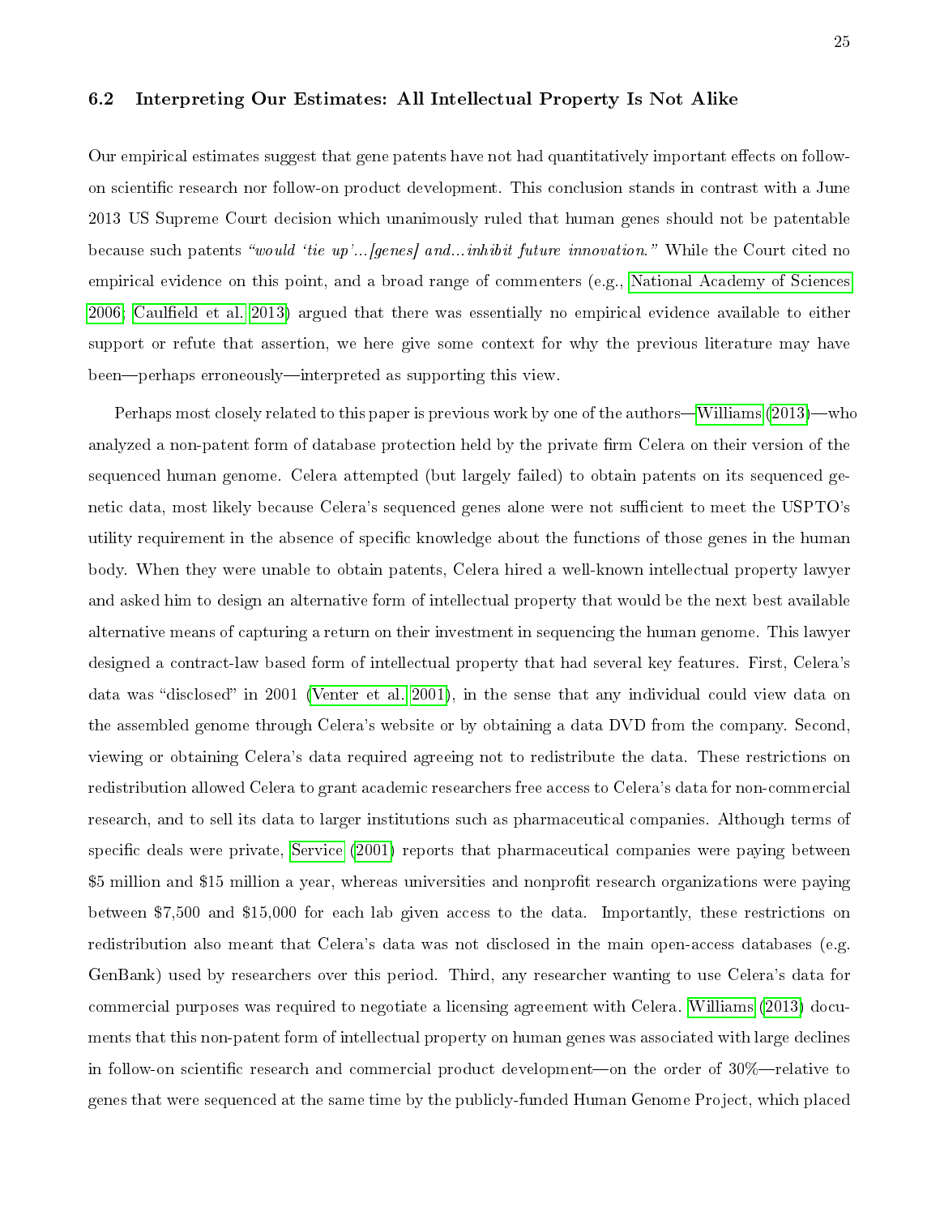### 6.2 Interpreting Our Estimates: All Intellectual Property Is Not Alike

Our empirical estimates suggest that gene patents have not had quantitatively important effects on follow-on scientific research nor follow-on product development. This conclusion stands in contrast with a June 2013 US Supreme Court decision which unanimously ruled that human genes should not be patentable because such patents *"would 'tie up'...[genes] and...inhibit future innovation."* While the Court cited no empirical evidence on this point, and a broad range of commenters (e.g., National Academy of Sciences 2006; Caulfield et al. 2013) argued that there was essentially no empirical evidence available to either support or refute that assertion, we here give some context for why the previous literature may have been—perhaps erroneously—interpreted as supporting this view.

Perhaps most closely related to this paper is previous work by one of the authors—Williams (2013)—who analyzed a non-patent form of database protection held by the private firm Celera on their version of the sequenced human genome. Celera attempted (but largely failed) to obtain patents on its sequenced genetic data, most likely because Celera's sequenced genes alone were not sufficient to meet the USPTO's utility requirement in the absence of specific knowledge about the functions of those genes in the human body. When they were unable to obtain patents, Celera hired a well-known intellectual property lawyer and asked him to design an alternative form of intellectual property that would be the next best available alternative means of capturing a return on their investment in sequencing the human genome. This lawyer designed a contract-law based form of intellectual property that had several key features. First, Celera's data was "disclosed" in 2001 (Venter et al. 2001), in the sense that any individual could view data on the assembled genome through Celera's website or by obtaining a data DVD from the company. Second, viewing or obtaining Celera's data required agreeing not to redistribute the data. These restrictions on redistribution allowed Celera to grant academic researchers free access to Celera's data for non-commercial research, and to sell its data to larger institutions such as pharmaceutical companies. Although terms of specific deals were private, Service (2001) reports that pharmaceutical companies were paying between $5 million and $15 million a year, whereas universities and nonprofit research organizations were paying between $7,500 and $15,000 for each lab given access to the data. Importantly, these restrictions on redistribution also meant that Celera's data was not disclosed in the main open-access databases (e.g. GenBank) used by researchers over this period. Third, any researcher wanting to use Celera's data for commercial purposes was required to negotiate a licensing agreement with Celera. Williams (2013) documents that this non-patent form of intellectual property on human genes was associated with large declines in follow-on scientific research and commercial product development—on the order of 30%—relative to genes that were sequenced at the same time by the publicly-funded Human Genome Project, which placed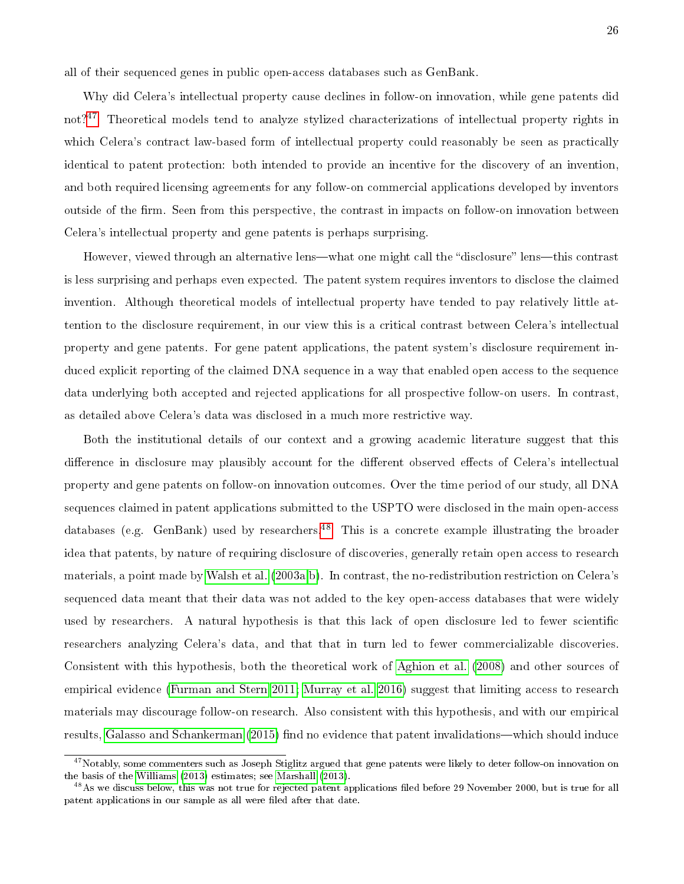all of their sequenced genes in public open-access databases such as GenBank.

Why did Celera's intellectual property cause declines in follow-on innovation, while gene patents did not?[47] Theoretical models tend to analyze stylized characterizations of intellectual property rights in which Celera's contract law-based form of intellectual property could reasonably be seen as practically identical to patent protection: both intended to provide an incentive for the discovery of an invention, and both required licensing agreements for any follow-on commercial applications developed by inventors outside of the firm. Seen from this perspective, the contrast in impacts on follow-on innovation between Celera's intellectual property and gene patents is perhaps surprising.

However, viewed through an alternative lens—what one might call the "disclosure" lens—this contrast is less surprising and perhaps even expected. The patent system requires inventors to disclose the claimed invention. Although theoretical models of intellectual property have tended to pay relatively little attention to the disclosure requirement, in our view this is a critical contrast between Celera's intellectual property and gene patents. For gene patent applications, the patent system's disclosure requirement induced explicit reporting of the claimed DNA sequence in a way that enabled open access to the sequence data underlying both accepted and rejected applications for all prospective follow-on users. In contrast, as detailed above Celera's data was disclosed in a much more restrictive way.

Both the institutional details of our context and a growing academic literature suggest that this difference in disclosure may plausibly account for the different observed effects of Celera's intellectual property and gene patents on follow-on innovation outcomes. Over the time period of our study, all DNA sequences claimed in patent applications submitted to the USPTO were disclosed in the main open-access databases (e.g. GenBank) used by researchers.[48] This is a concrete example illustrating the broader idea that patents, by nature of requiring disclosure of discoveries, generally retain open access to research materials, a point made by Walsh et al. (2003a,b). In contrast, the no-redistribution restriction on Celera's sequenced data meant that their data was not added to the key open-access databases that were widely used by researchers. A natural hypothesis is that this lack of open disclosure led to fewer scientific researchers analyzing Celera's data, and that that in turn led to fewer commercializable discoveries. Consistent with this hypothesis, both the theoretical work of Aghion et al. (2008) and other sources of empirical evidence (Furman and Stern 2011; Murray et al. 2016) suggest that limiting access to research materials may discourage follow-on research. Also consistent with this hypothesis, and with our empirical results, Galasso and Schankerman (2015) find no evidence that patent invalidations—which should induce

[47] Notably, some commenters such as Joseph Stiglitz argued that gene patents were likely to deter follow-on innovation on the basis of the Williams (2013) estimates; see Marshall (2013).

[48] As we discuss below, this was not true for rejected patent applications filed before 29 November 2000, but is true for all patent applications in our sample as all were filed after that date.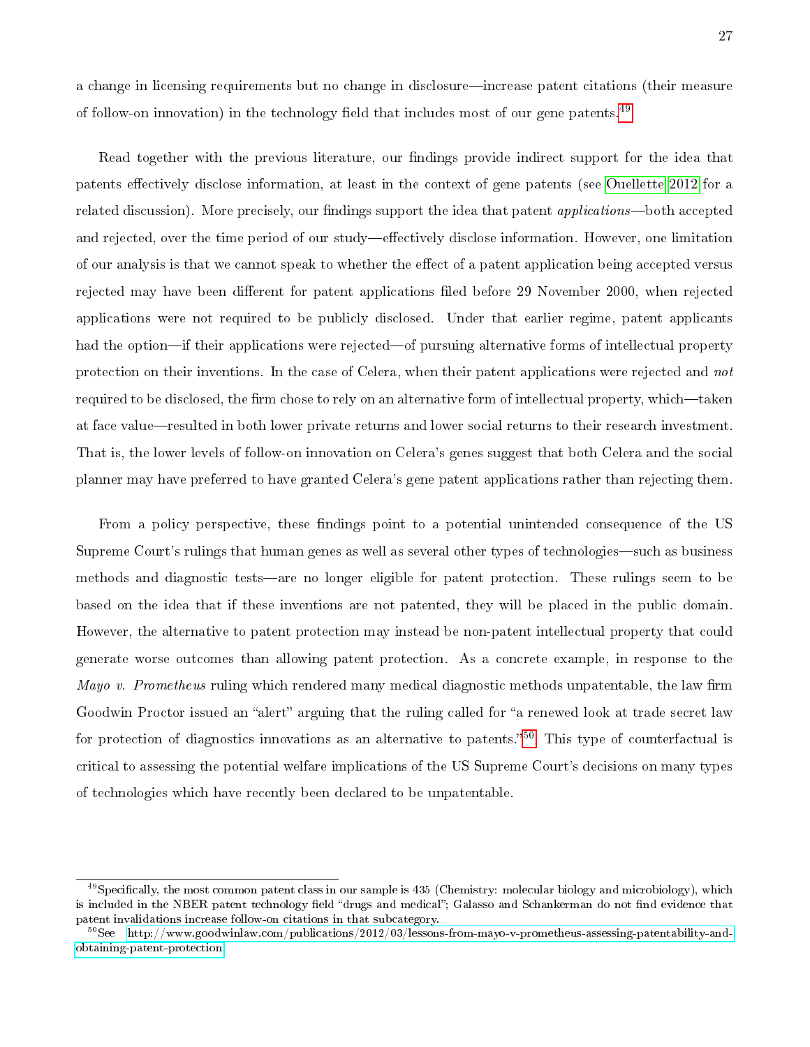a change in licensing requirements but no change in disclosure—increase patent citations (their measure of follow-on innovation) in the technology field that includes most of our gene patents.[49]

Read together with the previous literature, our findings provide indirect support for the idea that patents effectively disclose information, at least in the context of gene patents (see Ouellette 2012 for a related discussion). More precisely, our findings support the idea that patent *applications*—both accepted and rejected, over the time period of our study—effectively disclose information. However, one limitation of our analysis is that we cannot speak to whether the effect of a patent application being accepted versus rejected may have been different for patent applications filed before 29 November 2000, when rejected applications were not required to be publicly disclosed. Under that earlier regime, patent applicants had the option—if their applications were rejected—of pursuing alternative forms of intellectual property protection on their inventions. In the case of Celera, when their patent applications were rejected and *not* required to be disclosed, the firm chose to rely on an alternative form of intellectual property, which—taken at face value—resulted in both lower private returns and lower social returns to their research investment. That is, the lower levels of follow-on innovation on Celera's genes suggest that both Celera and the social planner may have preferred to have granted Celera's gene patent applications rather than rejecting them.

From a policy perspective, these findings point to a potential unintended consequence of the US Supreme Court's rulings that human genes as well as several other types of technologies—such as business methods and diagnostic tests—are no longer eligible for patent protection. These rulings seem to be based on the idea that if these inventions are not patented, they will be placed in the public domain. However, the alternative to patent protection may instead be non-patent intellectual property that could generate worse outcomes than allowing patent protection. As a concrete example, in response to the *Mayo v. Prometheus* ruling which rendered many medical diagnostic methods unpatentable, the law firm Goodwin Proctor issued an "alert" arguing that the ruling called for "a renewed look at trade secret law for protection of diagnostics innovations as an alternative to patents."[50] This type of counterfactual is critical to assessing the potential welfare implications of the US Supreme Court's decisions on many types of technologies which have recently been declared to be unpatentable.

[49] Specifically, the most common patent class in our sample is 435 (Chemistry: molecular biology and microbiology), which is included in the NBER patent technology field "drugs and medical"; Galasso and Schankerman do not find evidence that patent invalidations increase follow-on citations in that subcategory.

[50] See http://www.goodwinlaw.com/publications/2012/03/lessons-from-mayo-v-prometheus-assessing-patentability-and-obtaining-patent-protection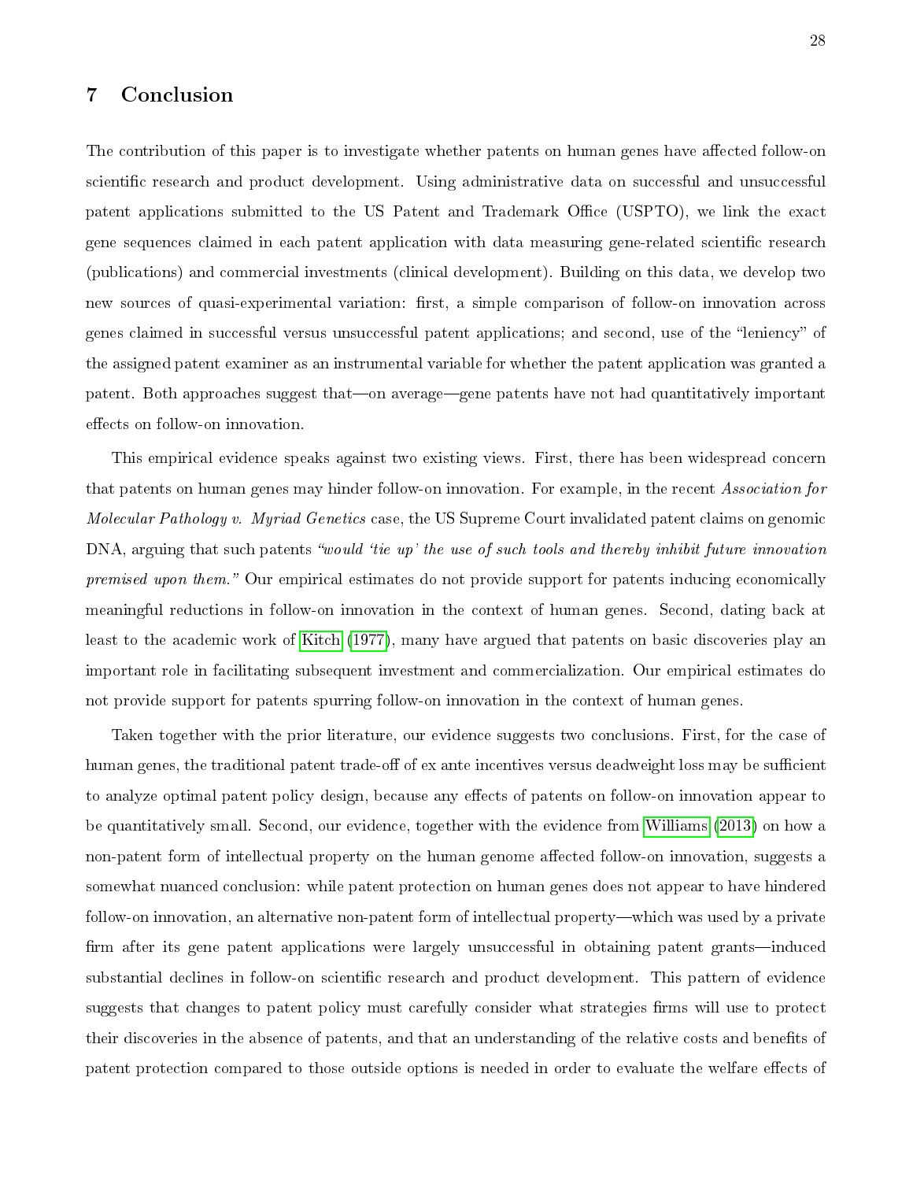# 7 Conclusion

The contribution of this paper is to investigate whether patents on human genes have affected follow-on scientific research and product development. Using administrative data on successful and unsuccessful patent applications submitted to the US Patent and Trademark Office (USPTO), we link the exact gene sequences claimed in each patent application with data measuring gene-related scientific research (publications) and commercial investments (clinical development). Building on this data, we develop two new sources of quasi-experimental variation: first, a simple comparison of follow-on innovation across genes claimed in successful versus unsuccessful patent applications; and second, use of the "leniency" of the assigned patent examiner as an instrumental variable for whether the patent application was granted a patent. Both approaches suggest that—on average—gene patents have not had quantitatively important effects on follow-on innovation.

This empirical evidence speaks against two existing views. First, there has been widespread concern that patents on human genes may hinder follow-on innovation. For example, in the recent *Association for Molecular Pathology v. Myriad Genetics* case, the US Supreme Court invalidated patent claims on genomic DNA, arguing that such patents *"would 'tie up' the use of such tools and thereby inhibit future innovation premised upon them."* Our empirical estimates do not provide support for patents inducing economically meaningful reductions in follow-on innovation in the context of human genes. Second, dating back at least to the academic work of Kitch (1977), many have argued that patents on basic discoveries play an important role in facilitating subsequent investment and commercialization. Our empirical estimates do not provide support for patents spurring follow-on innovation in the context of human genes.

Taken together with the prior literature, our evidence suggests two conclusions. First, for the case of human genes, the traditional patent trade-off of ex ante incentives versus deadweight loss may be sufficient to analyze optimal patent policy design, because any effects of patents on follow-on innovation appear to be quantitatively small. Second, our evidence, together with the evidence from Williams (2013) on how a non-patent form of intellectual property on the human genome affected follow-on innovation, suggests a somewhat nuanced conclusion: while patent protection on human genes does not appear to have hindered follow-on innovation, an alternative non-patent form of intellectual property—which was used by a private firm after its gene patent applications were largely unsuccessful in obtaining patent grants—induced substantial declines in follow-on scientific research and product development. This pattern of evidence suggests that changes to patent policy must carefully consider what strategies firms will use to protect their discoveries in the absence of patents, and that an understanding of the relative costs and benefits of patent protection compared to those outside options is needed in order to evaluate the welfare effects of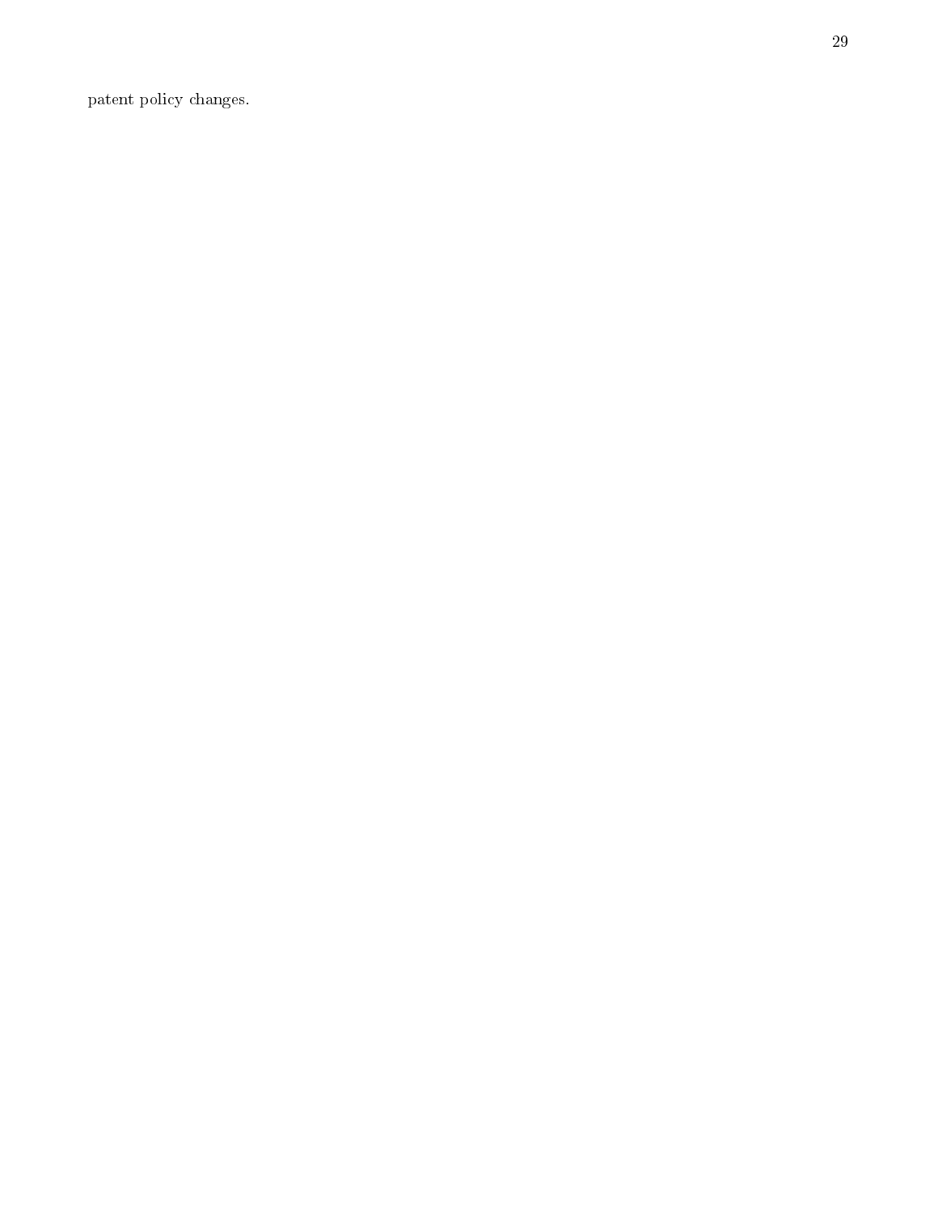patent policy changes.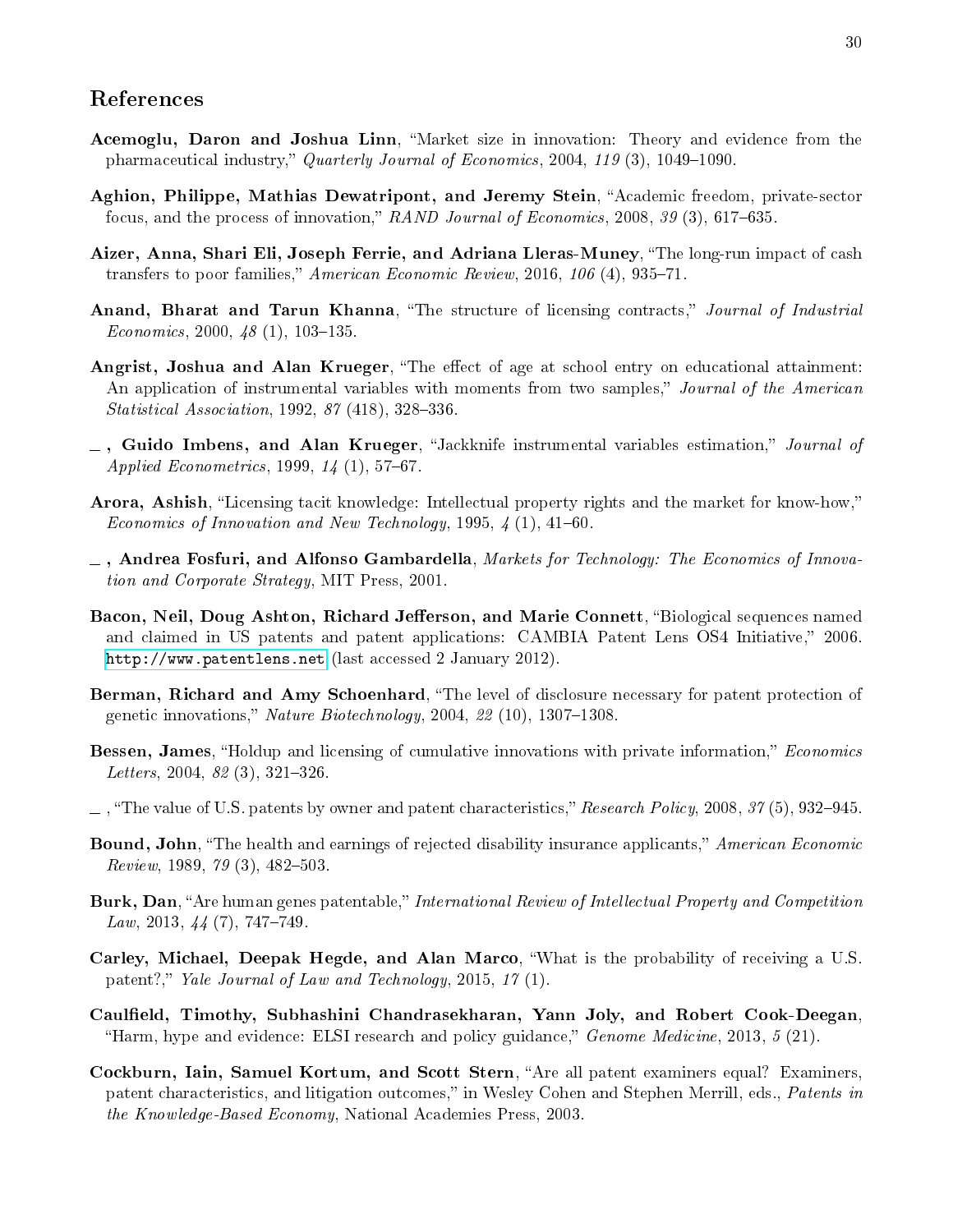## References

**Acemoglu, Daron and Joshua Linn**, "Market size in innovation: Theory and evidence from the pharmaceutical industry," *Quarterly Journal of Economics*, 2004, *119* (3), 1049–1090.

**Aghion, Philippe, Mathias Dewatripont, and Jeremy Stein**, "Academic freedom, private-sector focus, and the process of innovation," *RAND Journal of Economics*, 2008, *39* (3), 617–635.

**Aizer, Anna, Shari Eli, Joseph Ferrie, and Adriana Lleras-Muney**, "The long-run impact of cash transfers to poor families," *American Economic Review*, 2016, *106* (4), 935–71.

**Anand, Bharat and Tarun Khanna**, "The structure of licensing contracts," *Journal of Industrial Economics*, 2000, *48* (1), 103–135.

**Angrist, Joshua and Alan Krueger**, "The effect of age at school entry on educational attainment: An application of instrumental variables with moments from two samples," *Journal of the American Statistical Association*, 1992, *87* (418), 328–336.

**\_ , Guido Imbens, and Alan Krueger**, "Jackknife instrumental variables estimation," *Journal of Applied Econometrics*, 1999, *14* (1), 57–67.

**Arora, Ashish**, "Licensing tacit knowledge: Intellectual property rights and the market for know-how," *Economics of Innovation and New Technology*, 1995, *4* (1), 41–60.

**\_ , Andrea Fosfuri, and Alfonso Gambardella**, *Markets for Technology: The Economics of Innovation and Corporate Strategy*, MIT Press, 2001.

**Bacon, Neil, Doug Ashton, Richard Jefferson, and Marie Connett**, "Biological sequences named and claimed in US patents and patent applications: CAMBIA Patent Lens OS4 Initiative," 2006. http://www.patentlens.net (last accessed 2 January 2012).

**Berman, Richard and Amy Schoenhard**, "The level of disclosure necessary for patent protection of genetic innovations," *Nature Biotechnology*, 2004, *22* (10), 1307–1308.

**Bessen, James**, "Holdup and licensing of cumulative innovations with private information," *Economics Letters*, 2004, *82* (3), 321–326.

\_ , "The value of U.S. patents by owner and patent characteristics," *Research Policy*, 2008, *37* (5), 932–945.

**Bound, John**, "The health and earnings of rejected disability insurance applicants," *American Economic Review*, 1989, *79* (3), 482–503.

**Burk, Dan**, "Are human genes patentable," *International Review of Intellectual Property and Competition Law*, 2013, *44* (7), 747–749.

**Carley, Michael, Deepak Hegde, and Alan Marco**, "What is the probability of receiving a U.S. patent?," *Yale Journal of Law and Technology*, 2015, *17* (1).

**Caulfield, Timothy, Subhashini Chandrasekharan, Yann Joly, and Robert Cook-Deegan**, "Harm, hype and evidence: ELSI research and policy guidance," *Genome Medicine*, 2013, *5* (21).

**Cockburn, Iain, Samuel Kortum, and Scott Stern**, "Are all patent examiners equal? Examiners, patent characteristics, and litigation outcomes," in Wesley Cohen and Stephen Merrill, eds., *Patents in the Knowledge-Based Economy*, National Academies Press, 2003.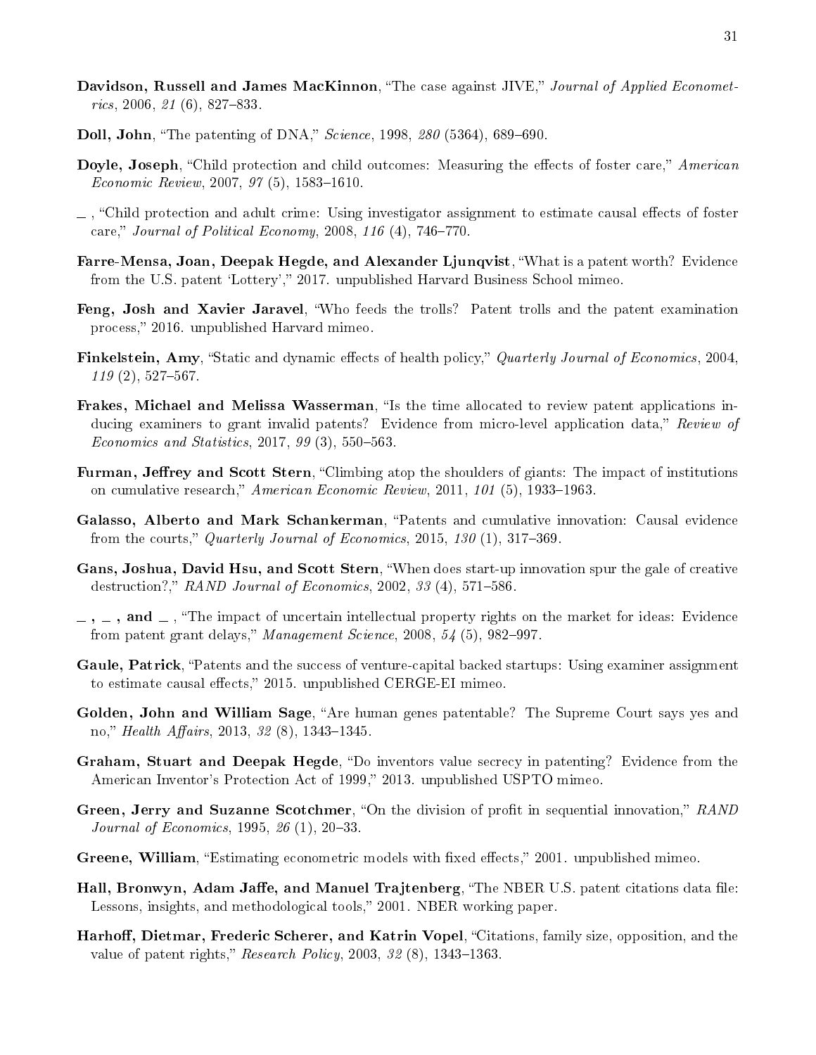**Davidson, Russell and James MacKinnon**, "The case against JIVE," *Journal of Applied Econometrics*, 2006, *21* (6), 827–833.

**Doll, John**, "The patenting of DNA," *Science*, 1998, *280* (5364), 689–690.

**Doyle, Joseph**, "Child protection and child outcomes: Measuring the effects of foster care," *American Economic Review*, 2007, *97* (5), 1583–1610.

_ , "Child protection and adult crime: Using investigator assignment to estimate causal effects of foster care," *Journal of Political Economy*, 2008, *116* (4), 746–770.

**Farre-Mensa, Joan, Deepak Hegde, and Alexander Ljunqvist**, "What is a patent worth? Evidence from the U.S. patent 'Lottery'," 2017. unpublished Harvard Business School mimeo.

**Feng, Josh and Xavier Jaravel**, "Who feeds the trolls? Patent trolls and the patent examination process," 2016. unpublished Harvard mimeo.

**Finkelstein, Amy**, "Static and dynamic effects of health policy," *Quarterly Journal of Economics*, 2004, *119* (2), 527–567.

**Frakes, Michael and Melissa Wasserman**, "Is the time allocated to review patent applications inducing examiners to grant invalid patents? Evidence from micro-level application data," *Review of Economics and Statistics*, 2017, *99* (3), 550–563.

**Furman, Jeffrey and Scott Stern**, "Climbing atop the shoulders of giants: The impact of institutions on cumulative research," *American Economic Review*, 2011, *101* (5), 1933–1963.

**Galasso, Alberto and Mark Schankerman**, "Patents and cumulative innovation: Causal evidence from the courts," *Quarterly Journal of Economics*, 2015, *130* (1), 317–369.

**Gans, Joshua, David Hsu, and Scott Stern**, "When does start-up innovation spur the gale of creative destruction?," *RAND Journal of Economics*, 2002, *33* (4), 571–586.

**_ , _ , and _** , "The impact of uncertain intellectual property rights on the market for ideas: Evidence from patent grant delays," *Management Science*, 2008, *54* (5), 982–997.

**Gaule, Patrick**, "Patents and the success of venture-capital backed startups: Using examiner assignment to estimate causal effects," 2015. unpublished CERGE-EI mimeo.

**Golden, John and William Sage**, "Are human genes patentable? The Supreme Court says yes and no," *Health Affairs*, 2013, *32* (8), 1343–1345.

**Graham, Stuart and Deepak Hegde**, "Do inventors value secrecy in patenting? Evidence from the American Inventor's Protection Act of 1999," 2013. unpublished USPTO mimeo.

**Green, Jerry and Suzanne Scotchmer**, "On the division of profit in sequential innovation," *RAND Journal of Economics*, 1995, *26* (1), 20–33.

**Greene, William**, "Estimating econometric models with fixed effects," 2001. unpublished mimeo.

**Hall, Bronwyn, Adam Jaffe, and Manuel Trajtenberg**, "The NBER U.S. patent citations data file: Lessons, insights, and methodological tools," 2001. NBER working paper.

**Harhoff, Dietmar, Frederic Scherer, and Katrin Vopel**, "Citations, family size, opposition, and the value of patent rights," *Research Policy*, 2003, *32* (8), 1343–1363.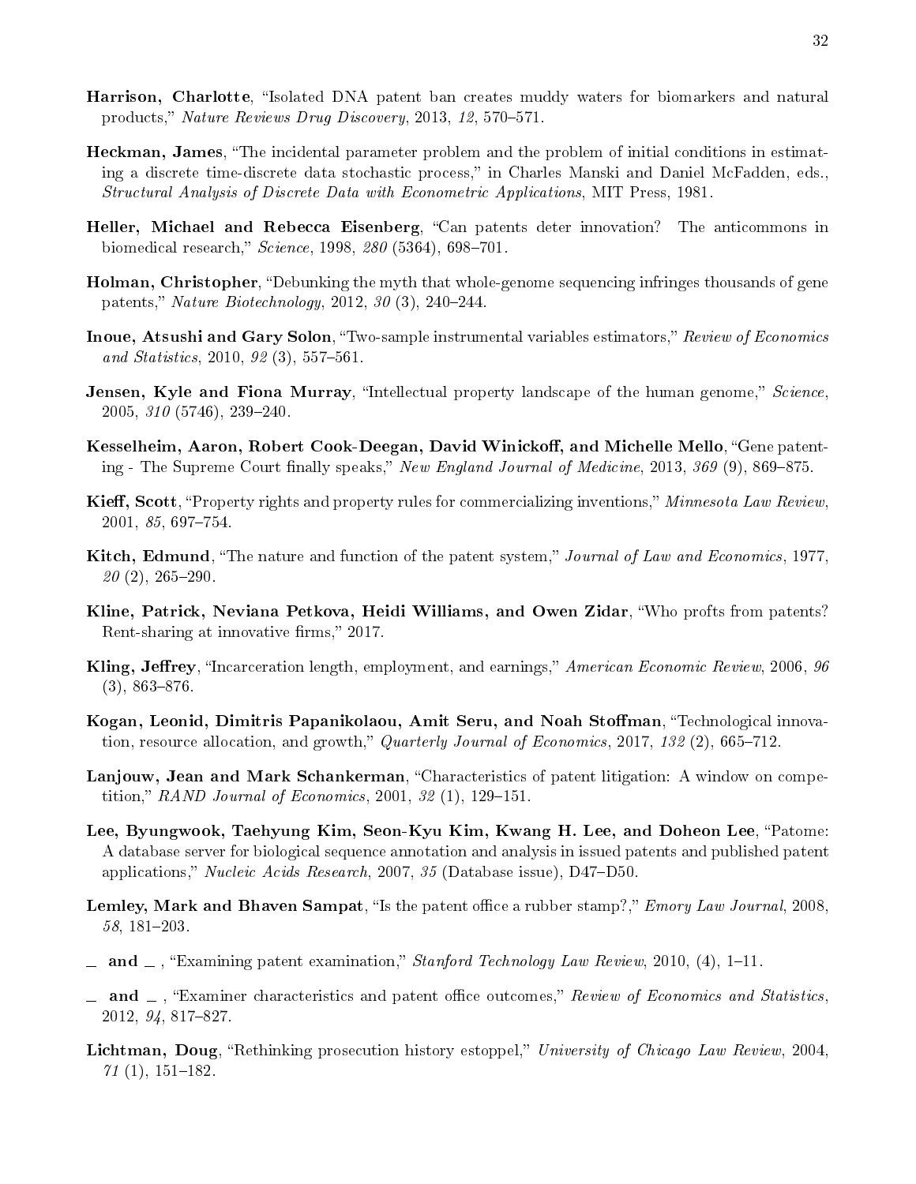**Harrison, Charlotte**, "Isolated DNA patent ban creates muddy waters for biomarkers and natural products," *Nature Reviews Drug Discovery*, 2013, *12*, 570–571.

**Heckman, James**, "The incidental parameter problem and the problem of initial conditions in estimating a discrete time-discrete data stochastic process," in Charles Manski and Daniel McFadden, eds., *Structural Analysis of Discrete Data with Econometric Applications*, MIT Press, 1981.

**Heller, Michael and Rebecca Eisenberg**, "Can patents deter innovation? The anticommons in biomedical research," *Science*, 1998, *280* (5364), 698–701.

**Holman, Christopher**, "Debunking the myth that whole-genome sequencing infringes thousands of gene patents," *Nature Biotechnology*, 2012, *30* (3), 240–244.

**Inoue, Atsushi and Gary Solon**, "Two-sample instrumental variables estimators," *Review of Economics and Statistics*, 2010, *92* (3), 557–561.

**Jensen, Kyle and Fiona Murray**, "Intellectual property landscape of the human genome," *Science*, 2005, *310* (5746), 239–240.

**Kesselheim, Aaron, Robert Cook-Deegan, David Winickoff, and Michelle Mello**, "Gene patenting - The Supreme Court finally speaks," *New England Journal of Medicine*, 2013, *369* (9), 869–875.

**Kieff, Scott**, "Property rights and property rules for commercializing inventions," *Minnesota Law Review*, 2001, *85*, 697–754.

**Kitch, Edmund**, "The nature and function of the patent system," *Journal of Law and Economics*, 1977, *20* (2), 265–290.

**Kline, Patrick, Neviana Petkova, Heidi Williams, and Owen Zidar**, "Who profts from patents? Rent-sharing at innovative firms," 2017.

**Kling, Jeffrey**, "Incarceration length, employment, and earnings," *American Economic Review*, 2006, *96* (3), 863–876.

**Kogan, Leonid, Dimitris Papanikolaou, Amit Seru, and Noah Stoffman**, "Technological innovation, resource allocation, and growth," *Quarterly Journal of Economics*, 2017, *132* (2), 665–712.

**Lanjouw, Jean and Mark Schankerman**, "Characteristics of patent litigation: A window on competition," *RAND Journal of Economics*, 2001, *32* (1), 129–151.

**Lee, Byungwook, Taehyung Kim, Seon-Kyu Kim, Kwang H. Lee, and Doheon Lee**, "Patome: A database server for biological sequence annotation and analysis in issued patents and published patent applications," *Nucleic Acids Research*, 2007, *35* (Database issue), D47–D50.

**Lemley, Mark and Bhaven Sampat**, "Is the patent office a rubber stamp?," *Emory Law Journal*, 2008, *58*, 181–203.

**_ and _** , "Examining patent examination," *Stanford Technology Law Review*, 2010, (4), 1–11.

**_ and _** , "Examiner characteristics and patent office outcomes," *Review of Economics and Statistics*, 2012, *94*, 817–827.

**Lichtman, Doug**, "Rethinking prosecution history estoppel," *University of Chicago Law Review*, 2004, *71* (1), 151–182.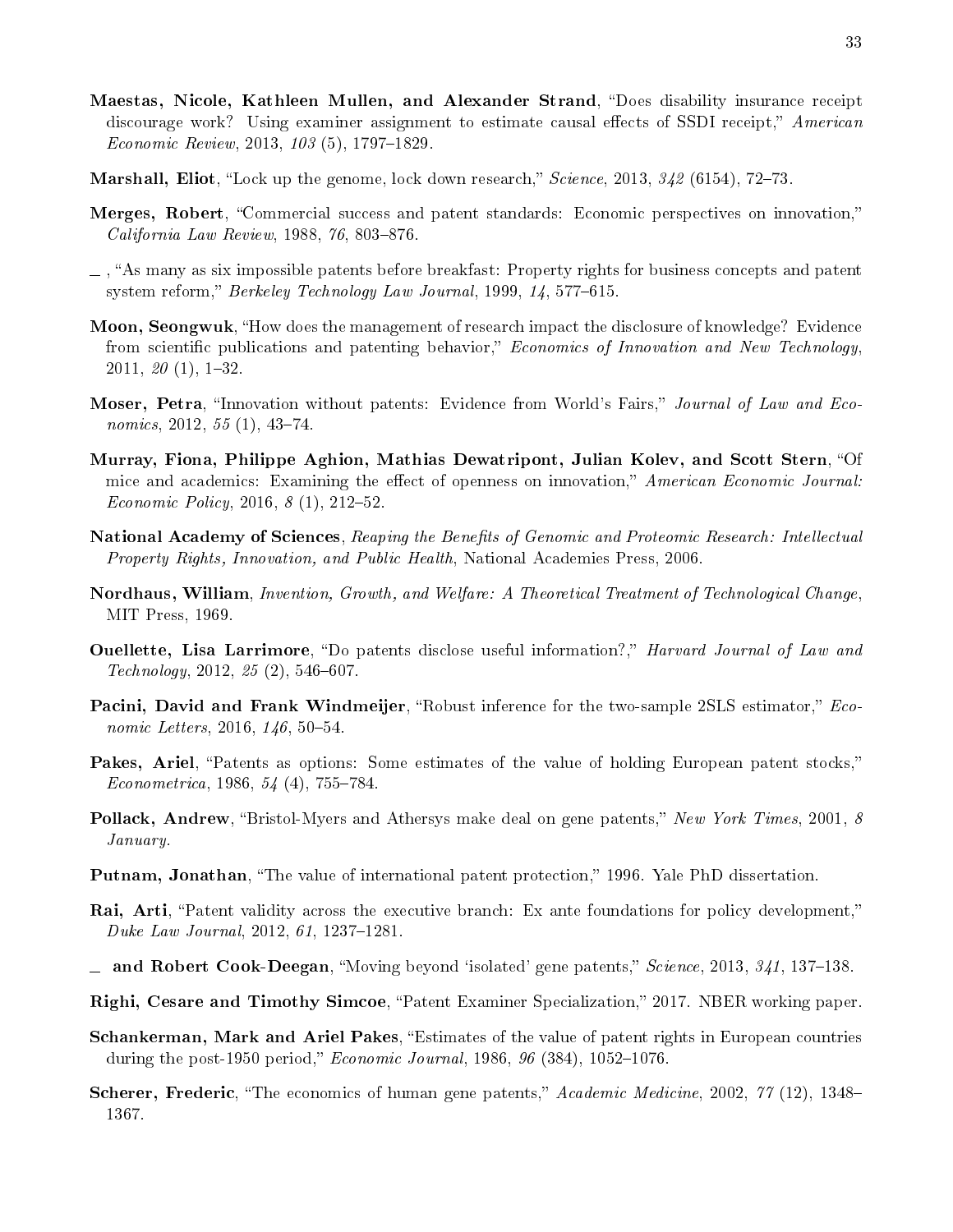**Maestas, Nicole, Kathleen Mullen, and Alexander Strand**, "Does disability insurance receipt discourage work? Using examiner assignment to estimate causal effects of SSDI receipt," *American Economic Review*, 2013, *103* (5), 1797–1829.

**Marshall, Eliot**, "Lock up the genome, lock down research," *Science*, 2013, *342* (6154), 72–73.

**Merges, Robert**, "Commercial success and patent standards: Economic perspectives on innovation," *California Law Review*, 1988, *76*, 803–876.

\_ , "As many as six impossible patents before breakfast: Property rights for business concepts and patent system reform," *Berkeley Technology Law Journal*, 1999, *14*, 577–615.

**Moon, Seongwuk**, "How does the management of research impact the disclosure of knowledge? Evidence from scientific publications and patenting behavior," *Economics of Innovation and New Technology*, 2011, *20* (1), 1–32.

**Moser, Petra**, "Innovation without patents: Evidence from World's Fairs," *Journal of Law and Economics*, 2012, *55* (1), 43–74.

**Murray, Fiona, Philippe Aghion, Mathias Dewatripont, Julian Kolev, and Scott Stern**, "Of mice and academics: Examining the effect of openness on innovation," *American Economic Journal: Economic Policy*, 2016, *8* (1), 212–52.

**National Academy of Sciences**, *Reaping the Benefits of Genomic and Proteomic Research: Intellectual Property Rights, Innovation, and Public Health*, National Academies Press, 2006.

**Nordhaus, William**, *Invention, Growth, and Welfare: A Theoretical Treatment of Technological Change*, MIT Press, 1969.

**Ouellette, Lisa Larrimore**, "Do patents disclose useful information?," *Harvard Journal of Law and Technology*, 2012, *25* (2), 546–607.

**Pacini, David and Frank Windmeijer**, "Robust inference for the two-sample 2SLS estimator," *Economic Letters*, 2016, *146*, 50–54.

**Pakes, Ariel**, "Patents as options: Some estimates of the value of holding European patent stocks," *Econometrica*, 1986, *54* (4), 755–784.

**Pollack, Andrew**, "Bristol-Myers and Athersys make deal on gene patents," *New York Times*, 2001, *8 January*.

**Putnam, Jonathan**, "The value of international patent protection," 1996. Yale PhD dissertation.

**Rai, Arti**, "Patent validity across the executive branch: Ex ante foundations for policy development," *Duke Law Journal*, 2012, *61*, 1237–1281.

\_ **and Robert Cook-Deegan**, "Moving beyond 'isolated' gene patents," *Science*, 2013, *341*, 137–138.

**Righi, Cesare and Timothy Simcoe**, "Patent Examiner Specialization," 2017. NBER working paper.

**Schankerman, Mark and Ariel Pakes**, "Estimates of the value of patent rights in European countries during the post-1950 period," *Economic Journal*, 1986, *96* (384), 1052–1076.

**Scherer, Frederic**, "The economics of human gene patents," *Academic Medicine*, 2002, *77* (12), 1348–1367.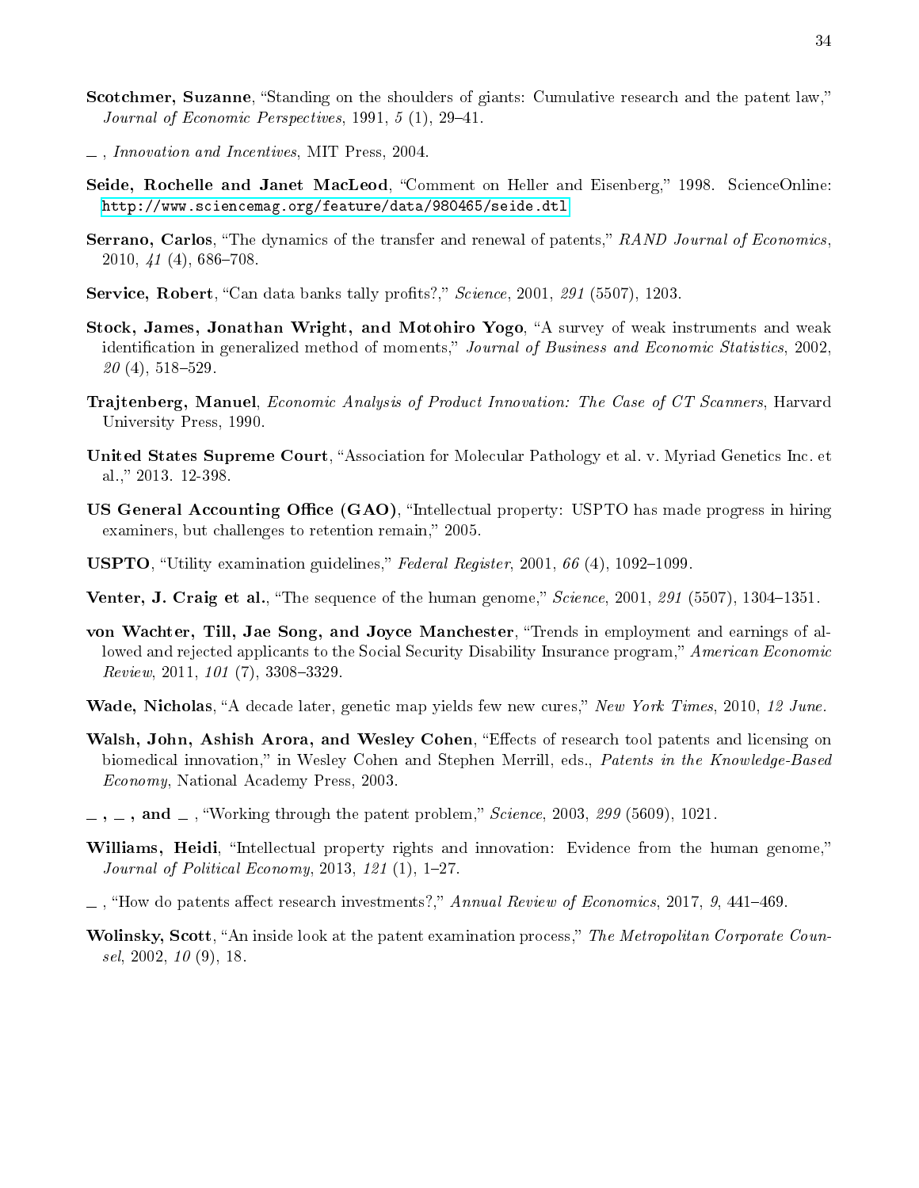**Scotchmer, Suzanne**, "Standing on the shoulders of giants: Cumulative research and the patent law," *Journal of Economic Perspectives*, 1991, *5* (1), 29–41.

_ , *Innovation and Incentives*, MIT Press, 2004.

**Seide, Rochelle and Janet MacLeod**, "Comment on Heller and Eisenberg," 1998. ScienceOnline: http://www.sciencemag.org/feature/data/980465/seide.dtl

**Serrano, Carlos**, "The dynamics of the transfer and renewal of patents," *RAND Journal of Economics*, 2010, *41* (4), 686–708.

**Service, Robert**, "Can data banks tally profits?," *Science*, 2001, *291* (5507), 1203.

**Stock, James, Jonathan Wright, and Motohiro Yogo**, "A survey of weak instruments and weak identification in generalized method of moments," *Journal of Business and Economic Statistics*, 2002, *20* (4), 518–529.

**Trajtenberg, Manuel**, *Economic Analysis of Product Innovation: The Case of CT Scanners*, Harvard University Press, 1990.

**United States Supreme Court**, "Association for Molecular Pathology et al. v. Myriad Genetics Inc. et al.," 2013. 12-398.

**US General Accounting Office (GAO)**, "Intellectual property: USPTO has made progress in hiring examiners, but challenges to retention remain," 2005.

**USPTO**, "Utility examination guidelines," *Federal Register*, 2001, *66* (4), 1092–1099.

**Venter, J. Craig et al.**, "The sequence of the human genome," *Science*, 2001, *291* (5507), 1304–1351.

**von Wachter, Till, Jae Song, and Joyce Manchester**, "Trends in employment and earnings of allowed and rejected applicants to the Social Security Disability Insurance program," *American Economic Review*, 2011, *101* (7), 3308–3329.

**Wade, Nicholas**, "A decade later, genetic map yields few new cures," *New York Times*, 2010, *12 June.*

**Walsh, John, Ashish Arora, and Wesley Cohen**, "Effects of research tool patents and licensing on biomedical innovation," in Wesley Cohen and Stephen Merrill, eds., *Patents in the Knowledge-Based Economy*, National Academy Press, 2003.

**_ , _ , and _** , "Working through the patent problem," *Science*, 2003, *299* (5609), 1021.

**Williams, Heidi**, "Intellectual property rights and innovation: Evidence from the human genome," *Journal of Political Economy*, 2013, *121* (1), 1–27.

_ , "How do patents affect research investments?," *Annual Review of Economics*, 2017, *9*, 441–469.

**Wolinsky, Scott**, "An inside look at the patent examination process," *The Metropolitan Corporate Counsel*, 2002, *10* (9), 18.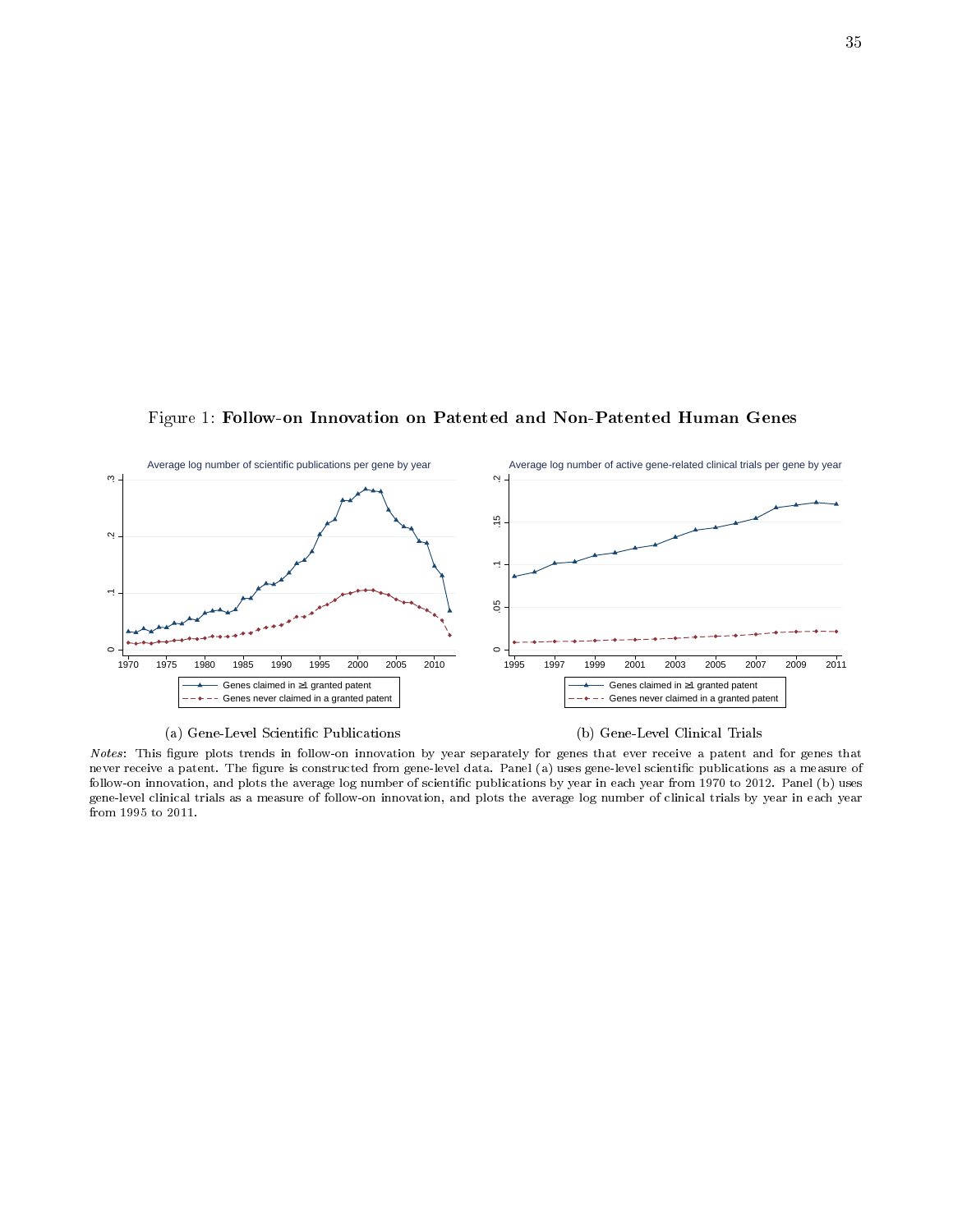Figure 1: **Follow-on Innovation on Patented and Non-Patented Human Genes**

(a) Gene-Level Scientific Publications

(b) Gene-Level Clinical Trials

*Notes*: This figure plots trends in follow-on innovation by year separately for genes that ever receive a patent and for genes that never receive a patent. The figure is constructed from gene-level data. Panel (a) uses gene-level scientific publications as a measure of follow-on innovation, and plots the average log number of scientific publications by year in each year from 1970 to 2012. Panel (b) uses gene-level clinical trials as a measure of follow-on innovation, and plots the average log number of clinical trials by year in each year from 1995 to 2011.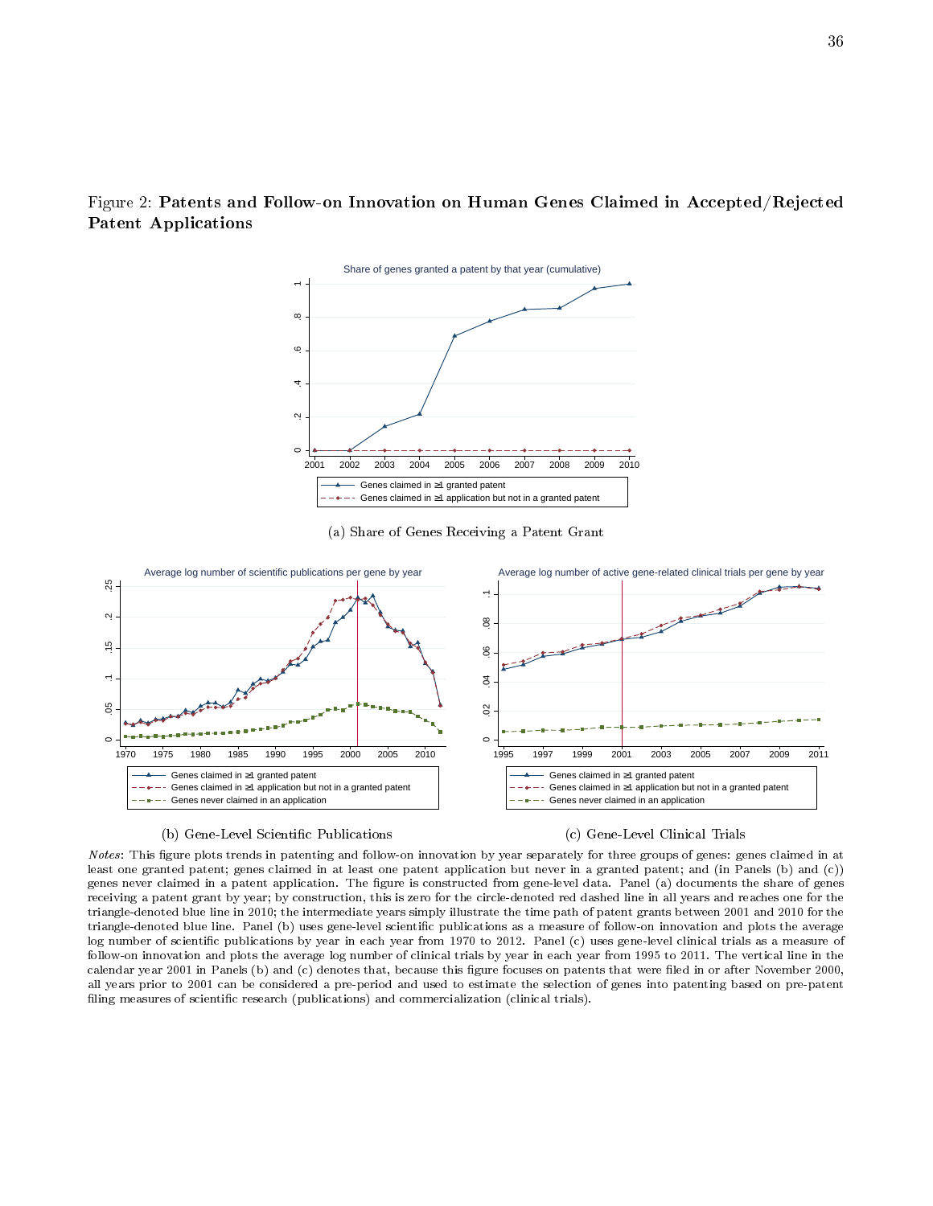Figure 2: **Patents and Follow-on Innovation on Human Genes Claimed in Accepted/Rejected Patent Applications**

(a) Share of Genes Receiving a Patent Grant

(b) Gene-Level Scientific Publications

(c) Gene-Level Clinical Trials

*Notes*: This figure plots trends in patenting and follow-on innovation by year separately for three groups of genes: genes claimed in at least one granted patent; genes claimed in at least one patent application but never in a granted patent; and (in Panels (b) and (c)) genes never claimed in a patent application. The figure is constructed from gene-level data. Panel (a) documents the share of genes receiving a patent grant by year; by construction, this is zero for the circle-denoted red dashed line in all years and reaches one for the triangle-denoted blue line in 2010; the intermediate years simply illustrate the time path of patent grants between 2001 and 2010 for the triangle-denoted blue line. Panel (b) uses gene-level scientific publications as a measure of follow-on innovation and plots the average log number of scientific publications by year in each year from 1970 to 2012. Panel (c) uses gene-level clinical trials as a measure of follow-on innovation and plots the average log number of clinical trials by year in each year from 1995 to 2011. The vertical line in the calendar year 2001 in Panels (b) and (c) denotes that, because this figure focuses on patents that were filed in or after November 2000, all years prior to 2001 can be considered a pre-period and used to estimate the selection of genes into patenting based on pre-patent filing measures of scientific research (publications) and commercialization (clinical trials).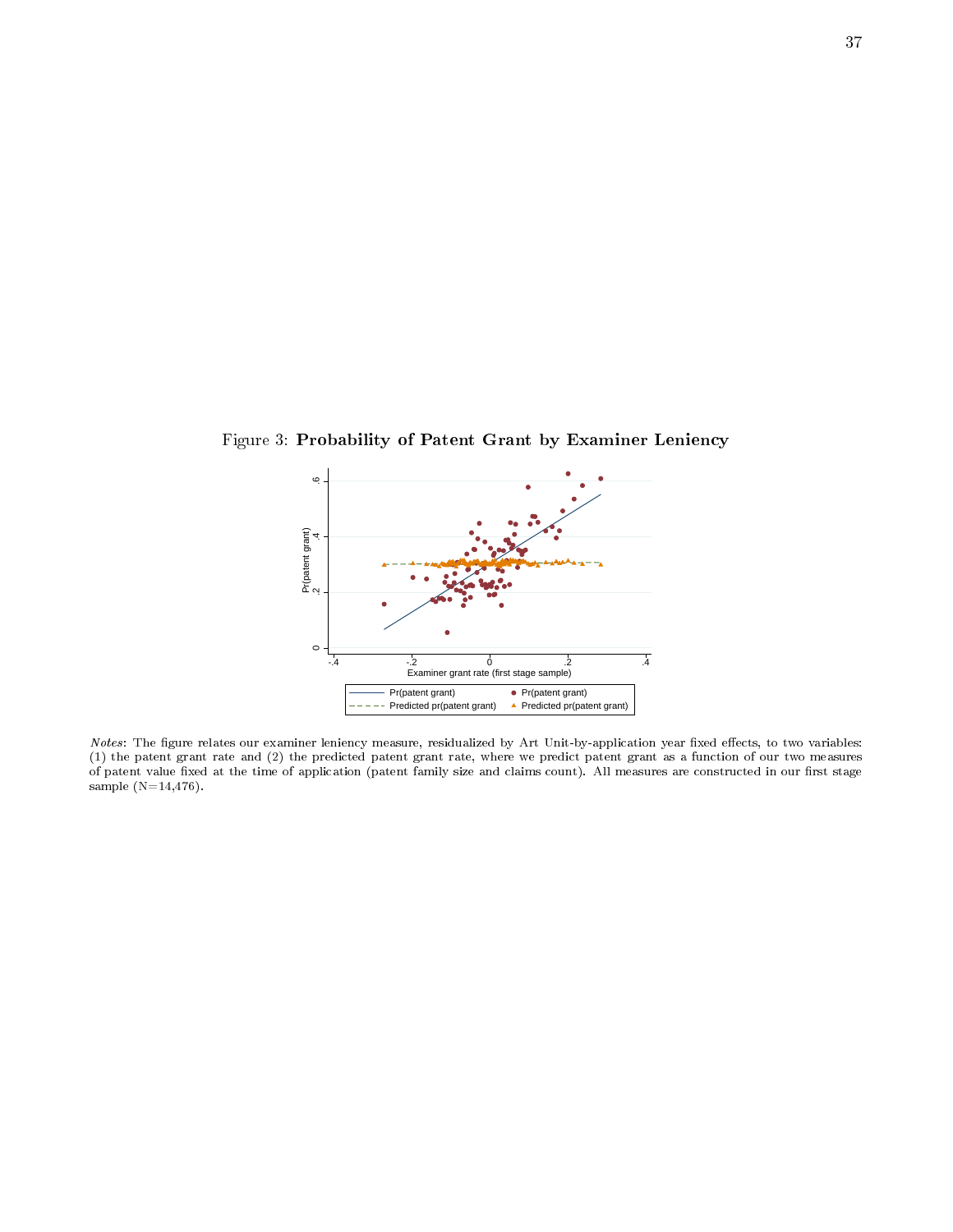Figure 3: **Probability of Patent Grant by Examiner Leniency**

*Notes*: The figure relates our examiner leniency measure, residualized by Art Unit-by-application year fixed effects, to two variables: (1) the patent grant rate and (2) the predicted patent grant rate, where we predict patent grant as a function of our two measures of patent value fixed at the time of application (patent family size and claims count). All measures are constructed in our first stage sample (N=14,476).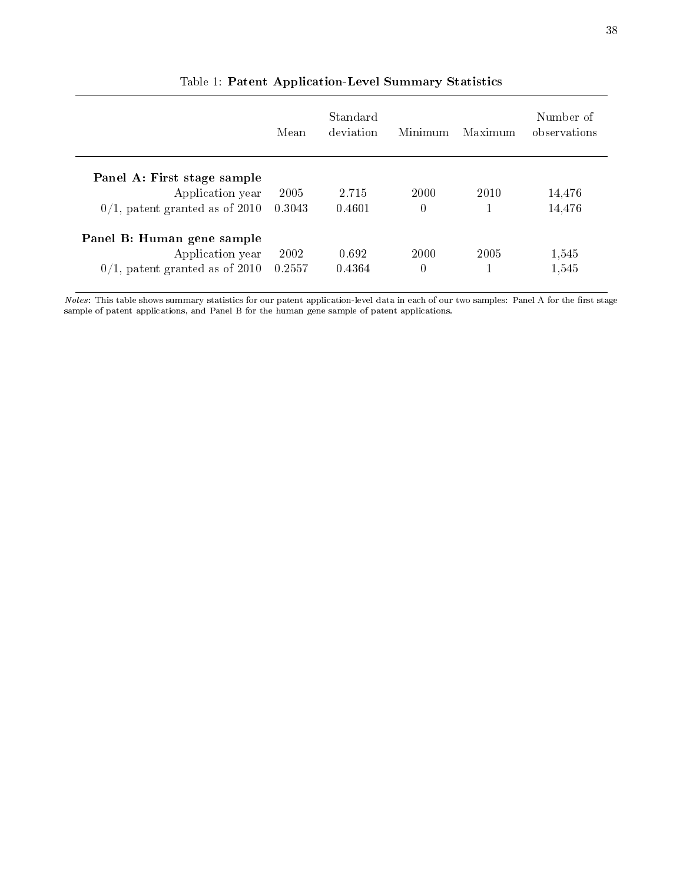Table 1: **Patent Application-Level Summary Statistics**

| | Mean | Standard deviation | Minimum | Maximum | Number of observations |
|---|---|---|---|---|---|
| **Panel A: First stage sample** | | | | | |
| Application year | 2005 | 2.715 | 2000 | 2010 | 14,476 |
| 0/1, patent granted as of 2010 | 0.3043 | 0.4601 | 0 | 1 | 14,476 |
| **Panel B: Human gene sample** | | | | | |
| Application year | 2002 | 0.692 | 2000 | 2005 | 1,545 |
| 0/1, patent granted as of 2010 | 0.2557 | 0.4364 | 0 | 1 | 1,545 |

*Notes*: This table shows summary statistics for our patent application-level data in each of our two samples: Panel A for the first stage sample of patent applications, and Panel B for the human gene sample of patent applications.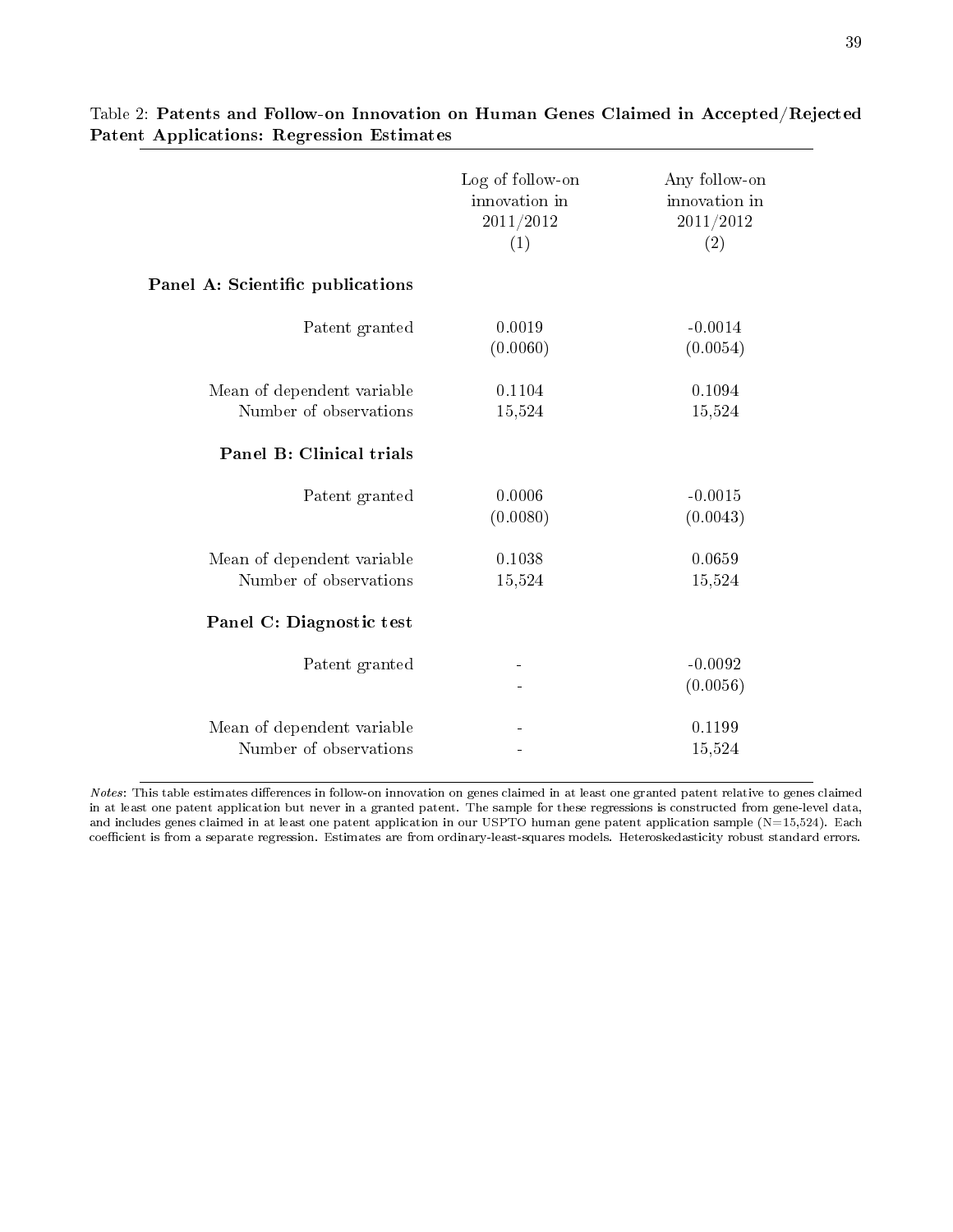Table 2: **Patents and Follow-on Innovation on Human Genes Claimed in Accepted/Rejected Patent Applications: Regression Estimates**

| | Log of follow-on innovation in 2011/2012 (1) | Any follow-on innovation in 2011/2012 (2) |
|---|---|---|
| **Panel A: Scientific publications** | | |
| Patent granted | 0.0019 | -0.0014 |
| | (0.0060) | (0.0054) |
| Mean of dependent variable | 0.1104 | 0.1094 |
| Number of observations | 15,524 | 15,524 |
| **Panel B: Clinical trials** | | |
| Patent granted | 0.0006 | -0.0015 |
| | (0.0080) | (0.0043) |
| Mean of dependent variable | 0.1038 | 0.0659 |
| Number of observations | 15,524 | 15,524 |
| **Panel C: Diagnostic test** | | |
| Patent granted | - | -0.0092 |
| | - | (0.0056) |
| Mean of dependent variable | - | 0.1199 |
| Number of observations | - | 15,524 |

*Notes*: This table estimates differences in follow-on innovation on genes claimed in at least one granted patent relative to genes claimed in at least one patent application but never in a granted patent. The sample for these regressions is constructed from gene-level data, and includes genes claimed in at least one patent application in our USPTO human gene patent application sample (N=15,524). Each coefficient is from a separate regression. Estimates are from ordinary-least-squares models. Heteroskedasticity robust standard errors.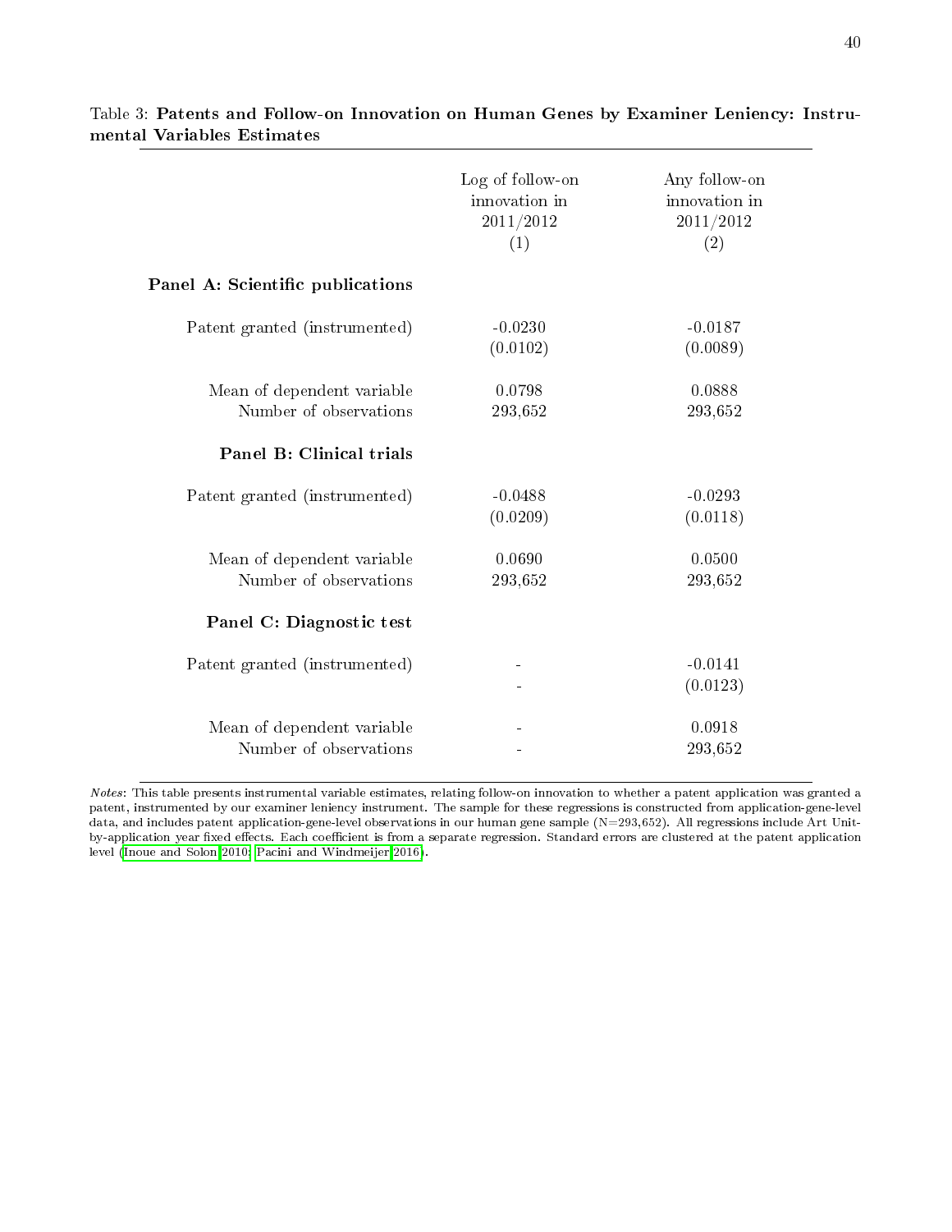Table 3: **Patents and Follow-on Innovation on Human Genes by Examiner Leniency: Instrumental Variables Estimates**

| | Log of follow-on innovation in 2011/2012 | Any follow-on innovation in 2011/2012 |
|---|---|---|
| | (1) | (2) |
| **Panel A: Scientific publications** | | |
| Patent granted (instrumented) | -0.0230 | -0.0187 |
| | (0.0102) | (0.0089) |
| Mean of dependent variable | 0.0798 | 0.0888 |
| Number of observations | 293,652 | 293,652 |
| **Panel B: Clinical trials** | | |
| Patent granted (instrumented) | -0.0488 | -0.0293 |
| | (0.0209) | (0.0118) |
| Mean of dependent variable | 0.0690 | 0.0500 |
| Number of observations | 293,652 | 293,652 |
| **Panel C: Diagnostic test** | | |
| Patent granted (instrumented) | - | -0.0141 |
| | - | (0.0123) |
| Mean of dependent variable | - | 0.0918 |
| Number of observations | - | 293,652 |

*Notes*: This table presents instrumental variable estimates, relating follow-on innovation to whether a patent application was granted a patent, instrumented by our examiner leniency instrument. The sample for these regressions is constructed from application-gene-level data, and includes patent application-gene-level observations in our human gene sample (N=293,652). All regressions include Art Unit-by-application year fixed effects. Each coefficient is from a separate regression. Standard errors are clustered at the patent application level (Inoue and Solon 2010; Pacini and Windmeijer 2016).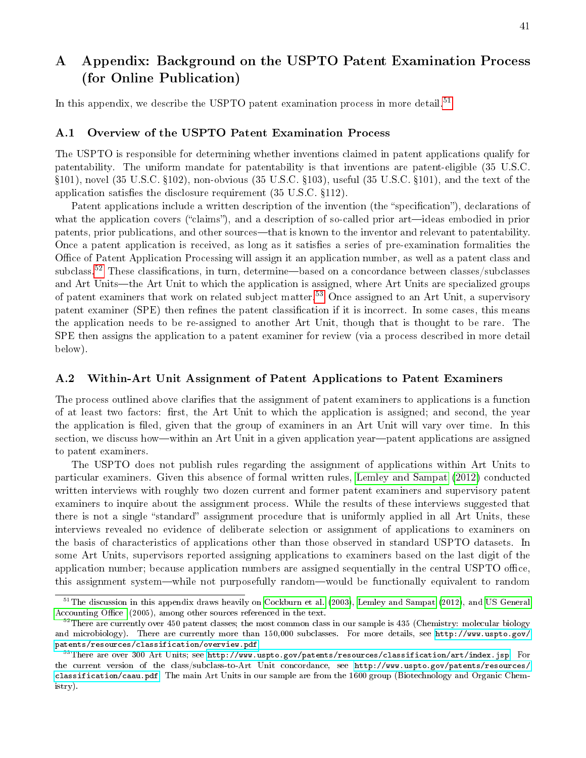# A Appendix: Background on the USPTO Patent Examination Process (for Online Publication)

In this appendix, we describe the USPTO patent examination process in more detail.[51]

## A.1 Overview of the USPTO Patent Examination Process

The USPTO is responsible for determining whether inventions claimed in patent applications qualify for patentability. The uniform mandate for patentability is that inventions are patent-eligible (35 U.S.C. §101), novel (35 U.S.C. §102), non-obvious (35 U.S.C. §103), useful (35 U.S.C. §101), and the text of the application satisfies the disclosure requirement (35 U.S.C. §112).

Patent applications include a written description of the invention (the "specification"), declarations of what the application covers ("claims"), and a description of so-called prior art—ideas embodied in prior patents, prior publications, and other sources—that is known to the inventor and relevant to patentability. Once a patent application is received, as long as it satisfies a series of pre-examination formalities the Office of Patent Application Processing will assign it an application number, as well as a patent class and subclass.[52] These classifications, in turn, determine—based on a concordance between classes/subclasses and Art Units—the Art Unit to which the application is assigned, where Art Units are specialized groups of patent examiners that work on related subject matter.[53] Once assigned to an Art Unit, a supervisory patent examiner (SPE) then refines the patent classification if it is incorrect. In some cases, this means the application needs to be re-assigned to another Art Unit, though that is thought to be rare. The SPE then assigns the application to a patent examiner for review (via a process described in more detail below).

## A.2 Within-Art Unit Assignment of Patent Applications to Patent Examiners

The process outlined above clarifies that the assignment of patent examiners to applications is a function of at least two factors: first, the Art Unit to which the application is assigned; and second, the year the application is filed, given that the group of examiners in an Art Unit will vary over time. In this section, we discuss how—within an Art Unit in a given application year—patent applications are assigned to patent examiners.

The USPTO does not publish rules regarding the assignment of applications within Art Units to particular examiners. Given this absence of formal written rules, Lemley and Sampat (2012) conducted written interviews with roughly two dozen current and former patent examiners and supervisory patent examiners to inquire about the assignment process. While the results of these interviews suggested that there is not a single "standard" assignment procedure that is uniformly applied in all Art Units, these interviews revealed no evidence of deliberate selection or assignment of applications to examiners on the basis of characteristics of applications other than those observed in standard USPTO datasets. In some Art Units, supervisors reported assigning applications to examiners based on the last digit of the application number; because application numbers are assigned sequentially in the central USPTO office, this assignment system—while not purposefully random—would be functionally equivalent to random

[51] The discussion in this appendix draws heavily on Cockburn et al. (2003), Lemley and Sampat (2012), and US General Accounting Office (2005), among other sources referenced in the text.

[52] There are currently over 450 patent classes; the most common class in our sample is 435 (Chemistry: molecular biology and microbiology). There are currently more than 150,000 subclasses. For more details, see http://www.uspto.gov/patents/resources/classification/overview.pdf.

[53] There are over 300 Art Units; see http://www.uspto.gov/patents/resources/classification/art/index.jsp. For the current version of the class/subclass-to-Art Unit concordance, see http://www.uspto.gov/patents/resources/classification/caau.pdf. The main Art Units in our sample are from the 1600 group (Biotechnology and Organic Chemistry).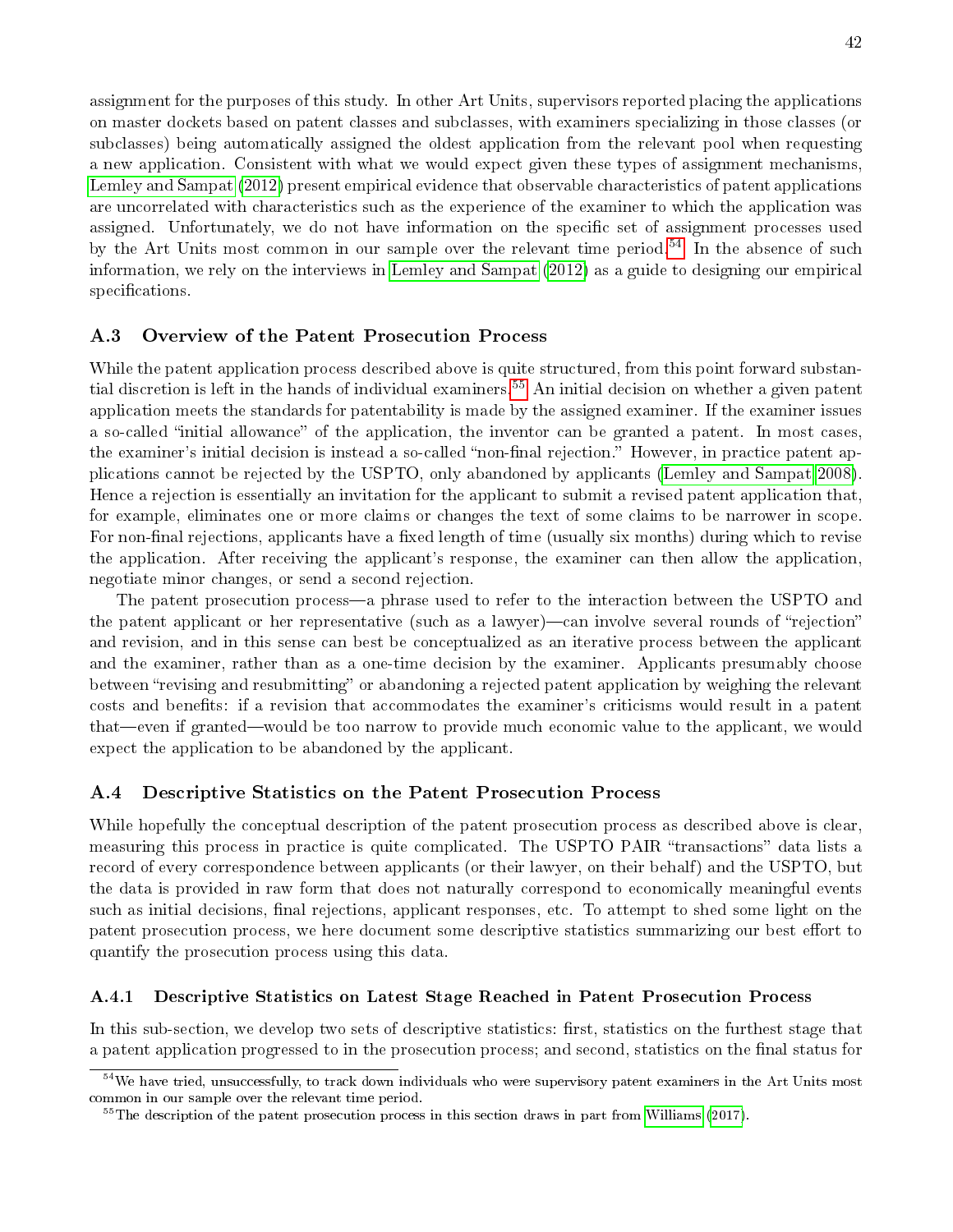assignment for the purposes of this study. In other Art Units, supervisors reported placing the applications on master dockets based on patent classes and subclasses, with examiners specializing in those classes (or subclasses) being automatically assigned the oldest application from the relevant pool when requesting a new application. Consistent with what we would expect given these types of assignment mechanisms, Lemley and Sampat (2012) present empirical evidence that observable characteristics of patent applications are uncorrelated with characteristics such as the experience of the examiner to which the application was assigned. Unfortunately, we do not have information on the specific set of assignment processes used by the Art Units most common in our sample over the relevant time period.[54] In the absence of such information, we rely on the interviews in Lemley and Sampat (2012) as a guide to designing our empirical specifications.

### A.3 Overview of the Patent Prosecution Process

While the patent application process described above is quite structured, from this point forward substantial discretion is left in the hands of individual examiners.[55] An initial decision on whether a given patent application meets the standards for patentability is made by the assigned examiner. If the examiner issues a so-called "initial allowance" of the application, the inventor can be granted a patent. In most cases, the examiner's initial decision is instead a so-called "non-final rejection." However, in practice patent applications cannot be rejected by the USPTO, only abandoned by applicants (Lemley and Sampat 2008). Hence a rejection is essentially an invitation for the applicant to submit a revised patent application that, for example, eliminates one or more claims or changes the text of some claims to be narrower in scope. For non-final rejections, applicants have a fixed length of time (usually six months) during which to revise the application. After receiving the applicant's response, the examiner can then allow the application, negotiate minor changes, or send a second rejection.

The patent prosecution process—a phrase used to refer to the interaction between the USPTO and the patent applicant or her representative (such as a lawyer)—can involve several rounds of "rejection" and revision, and in this sense can best be conceptualized as an iterative process between the applicant and the examiner, rather than as a one-time decision by the examiner. Applicants presumably choose between "revising and resubmitting" or abandoning a rejected patent application by weighing the relevant costs and benefits: if a revision that accommodates the examiner's criticisms would result in a patent that—even if granted—would be too narrow to provide much economic value to the applicant, we would expect the application to be abandoned by the applicant.

### A.4 Descriptive Statistics on the Patent Prosecution Process

While hopefully the conceptual description of the patent prosecution process as described above is clear, measuring this process in practice is quite complicated. The USPTO PAIR "transactions" data lists a record of every correspondence between applicants (or their lawyer, on their behalf) and the USPTO, but the data is provided in raw form that does not naturally correspond to economically meaningful events such as initial decisions, final rejections, applicant responses, etc. To attempt to shed some light on the patent prosecution process, we here document some descriptive statistics summarizing our best effort to quantify the prosecution process using this data.

#### A.4.1 Descriptive Statistics on Latest Stage Reached in Patent Prosecution Process

In this sub-section, we develop two sets of descriptive statistics: first, statistics on the furthest stage that a patent application progressed to in the prosecution process; and second, statistics on the final status for

---

[54] We have tried, unsuccessfully, to track down individuals who were supervisory patent examiners in the Art Units most common in our sample over the relevant time period.

[55] The description of the patent prosecution process in this section draws in part from Williams (2017).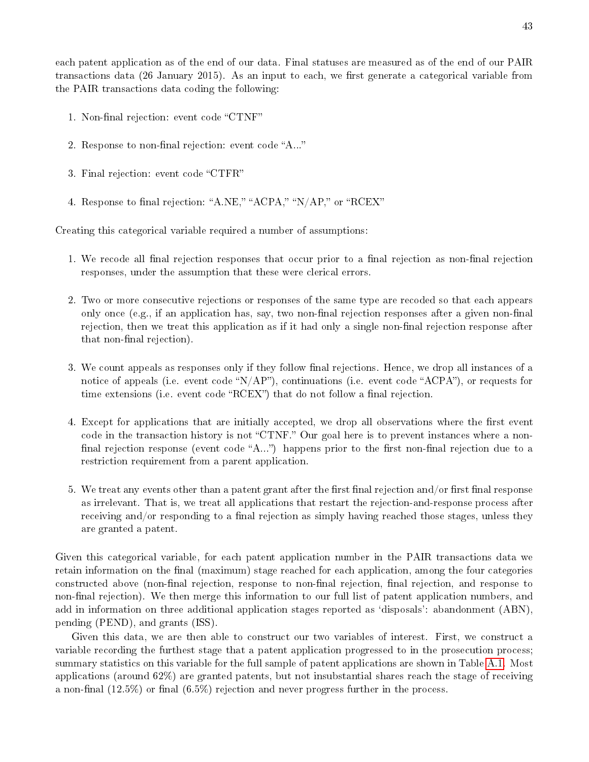each patent application as of the end of our data. Final statuses are measured as of the end of our PAIR transactions data (26 January 2015). As an input to each, we first generate a categorical variable from the PAIR transactions data coding the following:

1. Non-final rejection: event code "CTNF"
2. Response to non-final rejection: event code "A..."
3. Final rejection: event code "CTFR"
4. Response to final rejection: "A.NE," "ACPA," "N/AP," or "RCEX"

Creating this categorical variable required a number of assumptions:

1. We recode all final rejection responses that occur prior to a final rejection as non-final rejection responses, under the assumption that these were clerical errors.
2. Two or more consecutive rejections or responses of the same type are recoded so that each appears only once (e.g., if an application has, say, two non-final rejection responses after a given non-final rejection, then we treat this application as if it had only a single non-final rejection response after that non-final rejection).
3. We count appeals as responses only if they follow final rejections. Hence, we drop all instances of a notice of appeals (i.e. event code "N/AP"), continuations (i.e. event code "ACPA"), or requests for time extensions (i.e. event code "RCEX") that do not follow a final rejection.
4. Except for applications that are initially accepted, we drop all observations where the first event code in the transaction history is not "CTNF." Our goal here is to prevent instances where a non-final rejection response (event code "A...") happens prior to the first non-final rejection due to a restriction requirement from a parent application.
5. We treat any events other than a patent grant after the first final rejection and/or first final response as irrelevant. That is, we treat all applications that restart the rejection-and-response process after receiving and/or responding to a final rejection as simply having reached those stages, unless they are granted a patent.

Given this categorical variable, for each patent application number in the PAIR transactions data we retain information on the final (maximum) stage reached for each application, among the four categories constructed above (non-final rejection, response to non-final rejection, final rejection, and response to non-final rejection). We then merge this information to our full list of patent application numbers, and add in information on three additional application stages reported as 'disposals': abandonment (ABN), pending (PEND), and grants (ISS).

Given this data, we are then able to construct our two variables of interest. First, we construct a variable recording the furthest stage that a patent application progressed to in the prosecution process; summary statistics on this variable for the full sample of patent applications are shown in Table A.1. Most applications (around 62%) are granted patents, but not insubstantial shares reach the stage of receiving a non-final (12.5%) or final (6.5%) rejection and never progress further in the process.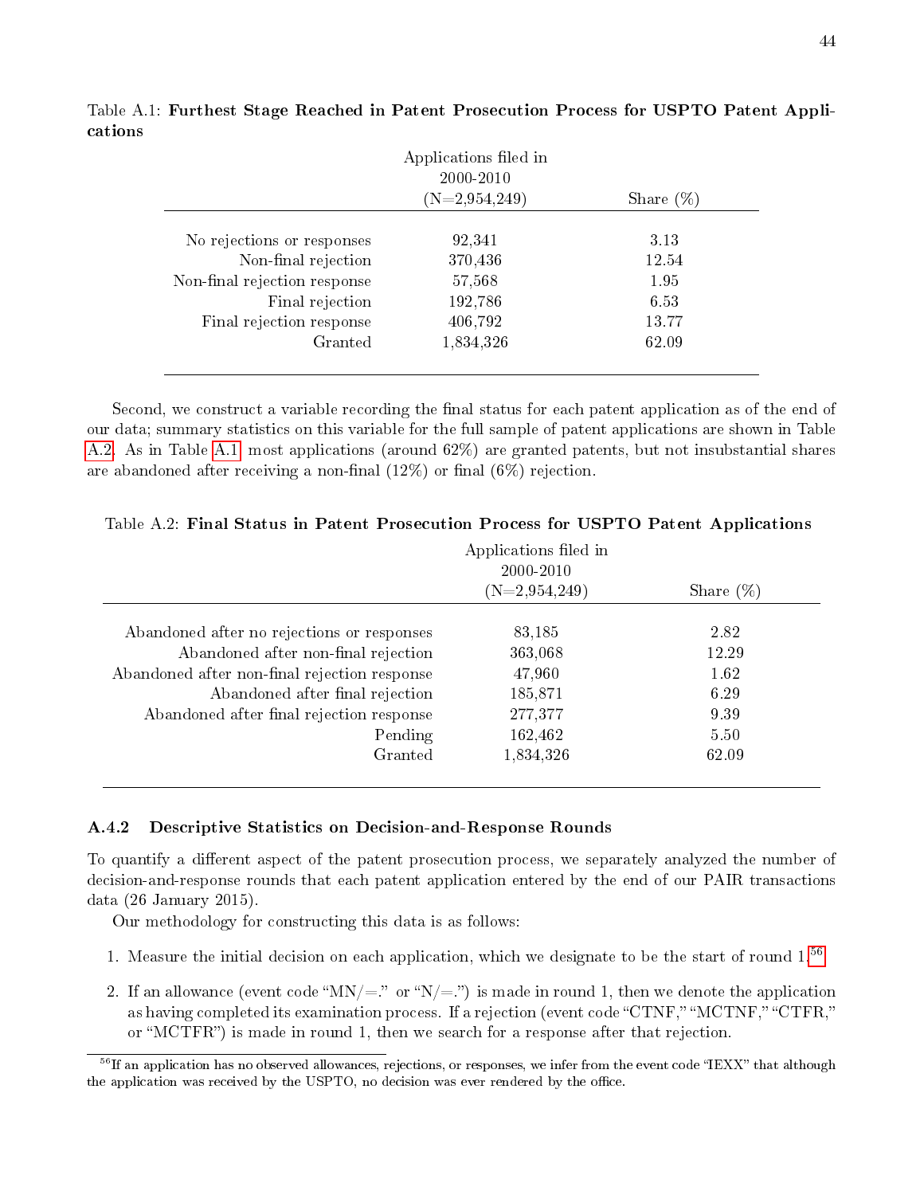Table A.1: **Furthest Stage Reached in Patent Prosecution Process for USPTO Patent Applications**

| | Applications filed in 2000-2010 (N=2,954,249) | Share (%) |
|---|---|---|
| No rejections or responses | 92,341 | 3.13 |
| Non-final rejection | 370,436 | 12.54 |
| Non-final rejection response | 57,568 | 1.95 |
| Final rejection | 192,786 | 6.53 |
| Final rejection response | 406,792 | 13.77 |
| Granted | 1,834,326 | 62.09 |

Second, we construct a variable recording the final status for each patent application as of the end of our data; summary statistics on this variable for the full sample of patent applications are shown in Table A.2. As in Table A.1 most applications (around 62%) are granted patents, but not insubstantial shares are abandoned after receiving a non-final (12%) or final (6%) rejection.

Table A.2: **Final Status in Patent Prosecution Process for USPTO Patent Applications**

| | Applications filed in 2000-2010 (N=2,954,249) | Share (%) |
|---|---|---|
| Abandoned after no rejections or responses | 83,185 | 2.82 |
| Abandoned after non-final rejection | 363,068 | 12.29 |
| Abandoned after non-final rejection response | 47,960 | 1.62 |
| Abandoned after final rejection | 185,871 | 6.29 |
| Abandoned after final rejection response | 277,377 | 9.39 |
| Pending | 162,462 | 5.50 |
| Granted | 1,834,326 | 62.09 |

### A.4.2 Descriptive Statistics on Decision-and-Response Rounds

To quantify a different aspect of the patent prosecution process, we separately analyzed the number of decision-and-response rounds that each patent application entered by the end of our PAIR transactions data (26 January 2015).

Our methodology for constructing this data is as follows:

1. Measure the initial decision on each application, which we designate to be the start of round 1.[56]
2. If an allowance (event code "MN/=." or "N/=.") is made in round 1, then we denote the application as having completed its examination process. If a rejection (event code "CTNF," "MCTNF," "CTFR," or "MCTFR") is made in round 1, then we search for a response after that rejection.

[56] If an application has no observed allowances, rejections, or responses, we infer from the event code "IEXX" that although the application was received by the USPTO, no decision was ever rendered by the office.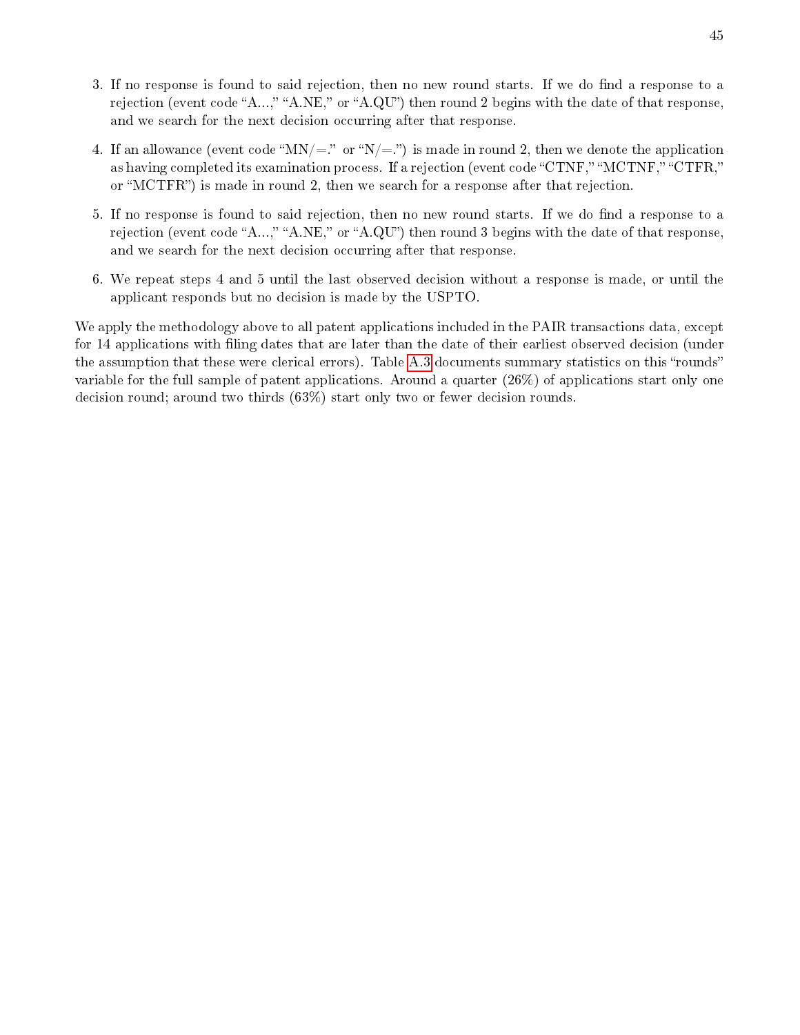3. If no response is found to said rejection, then no new round starts. If we do find a response to a rejection (event code "A...," "A.NE," or "A.QU") then round 2 begins with the date of that response, and we search for the next decision occurring after that response.

4. If an allowance (event code "MN/=." or "N/=.") is made in round 2, then we denote the application as having completed its examination process. If a rejection (event code "CTNF," "MCTNF," "CTFR," or "MCTFR") is made in round 2, then we search for a response after that rejection.

5. If no response is found to said rejection, then no new round starts. If we do find a response to a rejection (event code "A...," "A.NE," or "A.QU") then round 3 begins with the date of that response, and we search for the next decision occurring after that response.

6. We repeat steps 4 and 5 until the last observed decision without a response is made, or until the applicant responds but no decision is made by the USPTO.

We apply the methodology above to all patent applications included in the PAIR transactions data, except for 14 applications with filing dates that are later than the date of their earliest observed decision (under the assumption that these were clerical errors). Table A.3 documents summary statistics on this "rounds" variable for the full sample of patent applications. Around a quarter (26%) of applications start only one decision round; around two thirds (63%) start only two or fewer decision rounds.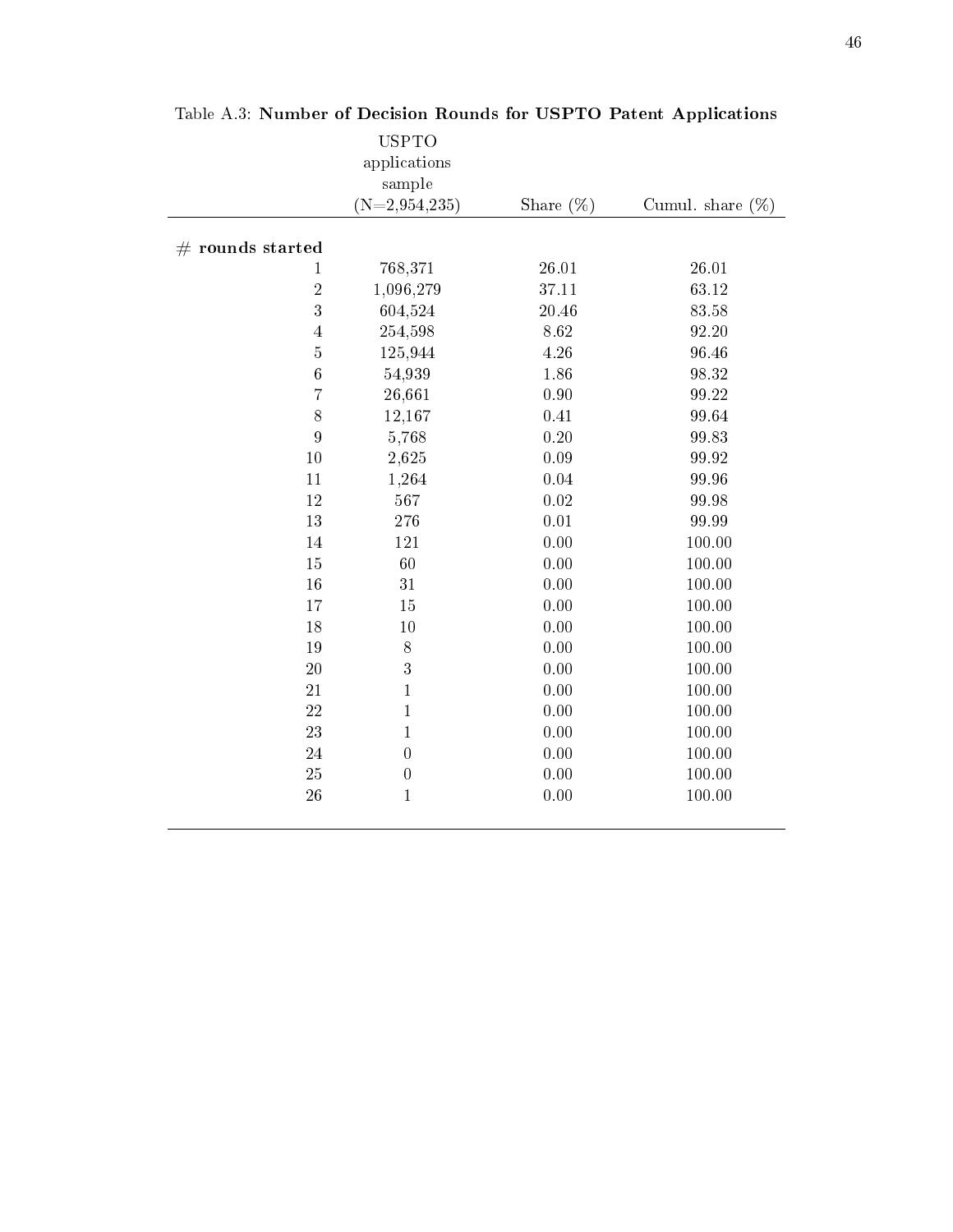Table A.3: **Number of Decision Rounds for USPTO Patent Applications**

| | USPTO applications sample (N=2,954,235) | Share (%) | Cumul. share (%) |
|---|---|---|---|
| **# rounds started** | | | |
| 1 | 768,371 | 26.01 | 26.01 |
| 2 | 1,096,279 | 37.11 | 63.12 |
| 3 | 604,524 | 20.46 | 83.58 |
| 4 | 254,598 | 8.62 | 92.20 |
| 5 | 125,944 | 4.26 | 96.46 |
| 6 | 54,939 | 1.86 | 98.32 |
| 7 | 26,661 | 0.90 | 99.22 |
| 8 | 12,167 | 0.41 | 99.64 |
| 9 | 5,768 | 0.20 | 99.83 |
| 10 | 2,625 | 0.09 | 99.92 |
| 11 | 1,264 | 0.04 | 99.96 |
| 12 | 567 | 0.02 | 99.98 |
| 13 | 276 | 0.01 | 99.99 |
| 14 | 121 | 0.00 | 100.00 |
| 15 | 60 | 0.00 | 100.00 |
| 16 | 31 | 0.00 | 100.00 |
| 17 | 15 | 0.00 | 100.00 |
| 18 | 10 | 0.00 | 100.00 |
| 19 | 8 | 0.00 | 100.00 |
| 20 | 3 | 0.00 | 100.00 |
| 21 | 1 | 0.00 | 100.00 |
| 22 | 1 | 0.00 | 100.00 |
| 23 | 1 | 0.00 | 100.00 |
| 24 | 0 | 0.00 | 100.00 |
| 25 | 0 | 0.00 | 100.00 |
| 26 | 1 | 0.00 | 100.00 |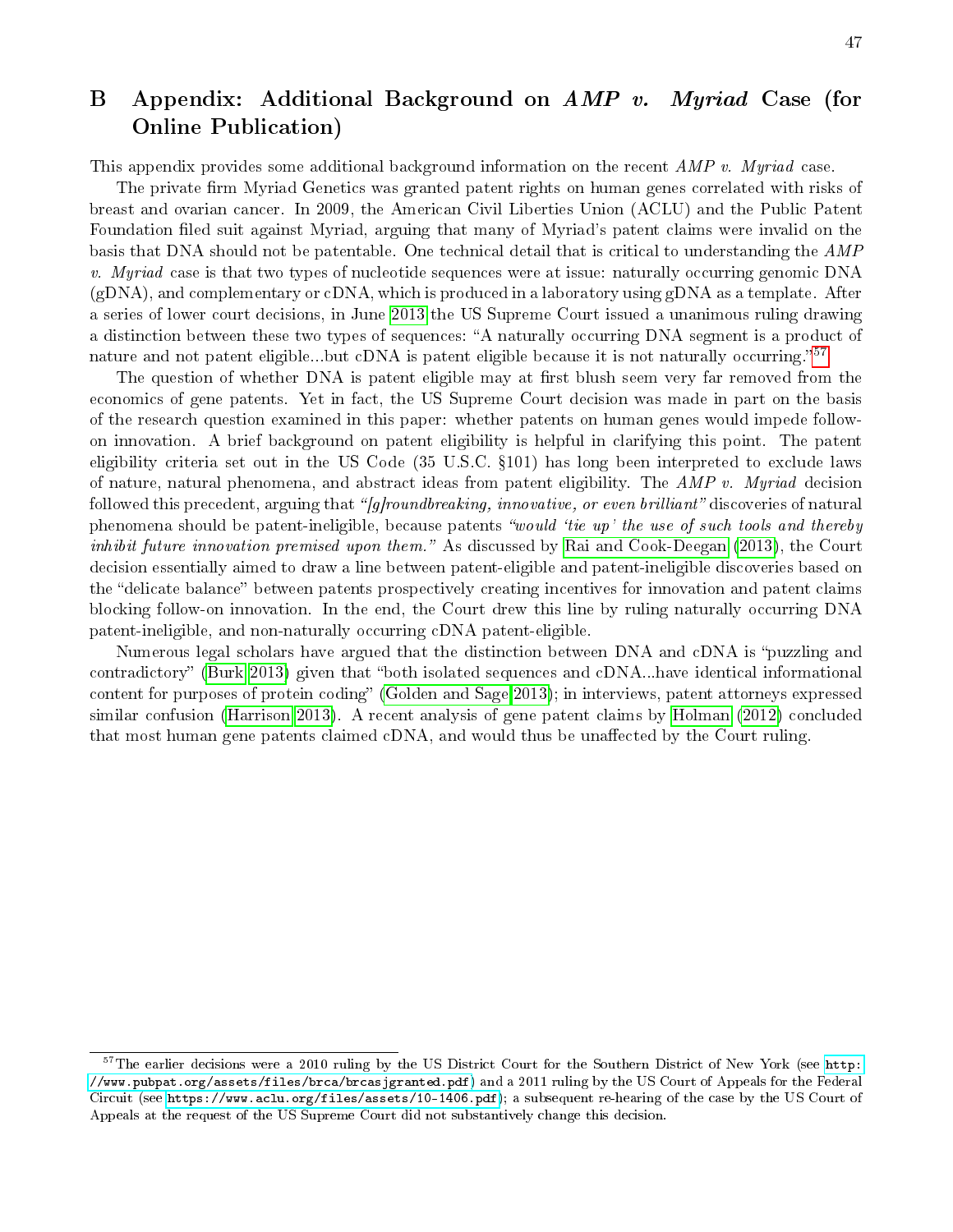# B Appendix: Additional Background on *AMP v. Myriad* Case (for Online Publication)

This appendix provides some additional background information on the recent *AMP v. Myriad* case.

The private firm Myriad Genetics was granted patent rights on human genes correlated with risks of breast and ovarian cancer. In 2009, the American Civil Liberties Union (ACLU) and the Public Patent Foundation filed suit against Myriad, arguing that many of Myriad's patent claims were invalid on the basis that DNA should not be patentable. One technical detail that is critical to understanding the *AMP v. Myriad* case is that two types of nucleotide sequences were at issue: naturally occurring genomic DNA (gDNA), and complementary or cDNA, which is produced in a laboratory using gDNA as a template. After a series of lower court decisions, in June 2013 the US Supreme Court issued a unanimous ruling drawing a distinction between these two types of sequences: "A naturally occurring DNA segment is a product of nature and not patent eligible...but cDNA is patent eligible because it is not naturally occurring."[57]

The question of whether DNA is patent eligible may at first blush seem very far removed from the economics of gene patents. Yet in fact, the US Supreme Court decision was made in part on the basis of the research question examined in this paper: whether patents on human genes would impede follow-on innovation. A brief background on patent eligibility is helpful in clarifying this point. The patent eligibility criteria set out in the US Code (35 U.S.C. §101) has long been interpreted to exclude laws of nature, natural phenomena, and abstract ideas from patent eligibility. The *AMP v. Myriad* decision followed this precedent, arguing that *"[g]roundbreaking, innovative, or even brilliant"* discoveries of natural phenomena should be patent-ineligible, because patents *"would 'tie up' the use of such tools and thereby inhibit future innovation premised upon them."* As discussed by Rai and Cook-Deegan (2013), the Court decision essentially aimed to draw a line between patent-eligible and patent-ineligible discoveries based on the "delicate balance" between patents prospectively creating incentives for innovation and patent claims blocking follow-on innovation. In the end, the Court drew this line by ruling naturally occurring DNA patent-ineligible, and non-naturally occurring cDNA patent-eligible.

Numerous legal scholars have argued that the distinction between DNA and cDNA is "puzzling and contradictory" (Burk 2013) given that "both isolated sequences and cDNA...have identical informational content for purposes of protein coding" (Golden and Sage 2013); in interviews, patent attorneys expressed similar confusion (Harrison 2013). A recent analysis of gene patent claims by Holman (2012) concluded that most human gene patents claimed cDNA, and would thus be unaffected by the Court ruling.

---

[57] The earlier decisions were a 2010 ruling by the US District Court for the Southern District of New York (see http://www.pubpat.org/assets/files/brca/brcasjgranted.pdf) and a 2011 ruling by the US Court of Appeals for the Federal Circuit (see https://www.aclu.org/files/assets/10-1406.pdf); a subsequent re-hearing of the case by the US Court of Appeals at the request of the US Supreme Court did not substantively change this decision.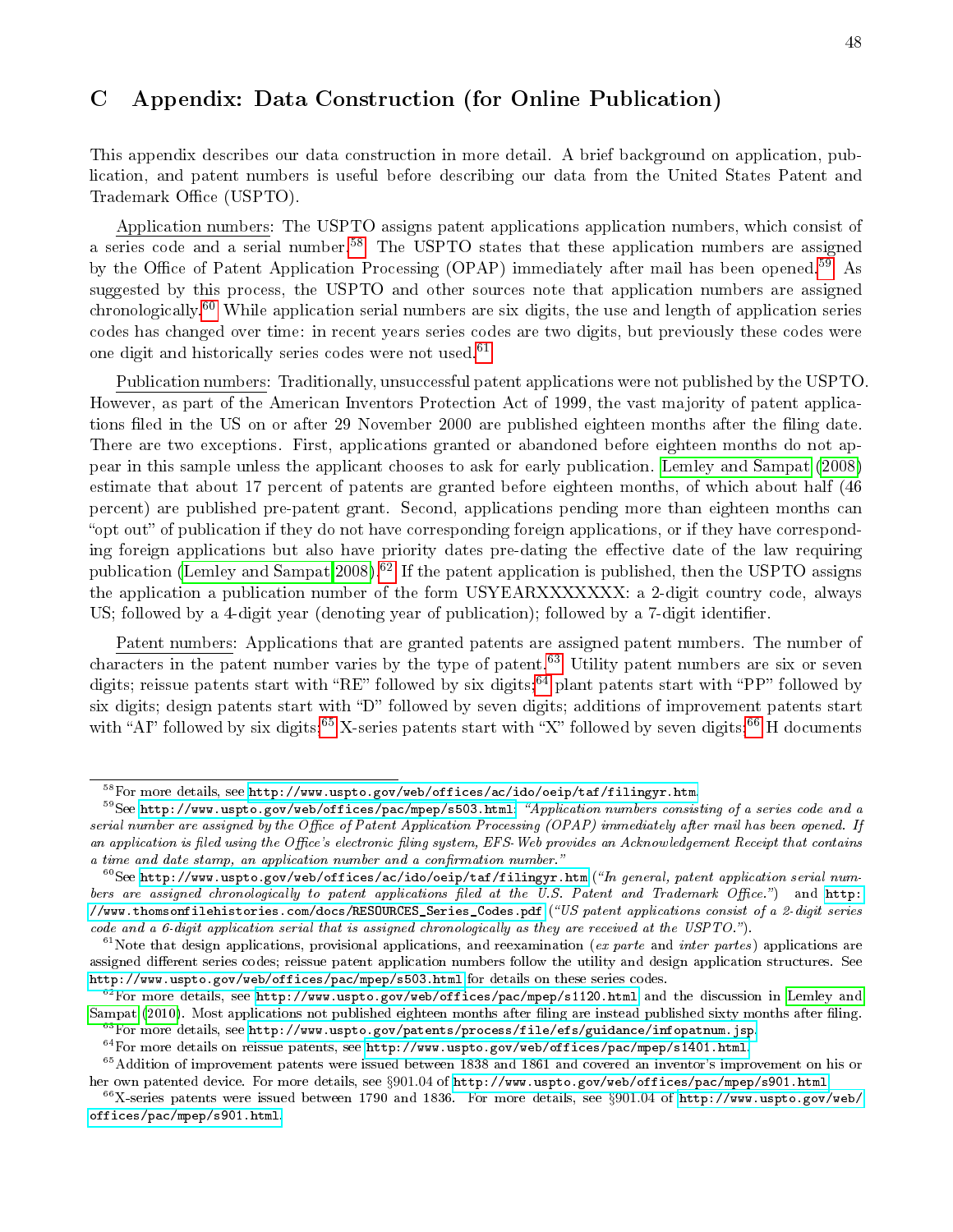# C Appendix: Data Construction (for Online Publication)

This appendix describes our data construction in more detail. A brief background on application, publication, and patent numbers is useful before describing our data from the United States Patent and Trademark Office (USPTO).

Application numbers: The USPTO assigns patent applications application numbers, which consist of a series code and a serial number.[58] The USPTO states that these application numbers are assigned by the Office of Patent Application Processing (OPAP) immediately after mail has been opened.[59] As suggested by this process, the USPTO and other sources note that application numbers are assigned chronologically.[60] While application serial numbers are six digits, the use and length of application series codes has changed over time: in recent years series codes are two digits, but previously these codes were one digit and historically series codes were not used.[61]

Publication numbers: Traditionally, unsuccessful patent applications were not published by the USPTO. However, as part of the American Inventors Protection Act of 1999, the vast majority of patent applications filed in the US on or after 29 November 2000 are published eighteen months after the filing date. There are two exceptions. First, applications granted or abandoned before eighteen months do not appear in this sample unless the applicant chooses to ask for early publication. Lemley and Sampat (2008) estimate that about 17 percent of patents are granted before eighteen months, of which about half (46 percent) are published pre-patent grant. Second, applications pending more than eighteen months can "opt out" of publication if they do not have corresponding foreign applications, or if they have corresponding foreign applications but also have priority dates pre-dating the effective date of the law requiring publication (Lemley and Sampat 2008).[62] If the patent application is published, then the USPTO assigns the application a publication number of the form USYEARXXXXXXX: a 2-digit country code, always US; followed by a 4-digit year (denoting year of publication); followed by a 7-digit identifier.

Patent numbers: Applications that are granted patents are assigned patent numbers. The number of characters in the patent number varies by the type of patent.[63] Utility patent numbers are six or seven digits; reissue patents start with "RE" followed by six digits;[64] plant patents start with "PP" followed by six digits; design patents start with "D" followed by seven digits; additions of improvement patents start with "AI" followed by six digits;[65] X-series patents start with "X" followed by seven digits;[66] H documents

---

[58] For more details, see http://www.uspto.gov/web/offices/ac/ido/oeip/taf/filingyr.htm.

[59] See http://www.uspto.gov/web/offices/pac/mpep/s503.html: *"Application numbers consisting of a series code and a serial number are assigned by the Office of Patent Application Processing (OPAP) immediately after mail has been opened. If an application is filed using the Office's electronic filing system, EFS-Web provides an Acknowledgement Receipt that contains a time and date stamp, an application number and a confirmation number."*

[60] See http://www.uspto.gov/web/offices/ac/ido/oeip/taf/filingyr.htm (*"In general, patent application serial numbers are assigned chronologically to patent applications filed at the U.S. Patent and Trademark Office."*) and http://www.thomsonfilehistories.com/docs/RESOURCES_Series_Codes.pdf (*"US patent applications consist of a 2-digit series code and a 6-digit application serial that is assigned chronologically as they are received at the USPTO."*).

[61] Note that design applications, provisional applications, and reexamination (*ex parte* and *inter partes*) applications are assigned different series codes; reissue patent application numbers follow the utility and design application structures. See http://www.uspto.gov/web/offices/pac/mpep/s503.html for details on these series codes.

[62] For more details, see http://www.uspto.gov/web/offices/pac/mpep/s1120.html and the discussion in Lemley and Sampat (2010). Most applications not published eighteen months after filing are instead published sixty months after filing.

[63] For more details, see http://www.uspto.gov/patents/process/file/efs/guidance/infopatnum.jsp.

[64] For more details on reissue patents, see http://www.uspto.gov/web/offices/pac/mpep/s1401.html.

[65] Addition of improvement patents were issued between 1838 and 1861 and covered an inventor's improvement on his or her own patented device. For more details, see §901.04 of http://www.uspto.gov/web/offices/pac/mpep/s901.html.

[66] X-series patents were issued between 1790 and 1836. For more details, see §901.04 of http://www.uspto.gov/web/offices/pac/mpep/s901.html.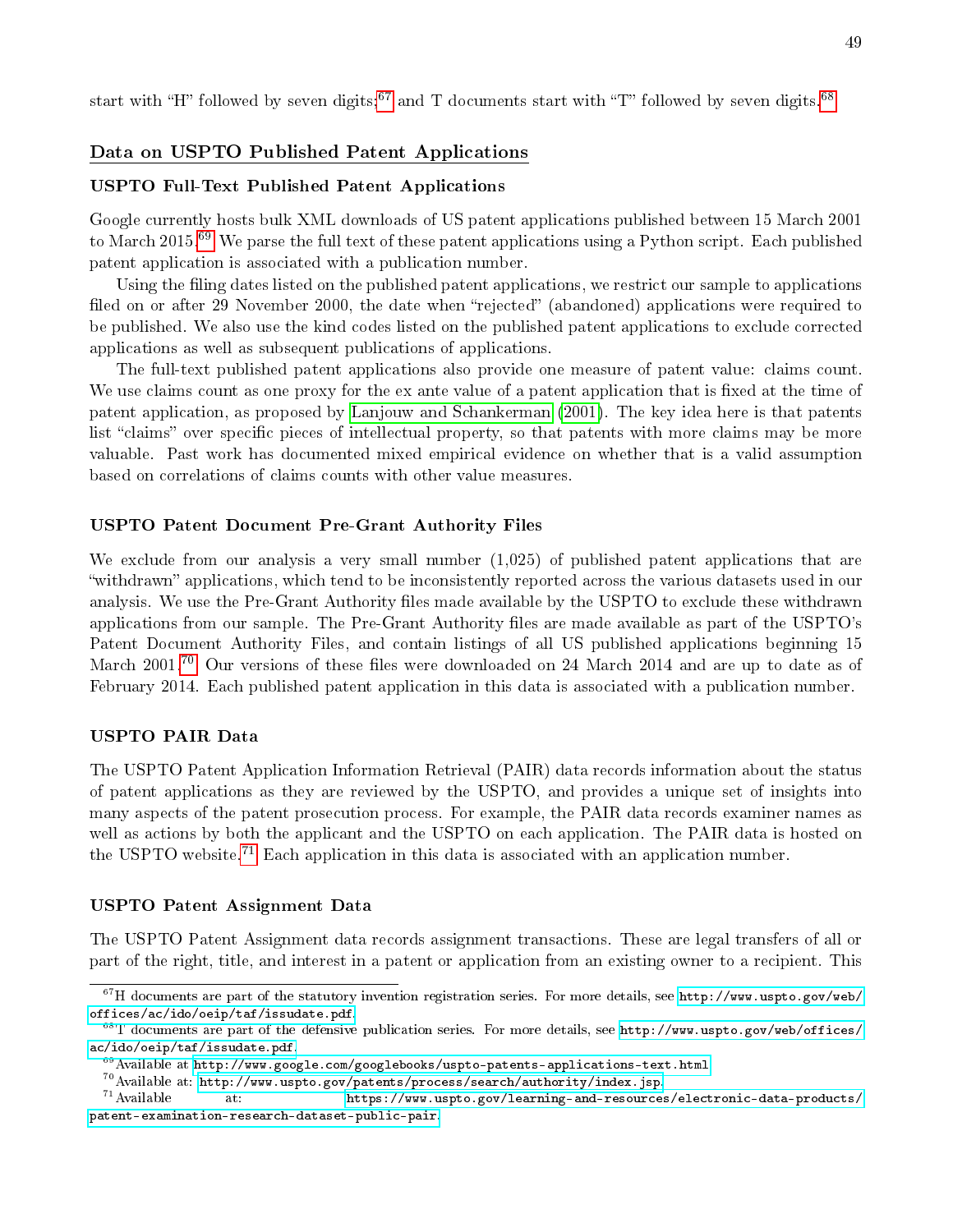start with "H" followed by seven digits;[67] and T documents start with "T" followed by seven digits.[68]

## Data on USPTO Published Patent Applications

### USPTO Full-Text Published Patent Applications

Google currently hosts bulk XML downloads of US patent applications published between 15 March 2001 to March 2015.[69] We parse the full text of these patent applications using a Python script. Each published patent application is associated with a publication number.

Using the filing dates listed on the published patent applications, we restrict our sample to applications filed on or after 29 November 2000, the date when "rejected" (abandoned) applications were required to be published. We also use the kind codes listed on the published patent applications to exclude corrected applications as well as subsequent publications of applications.

The full-text published patent applications also provide one measure of patent value: claims count. We use claims count as one proxy for the ex ante value of a patent application that is fixed at the time of patent application, as proposed by Lanjouw and Schankerman (2001). The key idea here is that patents list "claims" over specific pieces of intellectual property, so that patents with more claims may be more valuable. Past work has documented mixed empirical evidence on whether that is a valid assumption based on correlations of claims counts with other value measures.

### USPTO Patent Document Pre-Grant Authority Files

We exclude from our analysis a very small number (1,025) of published patent applications that are "withdrawn" applications, which tend to be inconsistently reported across the various datasets used in our analysis. We use the Pre-Grant Authority files made available by the USPTO to exclude these withdrawn applications from our sample. The Pre-Grant Authority files are made available as part of the USPTO's Patent Document Authority Files, and contain listings of all US published applications beginning 15 March 2001.[70] Our versions of these files were downloaded on 24 March 2014 and are up to date as of February 2014. Each published patent application in this data is associated with a publication number.

### USPTO PAIR Data

The USPTO Patent Application Information Retrieval (PAIR) data records information about the status of patent applications as they are reviewed by the USPTO, and provides a unique set of insights into many aspects of the patent prosecution process. For example, the PAIR data records examiner names as well as actions by both the applicant and the USPTO on each application. The PAIR data is hosted on the USPTO website.[71] Each application in this data is associated with an application number.

### USPTO Patent Assignment Data

The USPTO Patent Assignment data records assignment transactions. These are legal transfers of all or part of the right, title, and interest in a patent or application from an existing owner to a recipient. This

---

[67] H documents are part of the statutory invention registration series. For more details, see http://www.uspto.gov/web/offices/ac/ido/oeip/taf/issudate.pdf.

[68] T documents are part of the defensive publication series. For more details, see http://www.uspto.gov/web/offices/ac/ido/oeip/taf/issudate.pdf.

[69] Available at http://www.google.com/googlebooks/uspto-patents-applications-text.html

[70] Available at: http://www.uspto.gov/patents/process/search/authority/index.jsp.

[71] Available at: https://www.uspto.gov/learning-and-resources/electronic-data-products/patent-examination-research-dataset-public-pair.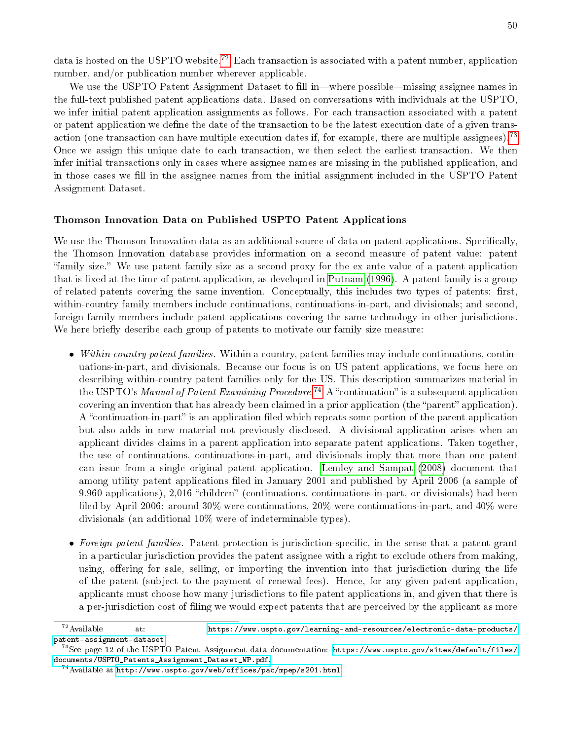data is hosted on the USPTO website.[72] Each transaction is associated with a patent number, application number, and/or publication number wherever applicable.

We use the USPTO Patent Assignment Dataset to fill in—where possible—missing assignee names in the full-text published patent applications data. Based on conversations with individuals at the USPTO, we infer initial patent application assignments as follows. For each transaction associated with a patent or patent application we define the date of the transaction to be the latest execution date of a given transaction (one transaction can have multiple execution dates if, for example, there are multiple assignees).[73] Once we assign this unique date to each transaction, we then select the earliest transaction. We then infer initial transactions only in cases where assignee names are missing in the published application, and in those cases we fill in the assignee names from the initial assignment included in the USPTO Patent Assignment Dataset.

### Thomson Innovation Data on Published USPTO Patent Applications

We use the Thomson Innovation data as an additional source of data on patent applications. Specifically, the Thomson Innovation database provides information on a second measure of patent value: patent "family size." We use patent family size as a second proxy for the ex ante value of a patent application that is fixed at the time of patent application, as developed in Putnam (1996). A patent family is a group of related patents covering the same invention. Conceptually, this includes two types of patents: first, within-country family members include continuations, continuations-in-part, and divisionals; and second, foreign family members include patent applications covering the same technology in other jurisdictions. We here briefly describe each group of patents to motivate our family size measure:

- *Within-country patent families.* Within a country, patent families may include continuations, continuations-in-part, and divisionals. Because our focus is on US patent applications, we focus here on describing within-country patent families only for the US. This description summarizes material in the USPTO's *Manual of Patent Examining Procedure*.[74] A "continuation" is a subsequent application covering an invention that has already been claimed in a prior application (the "parent" application). A "continuation-in-part" is an application filed which repeats some portion of the parent application but also adds in new material not previously disclosed. A divisional application arises when an applicant divides claims in a parent application into separate patent applications. Taken together, the use of continuations, continuations-in-part, and divisionals imply that more than one patent can issue from a single original patent application. Lemley and Sampat (2008) document that among utility patent applications filed in January 2001 and published by April 2006 (a sample of 9,960 applications), 2,016 "children" (continuations, continuations-in-part, or divisionals) had been filed by April 2006: around 30% were continuations, 20% were continuations-in-part, and 40% were divisionals (an additional 10% were of indeterminable types).

- *Foreign patent families.* Patent protection is jurisdiction-specific, in the sense that a patent grant in a particular jurisdiction provides the patent assignee with a right to exclude others from making, using, offering for sale, selling, or importing the invention into that jurisdiction during the life of the patent (subject to the payment of renewal fees). Hence, for any given patent application, applicants must choose how many jurisdictions to file patent applications in, and given that there is a per-jurisdiction cost of filing we would expect patents that are perceived by the applicant as more

---

[72] Available at: https://www.uspto.gov/learning-and-resources/electronic-data-products/patent-assignment-dataset.

[73] See page 12 of the USPTO Patent Assignment data documentation: https://www.uspto.gov/sites/default/files/documents/USPTO_Patents_Assignment_Dataset_WP.pdf.

[74] Available at http://www.uspto.gov/web/offices/pac/mpep/s201.html.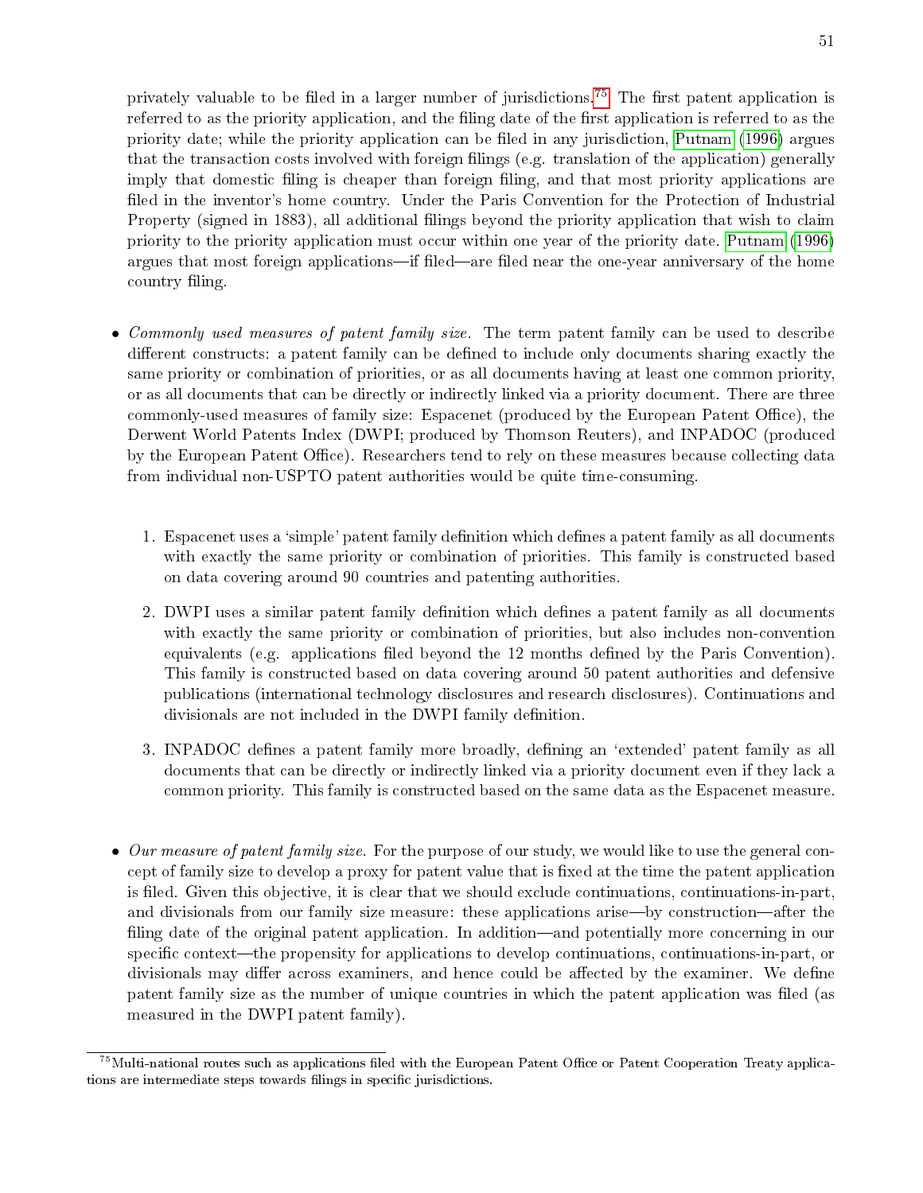privately valuable to be filed in a larger number of jurisdictions.[75] The first patent application is referred to as the priority application, and the filing date of the first application is referred to as the priority date; while the priority application can be filed in any jurisdiction, Putnam (1996) argues that the transaction costs involved with foreign filings (e.g. translation of the application) generally imply that domestic filing is cheaper than foreign filing, and that most priority applications are filed in the inventor's home country. Under the Paris Convention for the Protection of Industrial Property (signed in 1883), all additional filings beyond the priority application that wish to claim priority to the priority application must occur within one year of the priority date. Putnam (1996) argues that most foreign applications—if filed—are filed near the one-year anniversary of the home country filing.

- *Commonly used measures of patent family size.* The term patent family can be used to describe different constructs: a patent family can be defined to include only documents sharing exactly the same priority or combination of priorities, or as all documents having at least one common priority, or as all documents that can be directly or indirectly linked via a priority document. There are three commonly-used measures of family size: Espacenet (produced by the European Patent Office), the Derwent World Patents Index (DWPI; produced by Thomson Reuters), and INPADOC (produced by the European Patent Office). Researchers tend to rely on these measures because collecting data from individual non-USPTO patent authorities would be quite time-consuming.

  1. Espacenet uses a 'simple' patent family definition which defines a patent family as all documents with exactly the same priority or combination of priorities. This family is constructed based on data covering around 90 countries and patenting authorities.

  2. DWPI uses a similar patent family definition which defines a patent family as all documents with exactly the same priority or combination of priorities, but also includes non-convention equivalents (e.g. applications filed beyond the 12 months defined by the Paris Convention). This family is constructed based on data covering around 50 patent authorities and defensive publications (international technology disclosures and research disclosures). Continuations and divisionals are not included in the DWPI family definition.

  3. INPADOC defines a patent family more broadly, defining an 'extended' patent family as all documents that can be directly or indirectly linked via a priority document even if they lack a common priority. This family is constructed based on the same data as the Espacenet measure.

- *Our measure of patent family size.* For the purpose of our study, we would like to use the general concept of family size to develop a proxy for patent value that is fixed at the time the patent application is filed. Given this objective, it is clear that we should exclude continuations, continuations-in-part, and divisionals from our family size measure: these applications arise—by construction—after the filing date of the original patent application. In addition—and potentially more concerning in our specific context—the propensity for applications to develop continuations, continuations-in-part, or divisionals may differ across examiners, and hence could be affected by the examiner. We define patent family size as the number of unique countries in which the patent application was filed (as measured in the DWPI patent family).

[75] Multi-national routes such as applications filed with the European Patent Office or Patent Cooperation Treaty applications are intermediate steps towards filings in specific jurisdictions.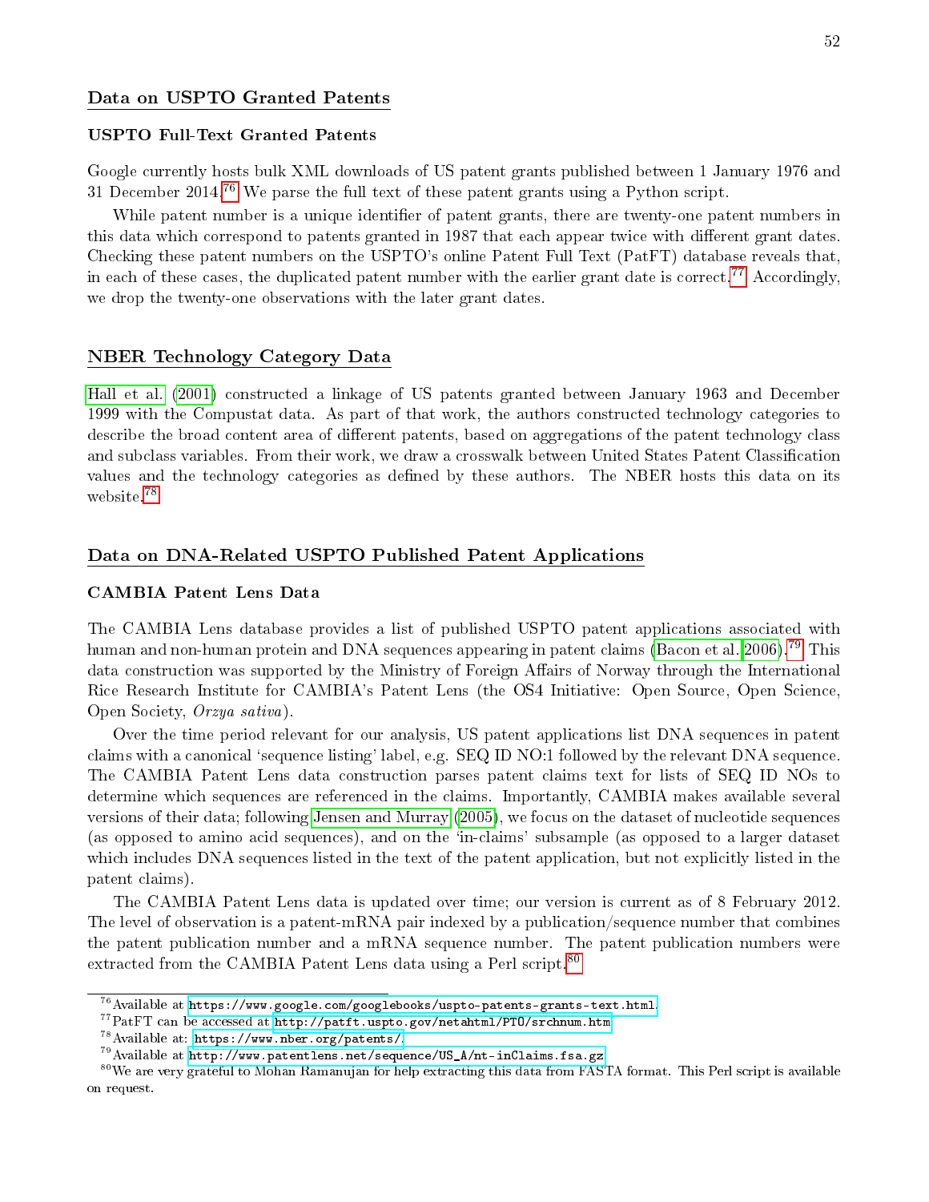## Data on USPTO Granted Patents

### USPTO Full-Text Granted Patents

Google currently hosts bulk XML downloads of US patent grants published between 1 January 1976 and 31 December 2014.[76] We parse the full text of these patent grants using a Python script.

While patent number is a unique identifier of patent grants, there are twenty-one patent numbers in this data which correspond to patents granted in 1987 that each appear twice with different grant dates. Checking these patent numbers on the USPTO's online Patent Full Text (PatFT) database reveals that, in each of these cases, the duplicated patent number with the earlier grant date is correct.[77] Accordingly, we drop the twenty-one observations with the later grant dates.

## NBER Technology Category Data

Hall et al. (2001) constructed a linkage of US patents granted between January 1963 and December 1999 with the Compustat data. As part of that work, the authors constructed technology categories to describe the broad content area of different patents, based on aggregations of the patent technology class and subclass variables. From their work, we draw a crosswalk between United States Patent Classification values and the technology categories as defined by these authors. The NBER hosts this data on its website.[78]

## Data on DNA-Related USPTO Published Patent Applications

### CAMBIA Patent Lens Data

The CAMBIA Lens database provides a list of published USPTO patent applications associated with human and non-human protein and DNA sequences appearing in patent claims (Bacon et al. 2006).[79] This data construction was supported by the Ministry of Foreign Affairs of Norway through the International Rice Research Institute for CAMBIA's Patent Lens (the OS4 Initiative: Open Source, Open Science, Open Society, *Orzya sativa*).

Over the time period relevant for our analysis, US patent applications list DNA sequences in patent claims with a canonical 'sequence listing' label, e.g. SEQ ID NO:1 followed by the relevant DNA sequence. The CAMBIA Patent Lens data construction parses patent claims text for lists of SEQ ID NOs to determine which sequences are referenced in the claims. Importantly, CAMBIA makes available several versions of their data; following Jensen and Murray (2005), we focus on the dataset of nucleotide sequences (as opposed to amino acid sequences), and on the 'in-claims' subsample (as opposed to a larger dataset which includes DNA sequences listed in the text of the patent application, but not explicitly listed in the patent claims).

The CAMBIA Patent Lens data is updated over time; our version is current as of 8 February 2012. The level of observation is a patent-mRNA pair indexed by a publication/sequence number that combines the patent publication number and a mRNA sequence number. The patent publication numbers were extracted from the CAMBIA Patent Lens data using a Perl script.[80]

---

[76] Available at https://www.google.com/googlebooks/uspto-patents-grants-text.html.

[77] PatFT can be accessed at http://patft.uspto.gov/netahtml/PTO/srchnum.htm

[78] Available at: https://www.nber.org/patents/.

[79] Available at http://www.patentlens.net/sequence/US_A/nt-inClaims.fsa.gz

[80] We are very grateful to Mohan Ramanujan for help extracting this data from FASTA format. This Perl script is available on request.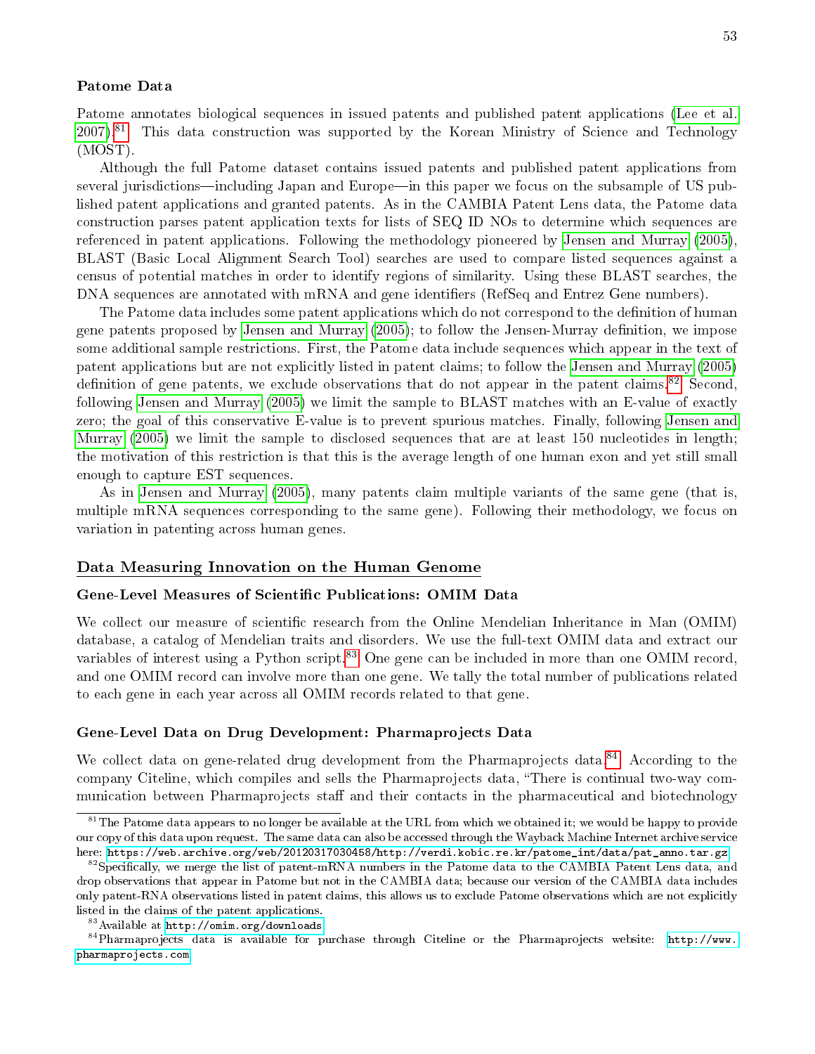### Patome Data

Patome annotates biological sequences in issued patents and published patent applications (Lee et al. 2007).[81] This data construction was supported by the Korean Ministry of Science and Technology (MOST).

Although the full Patome dataset contains issued patents and published patent applications from several jurisdictions—including Japan and Europe—in this paper we focus on the subsample of US published patent applications and granted patents. As in the CAMBIA Patent Lens data, the Patome data construction parses patent application texts for lists of SEQ ID NOs to determine which sequences are referenced in patent applications. Following the methodology pioneered by Jensen and Murray (2005), BLAST (Basic Local Alignment Search Tool) searches are used to compare listed sequences against a census of potential matches in order to identify regions of similarity. Using these BLAST searches, the DNA sequences are annotated with mRNA and gene identifiers (RefSeq and Entrez Gene numbers).

The Patome data includes some patent applications which do not correspond to the definition of human gene patents proposed by Jensen and Murray (2005); to follow the Jensen-Murray definition, we impose some additional sample restrictions. First, the Patome data include sequences which appear in the text of patent applications but are not explicitly listed in patent claims; to follow the Jensen and Murray (2005) definition of gene patents, we exclude observations that do not appear in the patent claims.[82] Second, following Jensen and Murray (2005) we limit the sample to BLAST matches with an E-value of exactly zero; the goal of this conservative E-value is to prevent spurious matches. Finally, following Jensen and Murray (2005) we limit the sample to disclosed sequences that are at least 150 nucleotides in length; the motivation of this restriction is that this is the average length of one human exon and yet still small enough to capture EST sequences.

As in Jensen and Murray (2005), many patents claim multiple variants of the same gene (that is, multiple mRNA sequences corresponding to the same gene). Following their methodology, we focus on variation in patenting across human genes.

## Data Measuring Innovation on the Human Genome

### Gene-Level Measures of Scientific Publications: OMIM Data

We collect our measure of scientific research from the Online Mendelian Inheritance in Man (OMIM) database, a catalog of Mendelian traits and disorders. We use the full-text OMIM data and extract our variables of interest using a Python script.[83] One gene can be included in more than one OMIM record, and one OMIM record can involve more than one gene. We tally the total number of publications related to each gene in each year across all OMIM records related to that gene.

### Gene-Level Data on Drug Development: Pharmaprojects Data

We collect data on gene-related drug development from the Pharmaprojects data.[84] According to the company Citeline, which compiles and sells the Pharmaprojects data, "There is continual two-way communication between Pharmaprojects staff and their contacts in the pharmaceutical and biotechnology

---

[81] The Patome data appears to no longer be available at the URL from which we obtained it; we would be happy to provide our copy of this data upon request. The same data can also be accessed through the Wayback Machine Internet archive service here: https://web.archive.org/web/20120317030458/http://verdi.kobic.re.kr/patome_int/data/pat_anno.tar.gz.

[82] Specifically, we merge the list of patent-mRNA numbers in the Patome data to the CAMBIA Patent Lens data, and drop observations that appear in Patome but not in the CAMBIA data; because our version of the CAMBIA data includes only patent-RNA observations listed in patent claims, this allows us to exclude Patome observations which are not explicitly listed in the claims of the patent applications.

[83] Available at http://omim.org/downloads.

[84] Pharmaprojects data is available for purchase through Citeline or the Pharmaprojects website: http://www.pharmaprojects.com.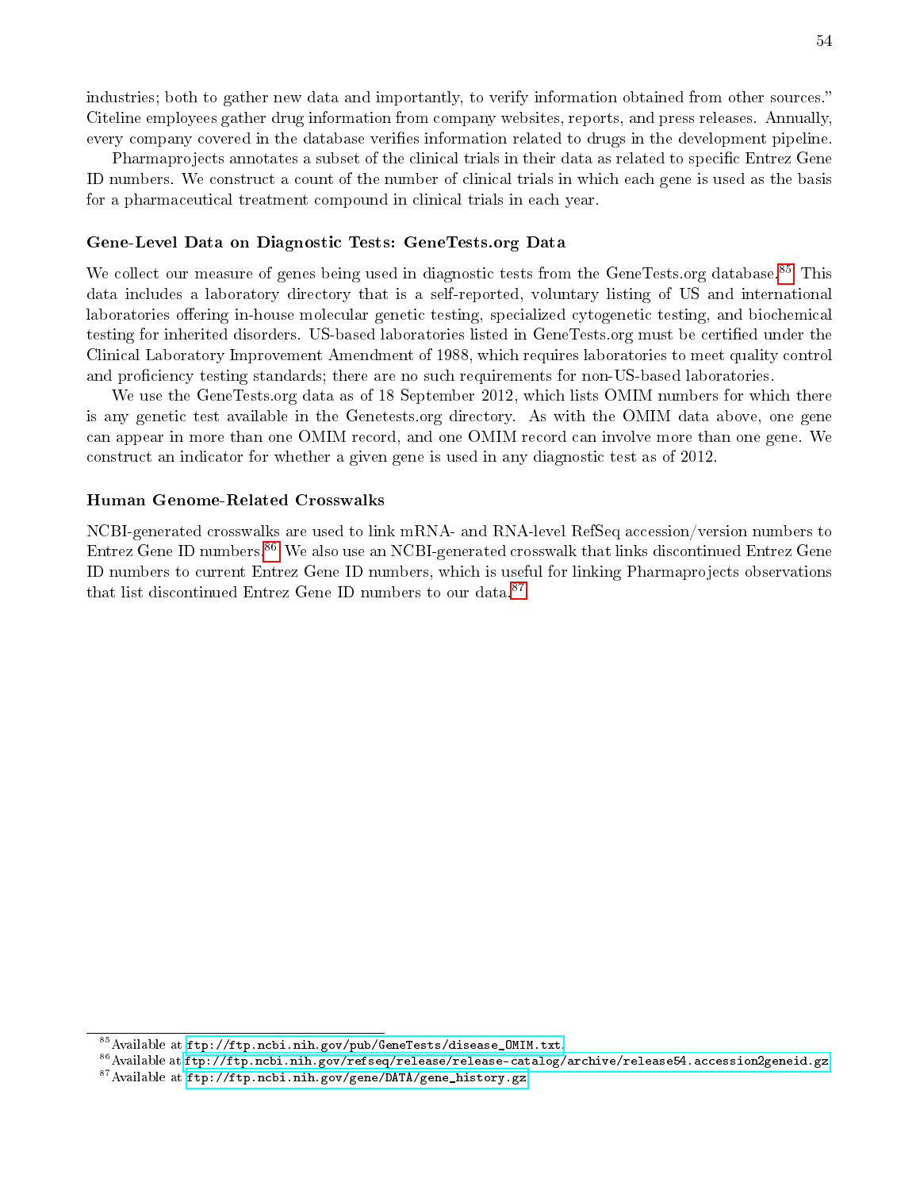industries; both to gather new data and importantly, to verify information obtained from other sources." Citeline employees gather drug information from company websites, reports, and press releases. Annually, every company covered in the database verifies information related to drugs in the development pipeline.

Pharmaprojects annotates a subset of the clinical trials in their data as related to specific Entrez Gene ID numbers. We construct a count of the number of clinical trials in which each gene is used as the basis for a pharmaceutical treatment compound in clinical trials in each year.

### Gene-Level Data on Diagnostic Tests: GeneTests.org Data

We collect our measure of genes being used in diagnostic tests from the GeneTests.org database.[85] This data includes a laboratory directory that is a self-reported, voluntary listing of US and international laboratories offering in-house molecular genetic testing, specialized cytogenetic testing, and biochemical testing for inherited disorders. US-based laboratories listed in GeneTests.org must be certified under the Clinical Laboratory Improvement Amendment of 1988, which requires laboratories to meet quality control and proficiency testing standards; there are no such requirements for non-US-based laboratories.

We use the GeneTests.org data as of 18 September 2012, which lists OMIM numbers for which there is any genetic test available in the Genetests.org directory. As with the OMIM data above, one gene can appear in more than one OMIM record, and one OMIM record can involve more than one gene. We construct an indicator for whether a given gene is used in any diagnostic test as of 2012.

### Human Genome-Related Crosswalks

NCBI-generated crosswalks are used to link mRNA- and RNA-level RefSeq accession/version numbers to Entrez Gene ID numbers.[86] We also use an NCBI-generated crosswalk that links discontinued Entrez Gene ID numbers to current Entrez Gene ID numbers, which is useful for linking Pharmaprojects observations that list discontinued Entrez Gene ID numbers to our data.[87]

---

[85] Available at `ftp://ftp.ncbi.nih.gov/pub/GeneTests/disease_OMIM.txt`.

[86] Available at `ftp://ftp.ncbi.nih.gov/refseq/release/release-catalog/archive/release54.accession2geneid.gz`

[87] Available at `ftp://ftp.ncbi.nih.gov/gene/DATA/gene_history.gz`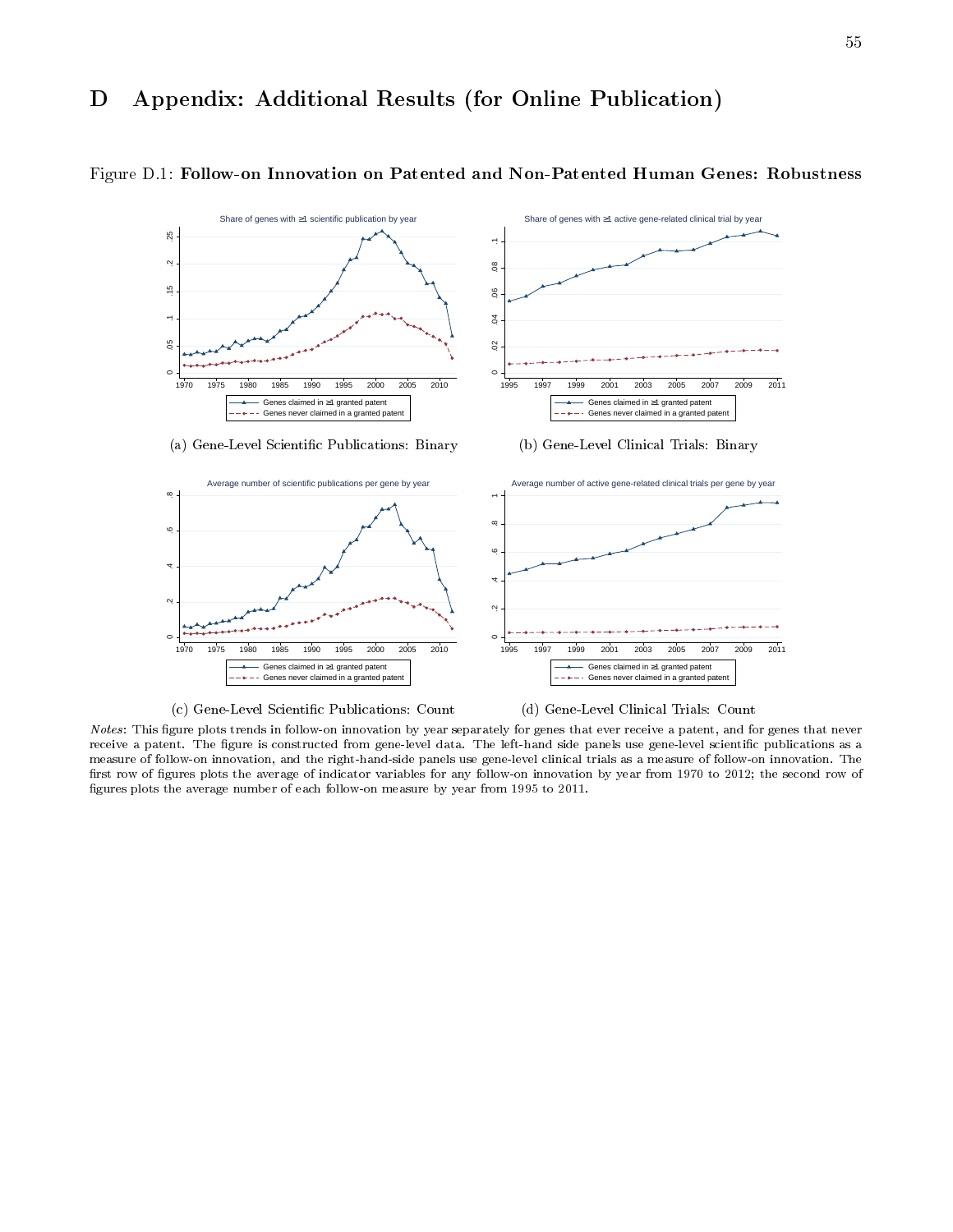# D Appendix: Additional Results (for Online Publication)

Figure D.1: **Follow-on Innovation on Patented and Non-Patented Human Genes: Robustness**

(a) Gene-Level Scientific Publications: Binary

(b) Gene-Level Clinical Trials: Binary

(c) Gene-Level Scientific Publications: Count

(d) Gene-Level Clinical Trials: Count

*Notes*: This figure plots trends in follow-on innovation by year separately for genes that ever receive a patent, and for genes that never receive a patent. The figure is constructed from gene-level data. The left-hand side panels use gene-level scientific publications as a measure of follow-on innovation, and the right-hand-side panels use gene-level clinical trials as a measure of follow-on innovation. The first row of figures plots the average of indicator variables for any follow-on innovation by year from 1970 to 2012; the second row of figures plots the average number of each follow-on measure by year from 1995 to 2011.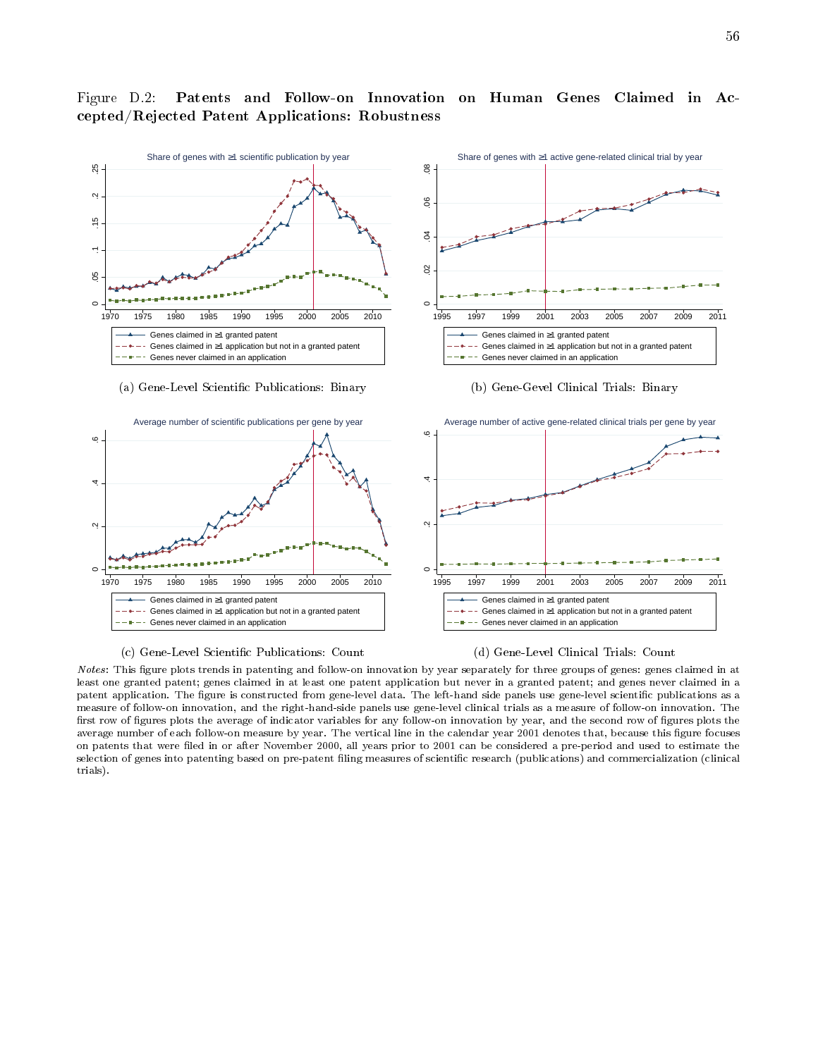Figure D.2: **Patents and Follow-on Innovation on Human Genes Claimed in Accepted/Rejected Patent Applications: Robustness**

(a) Gene-Level Scientific Publications: Binary

(b) Gene-Gevel Clinical Trials: Binary

(c) Gene-Level Scientific Publications: Count

(d) Gene-Level Clinical Trials: Count

*Notes*: This figure plots trends in patenting and follow-on innovation by year separately for three groups of genes: genes claimed in at least one granted patent; genes claimed in at least one patent application but never in a granted patent; and genes never claimed in a patent application. The figure is constructed from gene-level data. The left-hand side panels use gene-level scientific publications as a measure of follow-on innovation, and the right-hand-side panels use gene-level clinical trials as a measure of follow-on innovation. The first row of figures plots the average of indicator variables for any follow-on innovation by year, and the second row of figures plots the average number of each follow-on measure by year. The vertical line in the calendar year 2001 denotes that, because this figure focuses on patents that were filed in or after November 2000, all years prior to 2001 can be considered a pre-period and used to estimate the selection of genes into patenting based on pre-patent filing measures of scientific research (publications) and commercialization (clinical trials).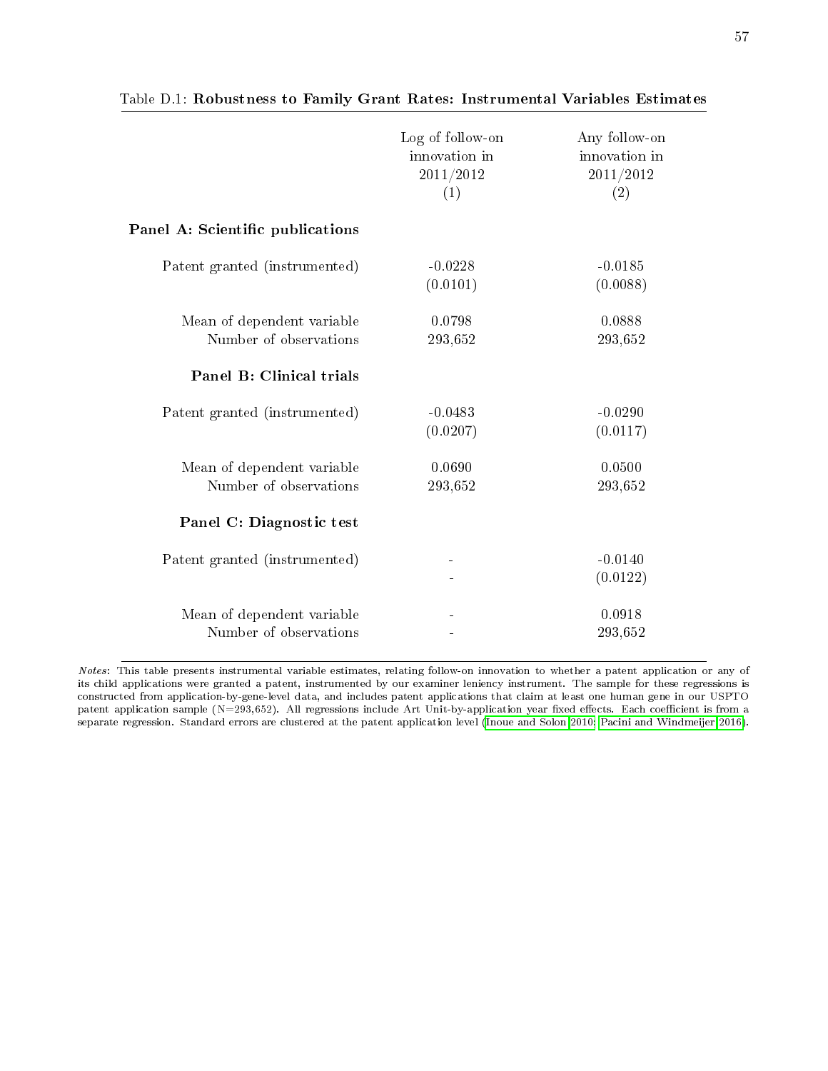Table D.1: **Robustness to Family Grant Rates: Instrumental Variables Estimates**

| | Log of follow-on innovation in 2011/2012 (1) | Any follow-on innovation in 2011/2012 (2) |
|---|---|---|
| **Panel A: Scientific publications** | | |
| Patent granted (instrumented) | -0.0228 | -0.0185 |
| | (0.0101) | (0.0088) |
| Mean of dependent variable | 0.0798 | 0.0888 |
| Number of observations | 293,652 | 293,652 |
| **Panel B: Clinical trials** | | |
| Patent granted (instrumented) | -0.0483 | -0.0290 |
| | (0.0207) | (0.0117) |
| Mean of dependent variable | 0.0690 | 0.0500 |
| Number of observations | 293,652 | 293,652 |
| **Panel C: Diagnostic test** | | |
| Patent granted (instrumented) | - | -0.0140 |
| | - | (0.0122) |
| Mean of dependent variable | - | 0.0918 |
| Number of observations | - | 293,652 |

*Notes*: This table presents instrumental variable estimates, relating follow-on innovation to whether a patent application or any of its child applications were granted a patent, instrumented by our examiner leniency instrument. The sample for these regressions is constructed from application-by-gene-level data, and includes patent applications that claim at least one human gene in our USPTO patent application sample (N=293,652). All regressions include Art Unit-by-application year fixed effects. Each coefficient is from a separate regression. Standard errors are clustered at the patent application level (Inoue and Solon 2010; Pacini and Windmeijer 2016).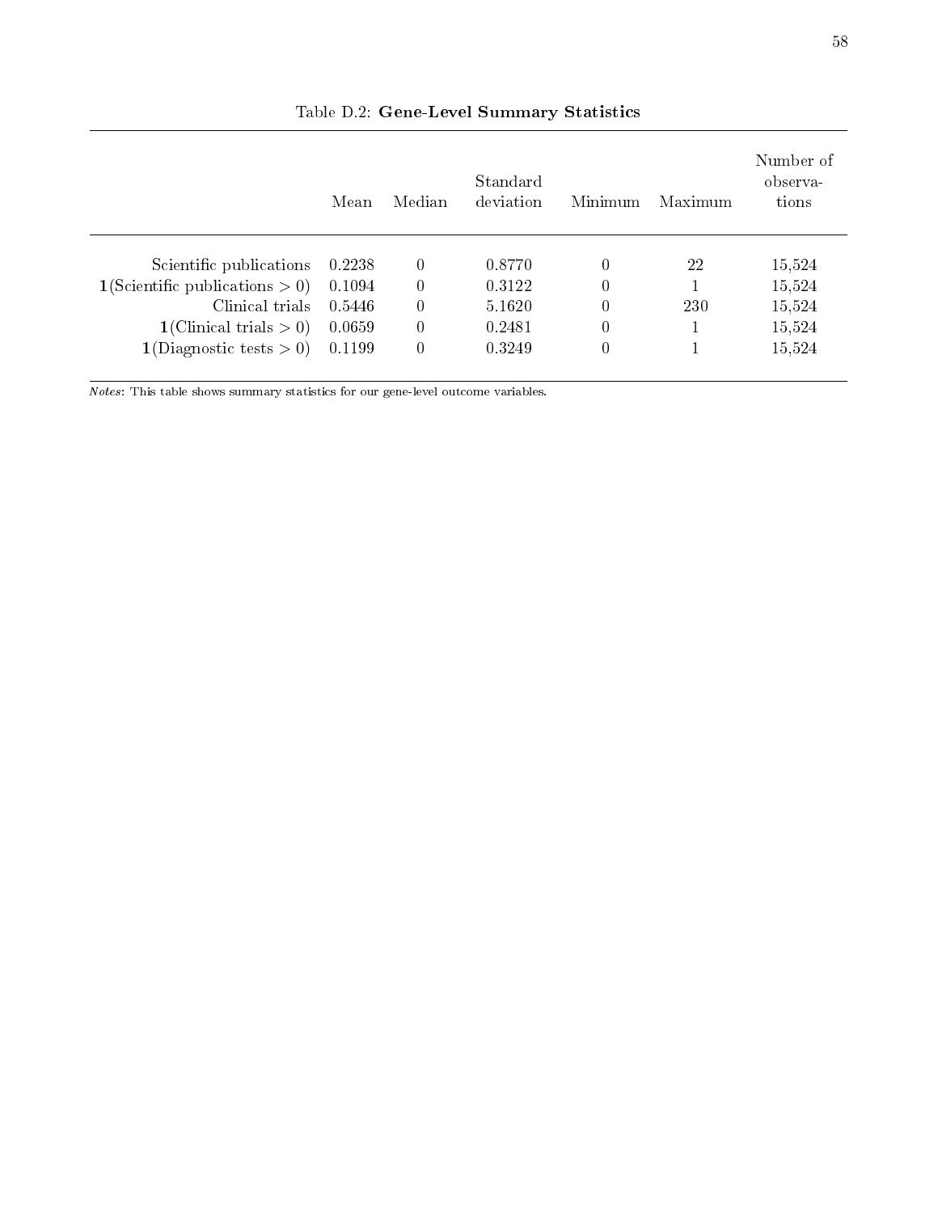Table D.2: **Gene-Level Summary Statistics**

| | Mean | Median | Standard deviation | Minimum | Maximum | Number of observations |
|---|---|---|---|---|---|---|
| Scientific publications | 0.2238 | 0 | 0.8770 | 0 | 22 | 15,524 |
| $\mathbf{1}$(Scientific publications $> 0$) | 0.1094 | 0 | 0.3122 | 0 | 1 | 15,524 |
| Clinical trials | 0.5446 | 0 | 5.1620 | 0 | 230 | 15,524 |
| $\mathbf{1}$(Clinical trials $> 0$) | 0.0659 | 0 | 0.2481 | 0 | 1 | 15,524 |
| $\mathbf{1}$(Diagnostic tests $> 0$) | 0.1199 | 0 | 0.3249 | 0 | 1 | 15,524 |

*Notes*: This table shows summary statistics for our gene-level outcome variables.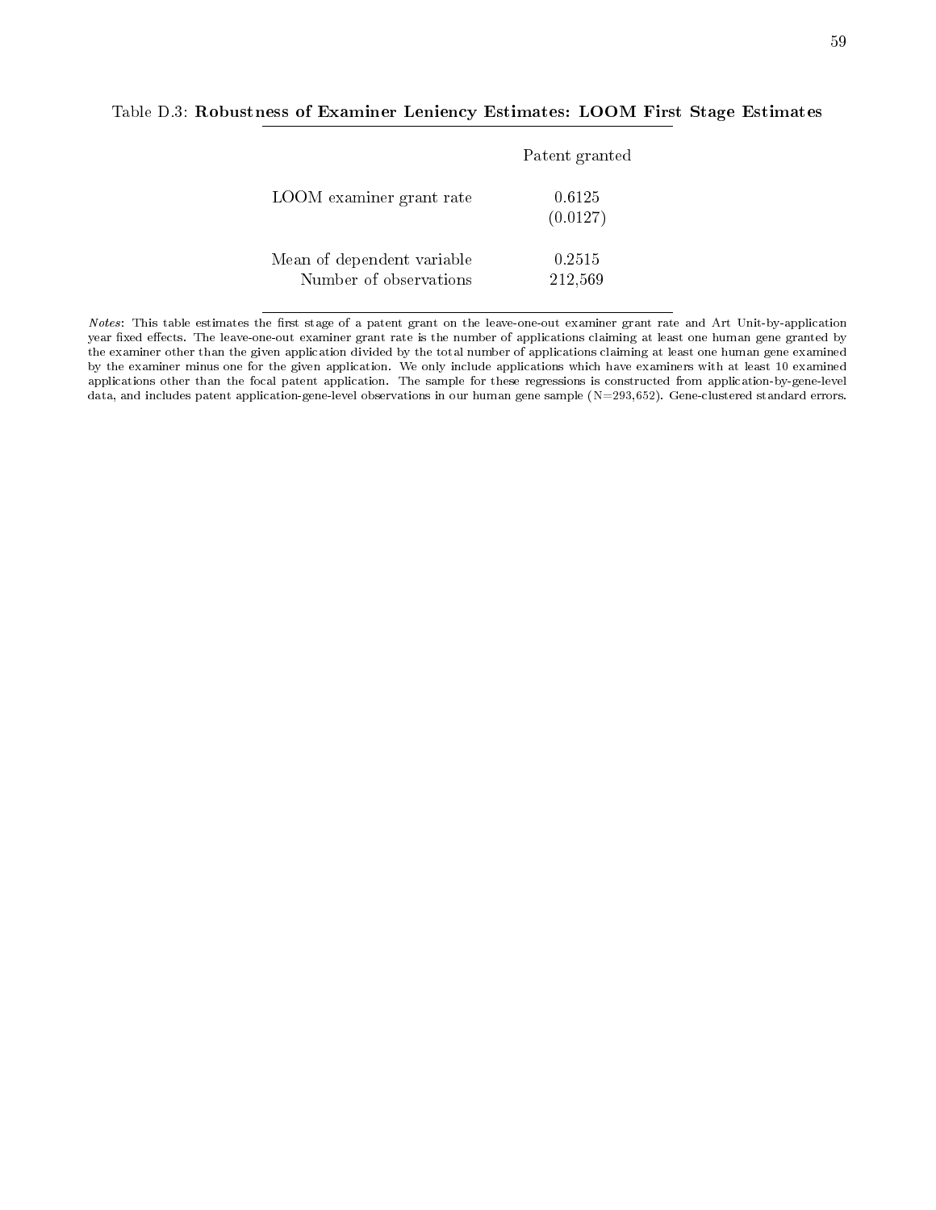Table D.3: **Robustness of Examiner Leniency Estimates: LOOM First Stage Estimates**

| | Patent granted |
|---|---|
| LOOM examiner grant rate | 0.6125 |
| | (0.0127) |
| Mean of dependent variable | 0.2515 |
| Number of observations | 212,569 |

*Notes*: This table estimates the first stage of a patent grant on the leave-one-out examiner grant rate and Art Unit-by-application year fixed effects. The leave-one-out examiner grant rate is the number of applications claiming at least one human gene granted by the examiner other than the given application divided by the total number of applications claiming at least one human gene examined by the examiner minus one for the given application. We only include applications which have examiners with at least 10 examined applications other than the focal patent application. The sample for these regressions is constructed from application-by-gene-level data, and includes patent application-gene-level observations in our human gene sample (N=293,652). Gene-clustered standard errors.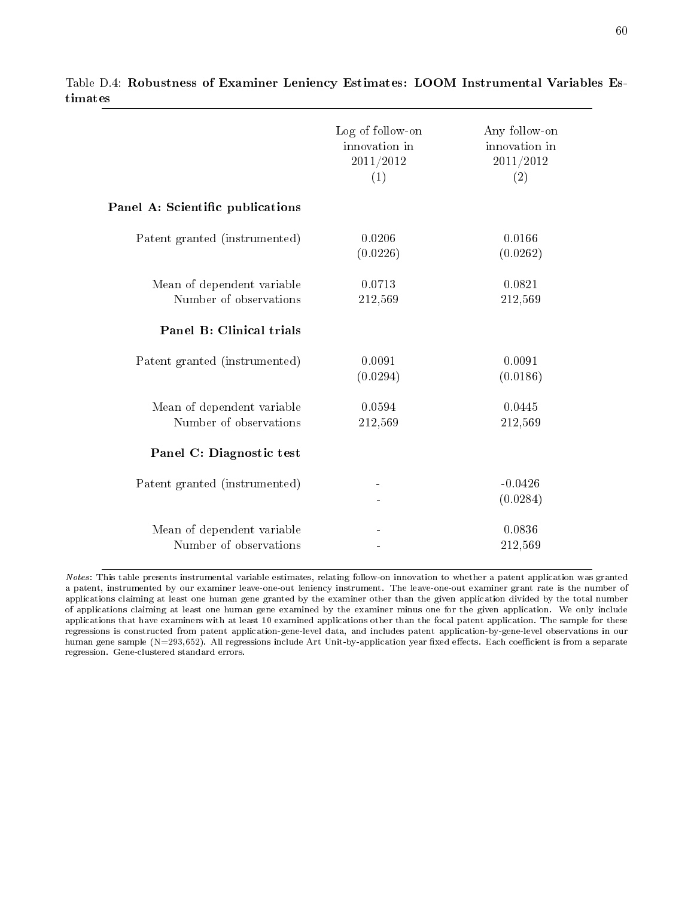Table D.4: **Robustness of Examiner Leniency Estimates: LOOM Instrumental Variables Estimates**

| | Log of follow-on innovation in 2011/2012 (1) | Any follow-on innovation in 2011/2012 (2) |
|---|---|---|
| **Panel A: Scientific publications** | | |
| Patent granted (instrumented) | 0.0206 | 0.0166 |
| | (0.0226) | (0.0262) |
| Mean of dependent variable | 0.0713 | 0.0821 |
| Number of observations | 212,569 | 212,569 |
| **Panel B: Clinical trials** | | |
| Patent granted (instrumented) | 0.0091 | 0.0091 |
| | (0.0294) | (0.0186) |
| Mean of dependent variable | 0.0594 | 0.0445 |
| Number of observations | 212,569 | 212,569 |
| **Panel C: Diagnostic test** | | |
| Patent granted (instrumented) | - | -0.0426 |
| | - | (0.0284) |
| Mean of dependent variable | - | 0.0836 |
| Number of observations | - | 212,569 |

*Notes*: This table presents instrumental variable estimates, relating follow-on innovation to whether a patent application was granted a patent, instrumented by our examiner leave-one-out leniency instrument. The leave-one-out examiner grant rate is the number of applications claiming at least one human gene granted by the examiner other than the given application divided by the total number of applications claiming at least one human gene examined by the examiner minus one for the given application. We only include applications that have examiners with at least 10 examined applications other than the focal patent application. The sample for these regressions is constructed from patent application-gene-level data, and includes patent application-by-gene-level observations in our human gene sample (N=293,652). All regressions include Art Unit-by-application year fixed effects. Each coefficient is from a separate regression. Gene-clustered standard errors.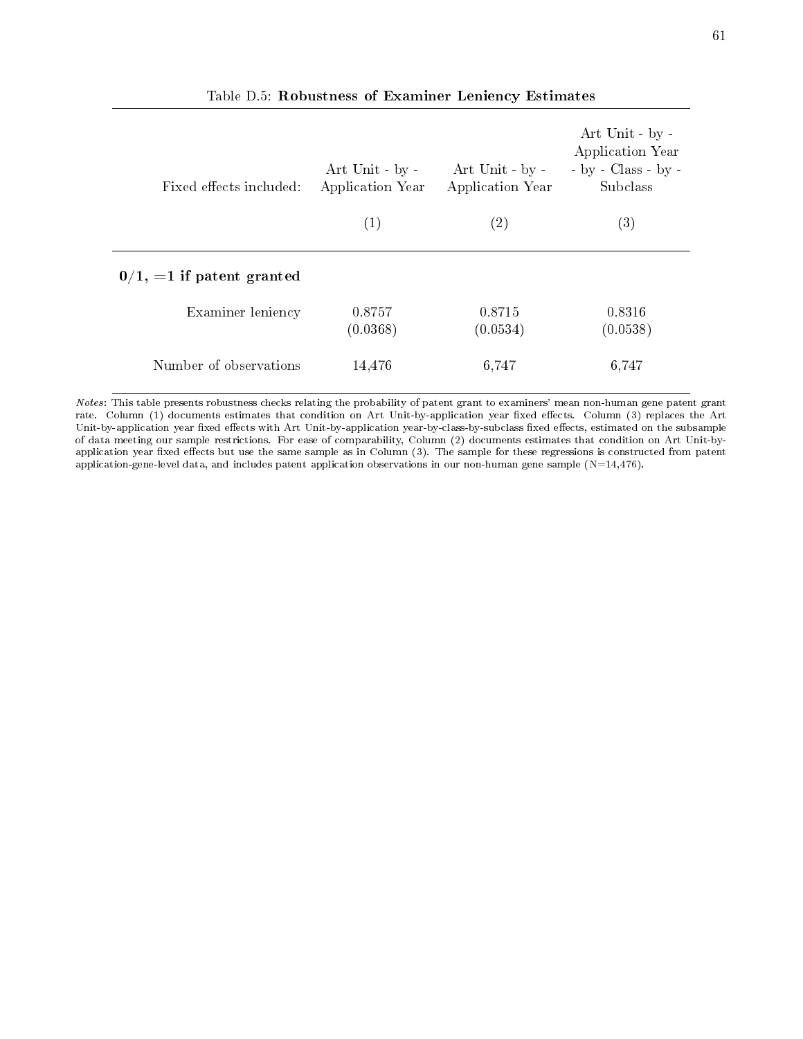Table D.5: **Robustness of Examiner Leniency Estimates**

| Fixed effects included: | Art Unit - by - Application Year | Art Unit - by - Application Year | Art Unit - by - Application Year - by - Class - by - Subclass |
|---|---|---|---|
| | (1) | (2) | (3) |
| **0/1, =1 if patent granted** | | | |
| Examiner leniency | 0.8757 | 0.8715 | 0.8316 |
| | (0.0368) | (0.0534) | (0.0538) |
| Number of observations | 14,476 | 6,747 | 6,747 |

*Notes*: This table presents robustness checks relating the probability of patent grant to examiners' mean non-human gene patent grant rate. Column (1) documents estimates that condition on Art Unit-by-application year fixed effects. Column (3) replaces the Art Unit-by-application year fixed effects with Art Unit-by-application year-by-class-by-subclass fixed effects, estimated on the subsample of data meeting our sample restrictions. For ease of comparability, Column (2) documents estimates that condition on Art Unit-by-application year fixed effects but use the same sample as in Column (3). The sample for these regressions is constructed from patent application-gene-level data, and includes patent application observations in our non-human gene sample (N=14,476).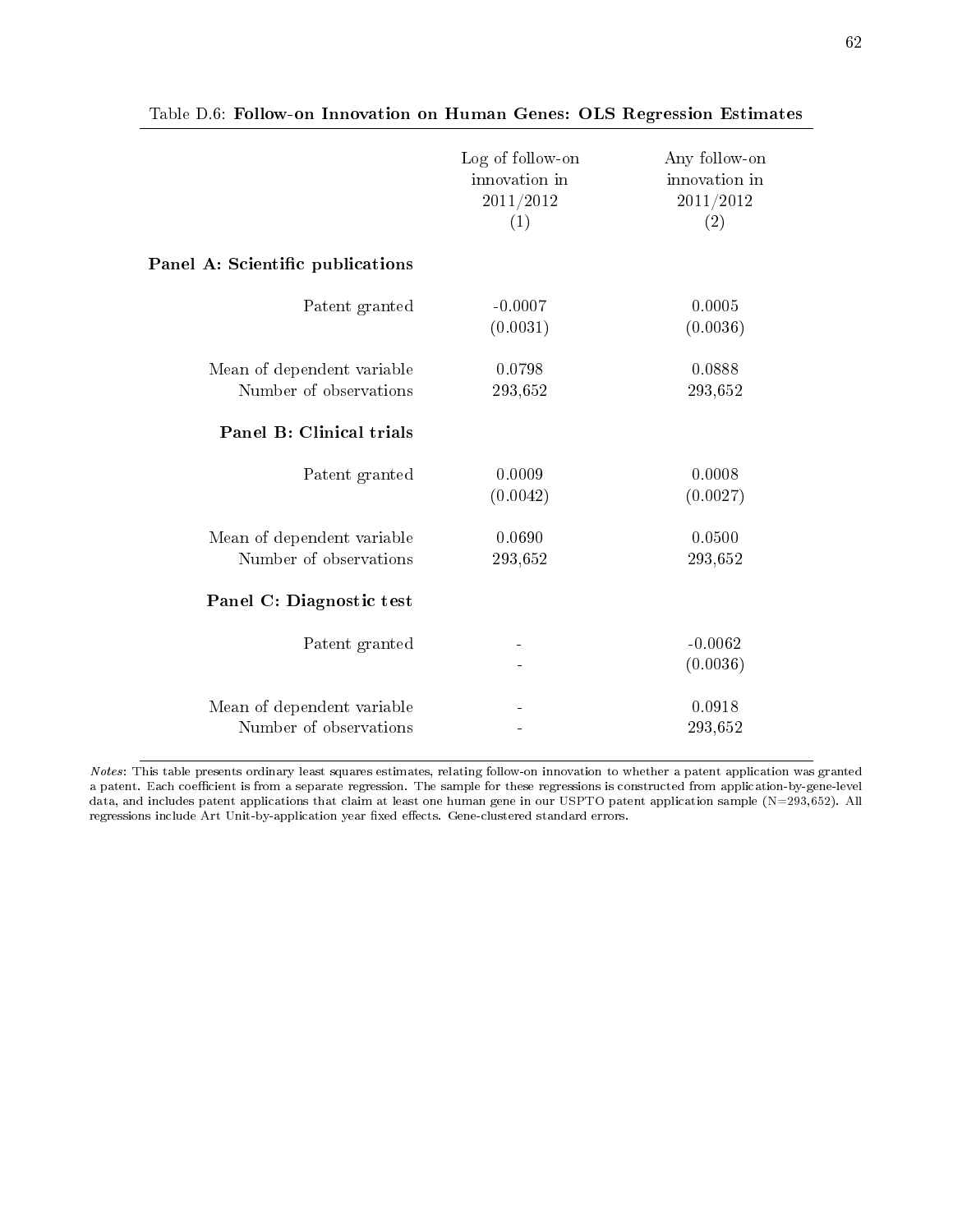Table D.6: **Follow-on Innovation on Human Genes: OLS Regression Estimates**

| | Log of follow-on innovation in 2011/2012 (1) | Any follow-on innovation in 2011/2012 (2) |
|---|---|---|
| **Panel A: Scientific publications** | | |
| Patent granted | -0.0007 | 0.0005 |
| | (0.0031) | (0.0036) |
| Mean of dependent variable | 0.0798 | 0.0888 |
| Number of observations | 293,652 | 293,652 |
| **Panel B: Clinical trials** | | |
| Patent granted | 0.0009 | 0.0008 |
| | (0.0042) | (0.0027) |
| Mean of dependent variable | 0.0690 | 0.0500 |
| Number of observations | 293,652 | 293,652 |
| **Panel C: Diagnostic test** | | |
| Patent granted | - | -0.0062 |
| | - | (0.0036) |
| Mean of dependent variable | - | 0.0918 |
| Number of observations | - | 293,652 |

*Notes*: This table presents ordinary least squares estimates, relating follow-on innovation to whether a patent application was granted a patent. Each coefficient is from a separate regression. The sample for these regressions is constructed from application-by-gene-level data, and includes patent applications that claim at least one human gene in our USPTO patent application sample (N=293,652). All regressions include Art Unit-by-application year fixed effects. Gene-clustered standard errors.